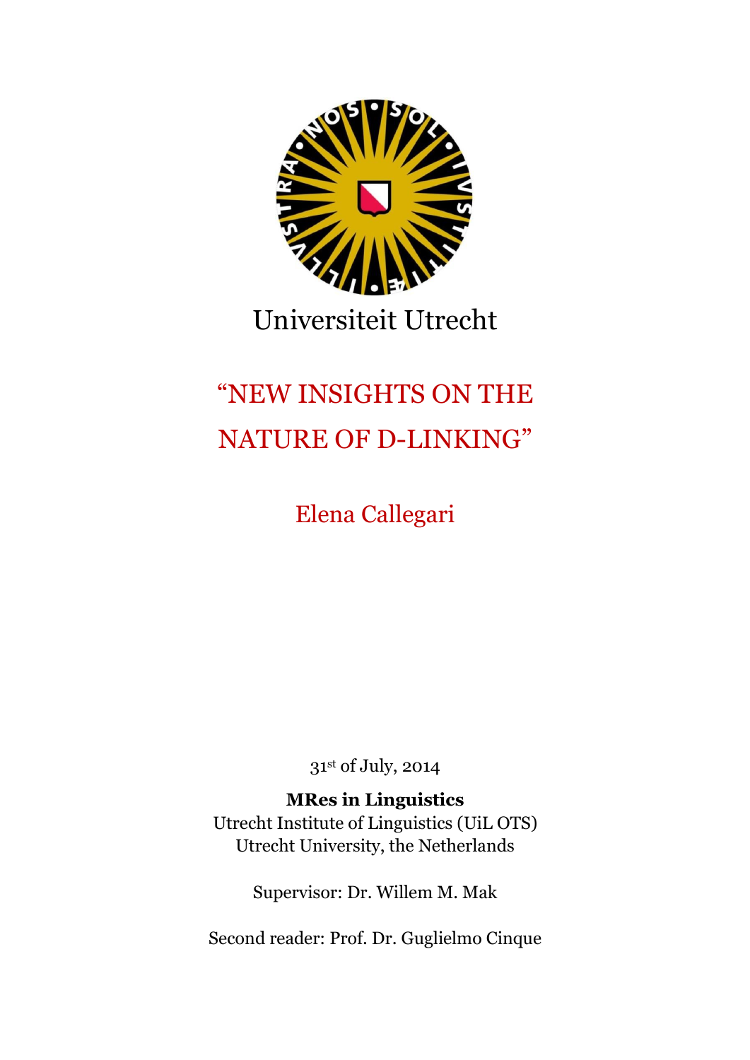Universiteit Utrecht

# "NEW INSIGHTS ON THE NATURE OF D-LINKING"

Elena Callegari

31st of July, 2014

**MRes in Linguistics**
Utrecht Institute of Linguistics (UiL OTS)
Utrecht University, the Netherlands

Supervisor: Dr. Willem M. Mak

Second reader: Prof. Dr. Guglielmo Cinque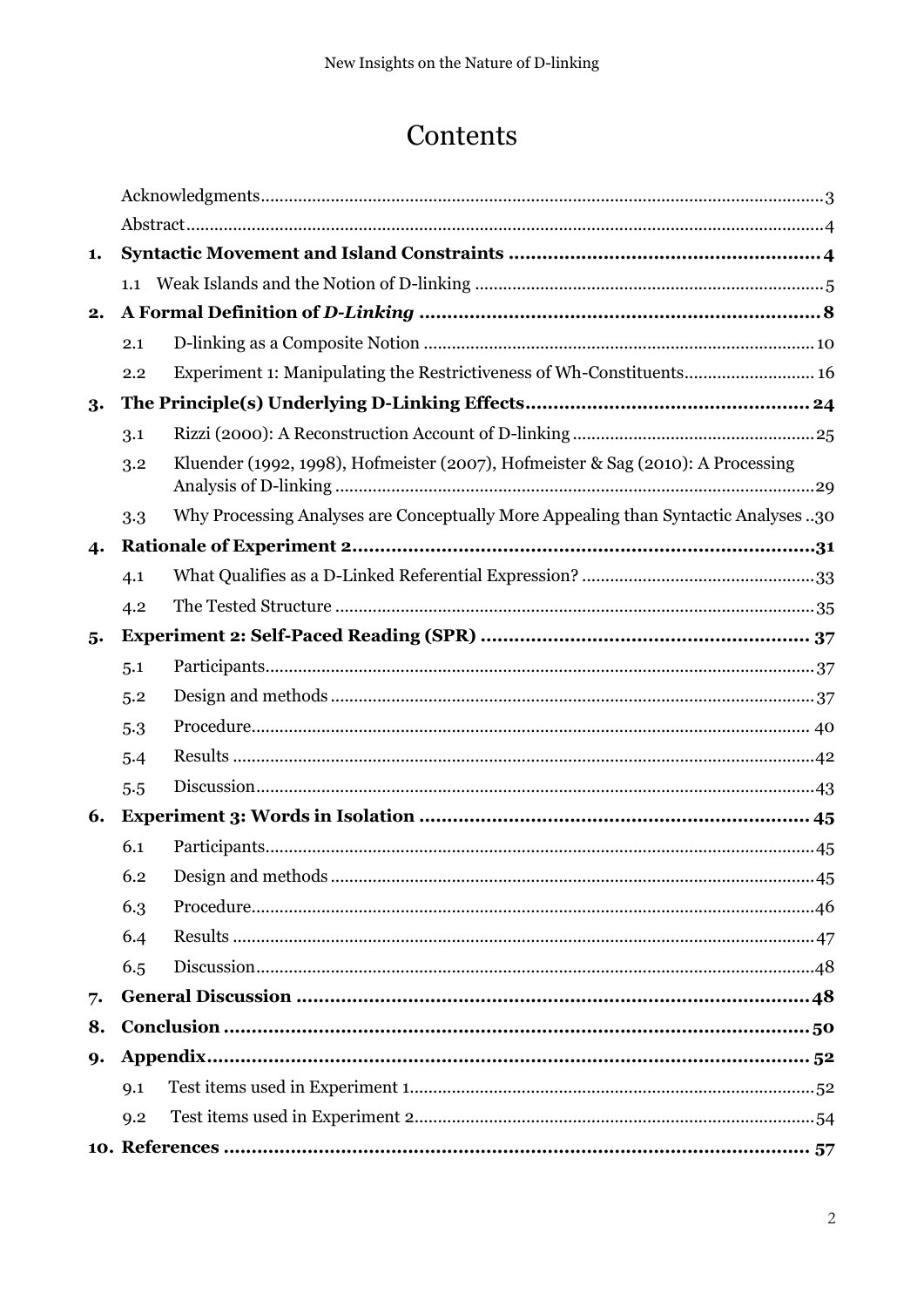# Contents

Acknowledgments ........ 3

Abstract ........ 4

**1. Syntactic Movement and Island Constraints ........ 4**

- 1.1 Weak Islands and the Notion of D-linking ........ 5

**2. A Formal Definition of *D-Linking* ........ 8**

- 2.1 D-linking as a Composite Notion ........ 10
- 2.2 Experiment 1: Manipulating the Restrictiveness of Wh-Constituents ........ 16

**3. The Principle(s) Underlying D-Linking Effects ........ 24**

- 3.1 Rizzi (2000): A Reconstruction Account of D-linking ........ 25
- 3.2 Kluender (1992, 1998), Hofmeister (2007), Hofmeister & Sag (2010): A Processing Analysis of D-linking ........ 29
- 3.3 Why Processing Analyses are Conceptually More Appealing than Syntactic Analyses ........ 30

**4. Rationale of Experiment 2 ........ 31**

- 4.1 What Qualifies as a D-Linked Referential Expression? ........ 33
- 4.2 The Tested Structure ........ 35

**5. Experiment 2: Self-Paced Reading (SPR) ........ 37**

- 5.1 Participants ........ 37
- 5.2 Design and methods ........ 37
- 5.3 Procedure ........ 40
- 5.4 Results ........ 42
- 5.5 Discussion ........ 43

**6. Experiment 3: Words in Isolation ........ 45**

- 6.1 Participants ........ 45
- 6.2 Design and methods ........ 45
- 6.3 Procedure ........ 46
- 6.4 Results ........ 47
- 6.5 Discussion ........ 48

**7. General Discussion ........ 48**

**8. Conclusion ........ 50**

**9. Appendix ........ 52**

- 9.1 Test items used in Experiment 1 ........ 52
- 9.2 Test items used in Experiment 2 ........ 54

**10. References ........ 57**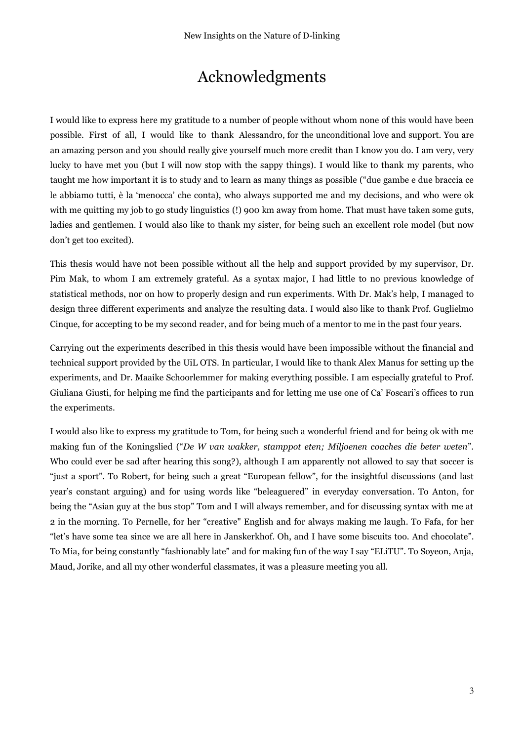# Acknowledgments

I would like to express here my gratitude to a number of people without whom none of this would have been possible. First of all, I would like to thank Alessandro, for the unconditional love and support. You are an amazing person and you should really give yourself much more credit than I know you do. I am very, very lucky to have met you (but I will now stop with the sappy things). I would like to thank my parents, who taught me how important it is to study and to learn as many things as possible ("due gambe e due braccia ce le abbiamo tutti, è la 'menocca' che conta), who always supported me and my decisions, and who were ok with me quitting my job to go study linguistics (!) 900 km away from home. That must have taken some guts, ladies and gentlemen. I would also like to thank my sister, for being such an excellent role model (but now don't get too excited).

This thesis would have not been possible without all the help and support provided by my supervisor, Dr. Pim Mak, to whom I am extremely grateful. As a syntax major, I had little to no previous knowledge of statistical methods, nor on how to properly design and run experiments. With Dr. Mak's help, I managed to design three different experiments and analyze the resulting data. I would also like to thank Prof. Guglielmo Cinque, for accepting to be my second reader, and for being much of a mentor to me in the past four years.

Carrying out the experiments described in this thesis would have been impossible without the financial and technical support provided by the UiL OTS. In particular, I would like to thank Alex Manus for setting up the experiments, and Dr. Maaike Schoorlemmer for making everything possible. I am especially grateful to Prof. Giuliana Giusti, for helping me find the participants and for letting me use one of Ca' Foscari's offices to run the experiments.

I would also like to express my gratitude to Tom, for being such a wonderful friend and for being ok with me making fun of the Koningslied ("*De W van wakker, stamppot eten; Miljoenen coaches die beter weten*". Who could ever be sad after hearing this song?), although I am apparently not allowed to say that soccer is "just a sport". To Robert, for being such a great "European fellow", for the insightful discussions (and last year's constant arguing) and for using words like "beleaguered" in everyday conversation. To Anton, for being the "Asian guy at the bus stop" Tom and I will always remember, and for discussing syntax with me at 2 in the morning. To Pernelle, for her "creative" English and for always making me laugh. To Fafa, for her "let's have some tea since we are all here in Janskerkhof. Oh, and I have some biscuits too. And chocolate". To Mia, for being constantly "fashionably late" and for making fun of the way I say "ELiTU". To Soyeon, Anja, Maud, Jorike, and all my other wonderful classmates, it was a pleasure meeting you all.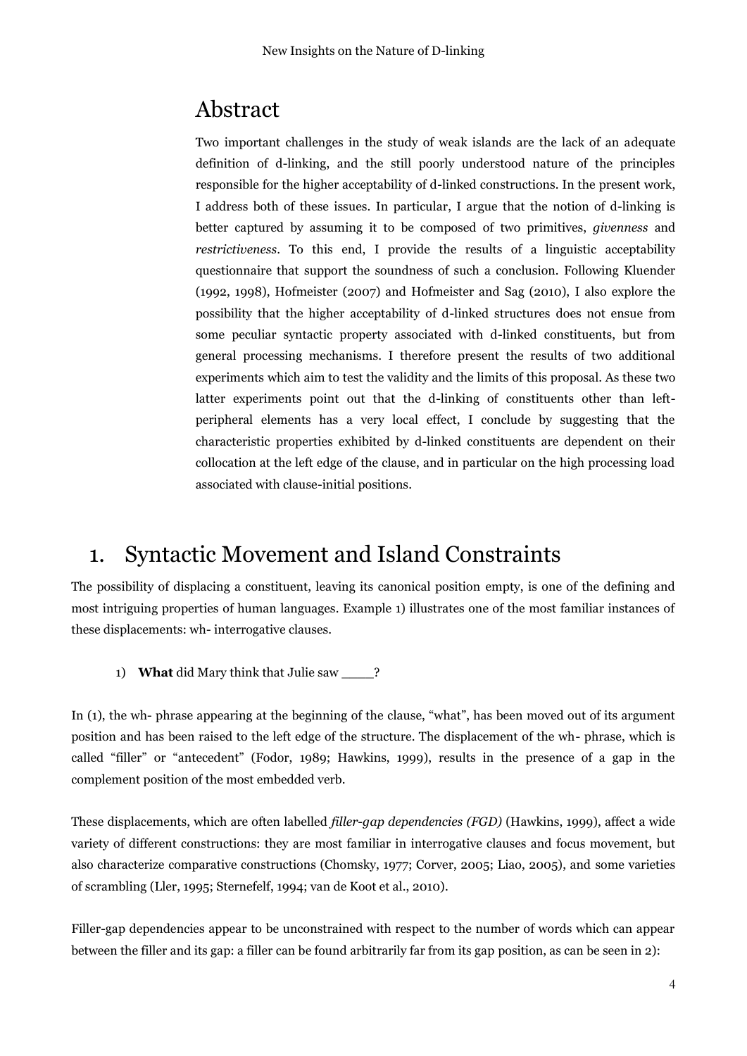# Abstract

Two important challenges in the study of weak islands are the lack of an adequate definition of d-linking, and the still poorly understood nature of the principles responsible for the higher acceptability of d-linked constructions. In the present work, I address both of these issues. In particular, I argue that the notion of d-linking is better captured by assuming it to be composed of two primitives, *givenness* and *restrictiveness*. To this end, I provide the results of a linguistic acceptability questionnaire that support the soundness of such a conclusion. Following Kluender (1992, 1998), Hofmeister (2007) and Hofmeister and Sag (2010), I also explore the possibility that the higher acceptability of d-linked structures does not ensue from some peculiar syntactic property associated with d-linked constituents, but from general processing mechanisms. I therefore present the results of two additional experiments which aim to test the validity and the limits of this proposal. As these two latter experiments point out that the d-linking of constituents other than left-peripheral elements has a very local effect, I conclude by suggesting that the characteristic properties exhibited by d-linked constituents are dependent on their collocation at the left edge of the clause, and in particular on the high processing load associated with clause-initial positions.

# 1. Syntactic Movement and Island Constraints

The possibility of displacing a constituent, leaving its canonical position empty, is one of the defining and most intriguing properties of human languages. Example 1) illustrates one of the most familiar instances of these displacements: wh- interrogative clauses.

1) **What** did Mary think that Julie saw \_\_\_\_?

In (1), the wh- phrase appearing at the beginning of the clause, "what", has been moved out of its argument position and has been raised to the left edge of the structure. The displacement of the wh- phrase, which is called "filler" or "antecedent" (Fodor, 1989; Hawkins, 1999), results in the presence of a gap in the complement position of the most embedded verb.

These displacements, which are often labelled *filler-gap dependencies (FGD)* (Hawkins, 1999), affect a wide variety of different constructions: they are most familiar in interrogative clauses and focus movement, but also characterize comparative constructions (Chomsky, 1977; Corver, 2005; Liao, 2005), and some varieties of scrambling (Ller, 1995; Sternefelf, 1994; van de Koot et al., 2010).

Filler-gap dependencies appear to be unconstrained with respect to the number of words which can appear between the filler and its gap: a filler can be found arbitrarily far from its gap position, as can be seen in 2):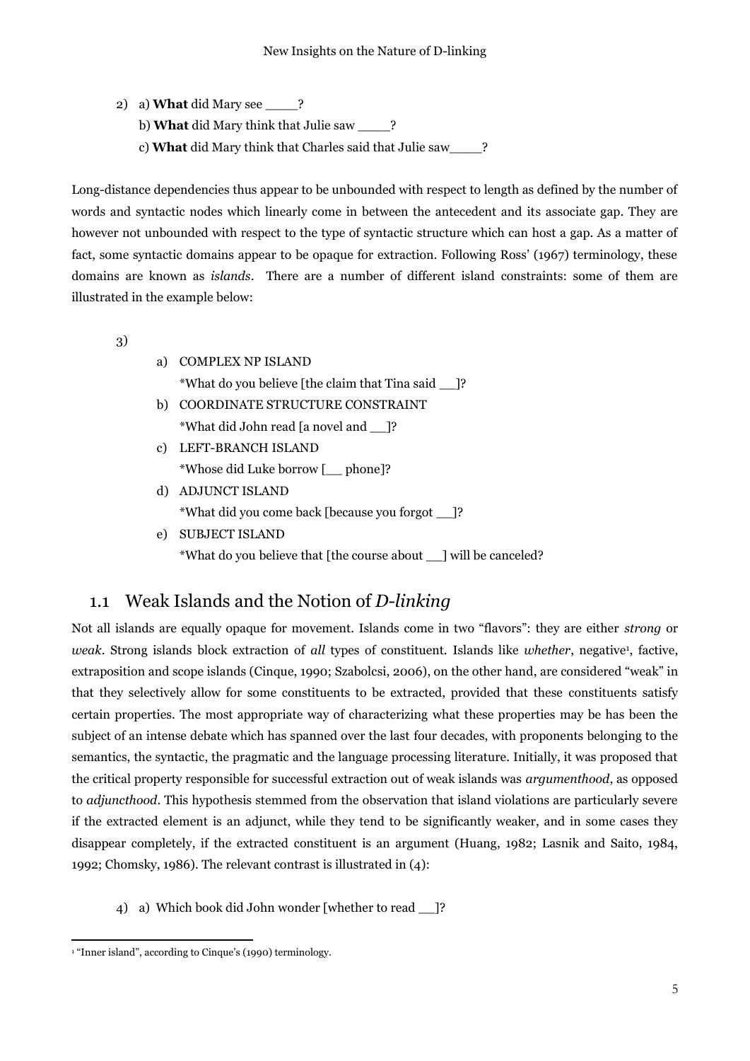2) a) **What** did Mary see ____?
   b) **What** did Mary think that Julie saw ____?
   c) **What** did Mary think that Charles said that Julie saw____?

Long-distance dependencies thus appear to be unbounded with respect to length as defined by the number of words and syntactic nodes which linearly come in between the antecedent and its associate gap. They are however not unbounded with respect to the type of syntactic structure which can host a gap. As a matter of fact, some syntactic domains appear to be opaque for extraction. Following Ross' (1967) terminology, these domains are known as *islands*. There are a number of different island constraints: some of them are illustrated in the example below:

3)
   a) COMPLEX NP ISLAND
      *What do you believe [the claim that Tina said __]?
   b) COORDINATE STRUCTURE CONSTRAINT
      *What did John read [a novel and __]?
   c) LEFT-BRANCH ISLAND
      *Whose did Luke borrow [__ phone]?
   d) ADJUNCT ISLAND
      *What did you come back [because you forgot __]?
   e) SUBJECT ISLAND
      *What do you believe that [the course about __] will be canceled?

## 1.1 Weak Islands and the Notion of *D-linking*

Not all islands are equally opaque for movement. Islands come in two "flavors": they are either *strong* or *weak*. Strong islands block extraction of *all* types of constituent. Islands like *whether*, negative[1], factive, extraposition and scope islands (Cinque, 1990; Szabolcsi, 2006), on the other hand, are considered "weak" in that they selectively allow for some constituents to be extracted, provided that these constituents satisfy certain properties. The most appropriate way of characterizing what these properties may be has been the subject of an intense debate which has spanned over the last four decades, with proponents belonging to the semantics, the syntactic, the pragmatic and the language processing literature. Initially, it was proposed that the critical property responsible for successful extraction out of weak islands was *argumenthood*, as opposed to *adjuncthood*. This hypothesis stemmed from the observation that island violations are particularly severe if the extracted element is an adjunct, while they tend to be significantly weaker, and in some cases they disappear completely, if the extracted constituent is an argument (Huang, 1982; Lasnik and Saito, 1984, 1992; Chomsky, 1986). The relevant contrast is illustrated in (4):

4) a) Which book did John wonder [whether to read __]?

[1] "Inner island", according to Cinque's (1990) terminology.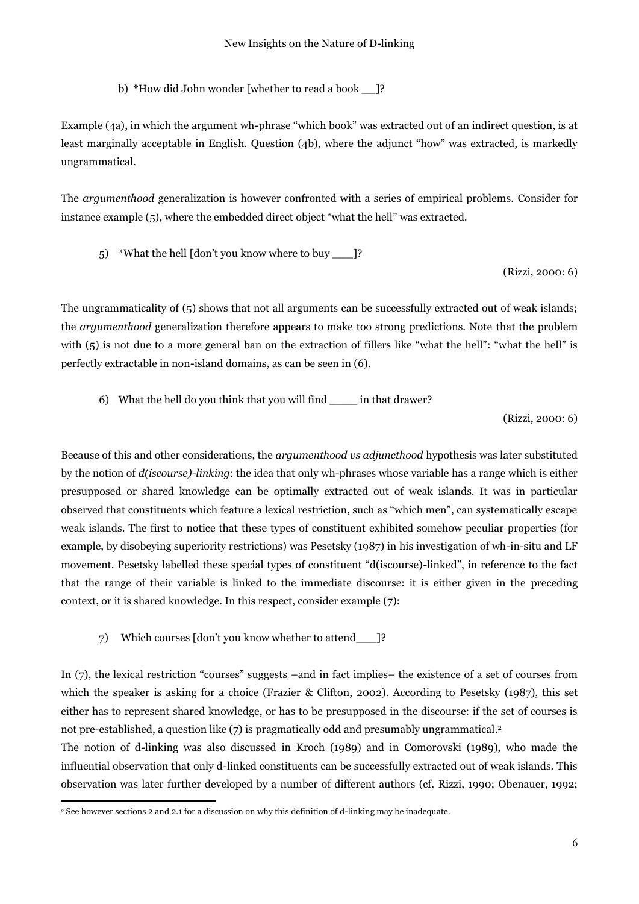b) *How did John wonder [whether to read a book __]?

Example (4a), in which the argument wh-phrase "which book" was extracted out of an indirect question, is at least marginally acceptable in English. Question (4b), where the adjunct "how" was extracted, is markedly ungrammatical.

The *argumenthood* generalization is however confronted with a series of empirical problems. Consider for instance example (5), where the embedded direct object "what the hell" was extracted.

5) *What the hell [don't you know where to buy ___]?

(Rizzi, 2000: 6)

The ungrammaticality of (5) shows that not all arguments can be successfully extracted out of weak islands; the *argumenthood* generalization therefore appears to make too strong predictions. Note that the problem with (5) is not due to a more general ban on the extraction of fillers like "what the hell": "what the hell" is perfectly extractable in non-island domains, as can be seen in (6).

6) What the hell do you think that you will find ____ in that drawer?

(Rizzi, 2000: 6)

Because of this and other considerations, the *argumenthood vs adjuncthood* hypothesis was later substituted by the notion of *d(iscourse)-linking*: the idea that only wh-phrases whose variable has a range which is either presupposed or shared knowledge can be optimally extracted out of weak islands. It was in particular observed that constituents which feature a lexical restriction, such as "which men", can systematically escape weak islands. The first to notice that these types of constituent exhibited somehow peculiar properties (for example, by disobeying superiority restrictions) was Pesetsky (1987) in his investigation of wh-in-situ and LF movement. Pesetsky labelled these special types of constituent "d(iscourse)-linked", in reference to the fact that the range of their variable is linked to the immediate discourse: it is either given in the preceding context, or it is shared knowledge. In this respect, consider example (7):

7) Which courses [don't you know whether to attend___]?

In (7), the lexical restriction "courses" suggests –and in fact implies– the existence of a set of courses from which the speaker is asking for a choice (Frazier & Clifton, 2002). According to Pesetsky (1987), this set either has to represent shared knowledge, or has to be presupposed in the discourse: if the set of courses is not pre-established, a question like (7) is pragmatically odd and presumably ungrammatical.[2]

The notion of d-linking was also discussed in Kroch (1989) and in Comorovski (1989), who made the influential observation that only d-linked constituents can be successfully extracted out of weak islands. This observation was later further developed by a number of different authors (cf. Rizzi, 1990; Obenauer, 1992;

[2] See however sections 2 and 2.1 for a discussion on why this definition of d-linking may be inadequate.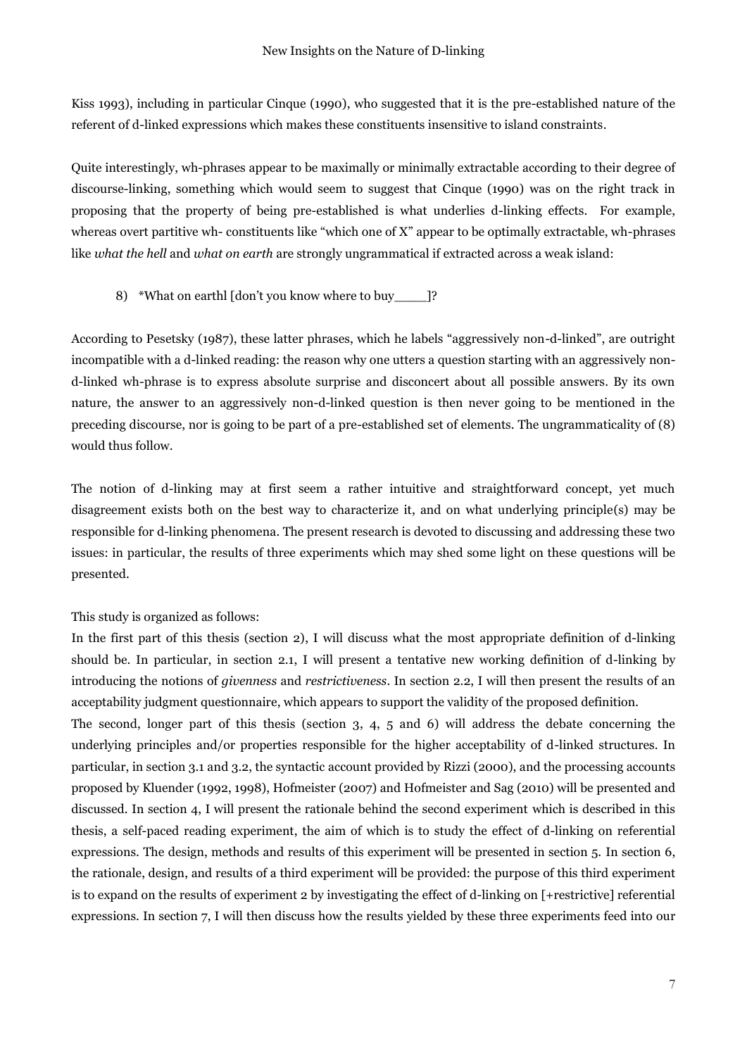Kiss 1993), including in particular Cinque (1990), who suggested that it is the pre-established nature of the referent of d-linked expressions which makes these constituents insensitive to island constraints.

Quite interestingly, wh-phrases appear to be maximally or minimally extractable according to their degree of discourse-linking, something which would seem to suggest that Cinque (1990) was on the right track in proposing that the property of being pre-established is what underlies d-linking effects. For example, whereas overt partitive wh- constituents like "which one of X" appear to be optimally extractable, wh-phrases like *what the hell* and *what on earth* are strongly ungrammatical if extracted across a weak island:

8) *What on earthl [don't you know where to buy____]?

According to Pesetsky (1987), these latter phrases, which he labels "aggressively non-d-linked", are outright incompatible with a d-linked reading: the reason why one utters a question starting with an aggressively non-d-linked wh-phrase is to express absolute surprise and disconcert about all possible answers. By its own nature, the answer to an aggressively non-d-linked question is then never going to be mentioned in the preceding discourse, nor is going to be part of a pre-established set of elements. The ungrammaticality of (8) would thus follow.

The notion of d-linking may at first seem a rather intuitive and straightforward concept, yet much disagreement exists both on the best way to characterize it, and on what underlying principle(s) may be responsible for d-linking phenomena. The present research is devoted to discussing and addressing these two issues: in particular, the results of three experiments which may shed some light on these questions will be presented.

This study is organized as follows:
In the first part of this thesis (section 2), I will discuss what the most appropriate definition of d-linking should be. In particular, in section 2.1, I will present a tentative new working definition of d-linking by introducing the notions of *givenness* and *restrictiveness*. In section 2.2, I will then present the results of an acceptability judgment questionnaire, which appears to support the validity of the proposed definition.
The second, longer part of this thesis (section 3, 4, 5 and 6) will address the debate concerning the underlying principles and/or properties responsible for the higher acceptability of d-linked structures. In particular, in section 3.1 and 3.2, the syntactic account provided by Rizzi (2000), and the processing accounts proposed by Kluender (1992, 1998), Hofmeister (2007) and Hofmeister and Sag (2010) will be presented and discussed. In section 4, I will present the rationale behind the second experiment which is described in this thesis, a self-paced reading experiment, the aim of which is to study the effect of d-linking on referential expressions. The design, methods and results of this experiment will be presented in section 5. In section 6, the rationale, design, and results of a third experiment will be provided: the purpose of this third experiment is to expand on the results of experiment 2 by investigating the effect of d-linking on [+restrictive] referential expressions. In section 7, I will then discuss how the results yielded by these three experiments feed into our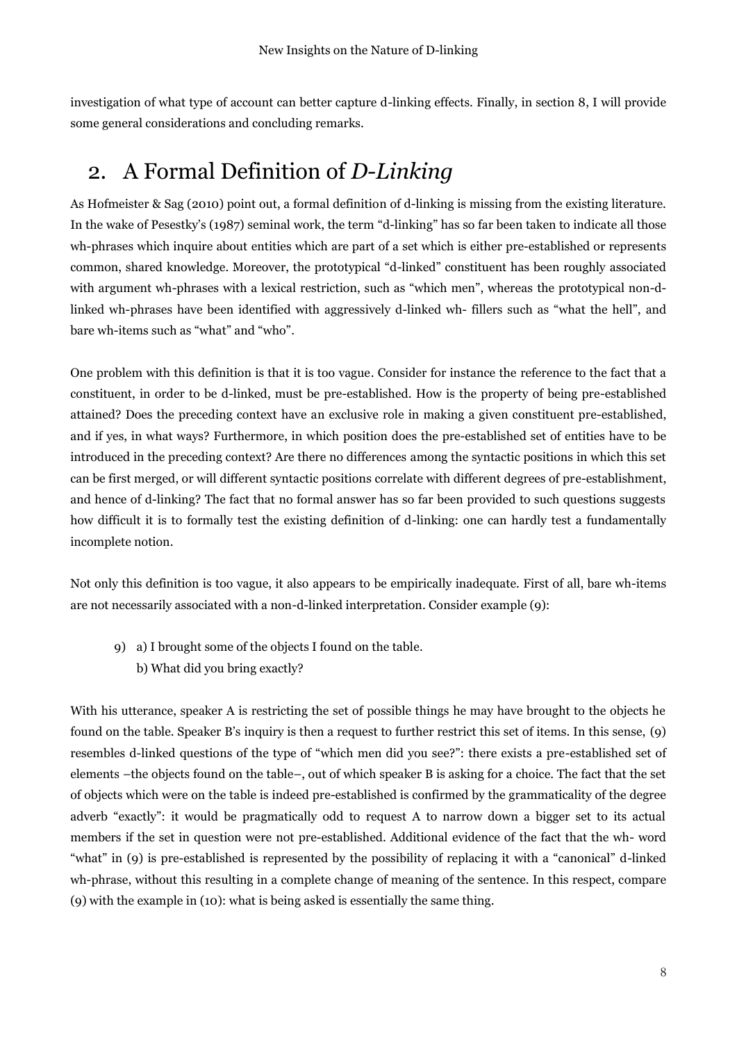investigation of what type of account can better capture d-linking effects. Finally, in section 8, I will provide some general considerations and concluding remarks.

## 2. A Formal Definition of *D-Linking*

As Hofmeister & Sag (2010) point out, a formal definition of d-linking is missing from the existing literature. In the wake of Pesestky's (1987) seminal work, the term "d-linking" has so far been taken to indicate all those wh-phrases which inquire about entities which are part of a set which is either pre-established or represents common, shared knowledge. Moreover, the prototypical "d-linked" constituent has been roughly associated with argument wh-phrases with a lexical restriction, such as "which men", whereas the prototypical non-d-linked wh-phrases have been identified with aggressively d-linked wh- fillers such as "what the hell", and bare wh-items such as "what" and "who".

One problem with this definition is that it is too vague. Consider for instance the reference to the fact that a constituent, in order to be d-linked, must be pre-established. How is the property of being pre-established attained? Does the preceding context have an exclusive role in making a given constituent pre-established, and if yes, in what ways? Furthermore, in which position does the pre-established set of entities have to be introduced in the preceding context? Are there no differences among the syntactic positions in which this set can be first merged, or will different syntactic positions correlate with different degrees of pre-establishment, and hence of d-linking? The fact that no formal answer has so far been provided to such questions suggests how difficult it is to formally test the existing definition of d-linking: one can hardly test a fundamentally incomplete notion.

Not only this definition is too vague, it also appears to be empirically inadequate. First of all, bare wh-items are not necessarily associated with a non-d-linked interpretation. Consider example (9):

9) a) I brought some of the objects I found on the table.
   b) What did you bring exactly?

With his utterance, speaker A is restricting the set of possible things he may have brought to the objects he found on the table. Speaker B's inquiry is then a request to further restrict this set of items. In this sense, (9) resembles d-linked questions of the type of "which men did you see?": there exists a pre-established set of elements –the objects found on the table–, out of which speaker B is asking for a choice. The fact that the set of objects which were on the table is indeed pre-established is confirmed by the grammaticality of the degree adverb "exactly": it would be pragmatically odd to request A to narrow down a bigger set to its actual members if the set in question were not pre-established. Additional evidence of the fact that the wh- word "what" in (9) is pre-established is represented by the possibility of replacing it with a "canonical" d-linked wh-phrase, without this resulting in a complete change of meaning of the sentence. In this respect, compare (9) with the example in (10): what is being asked is essentially the same thing.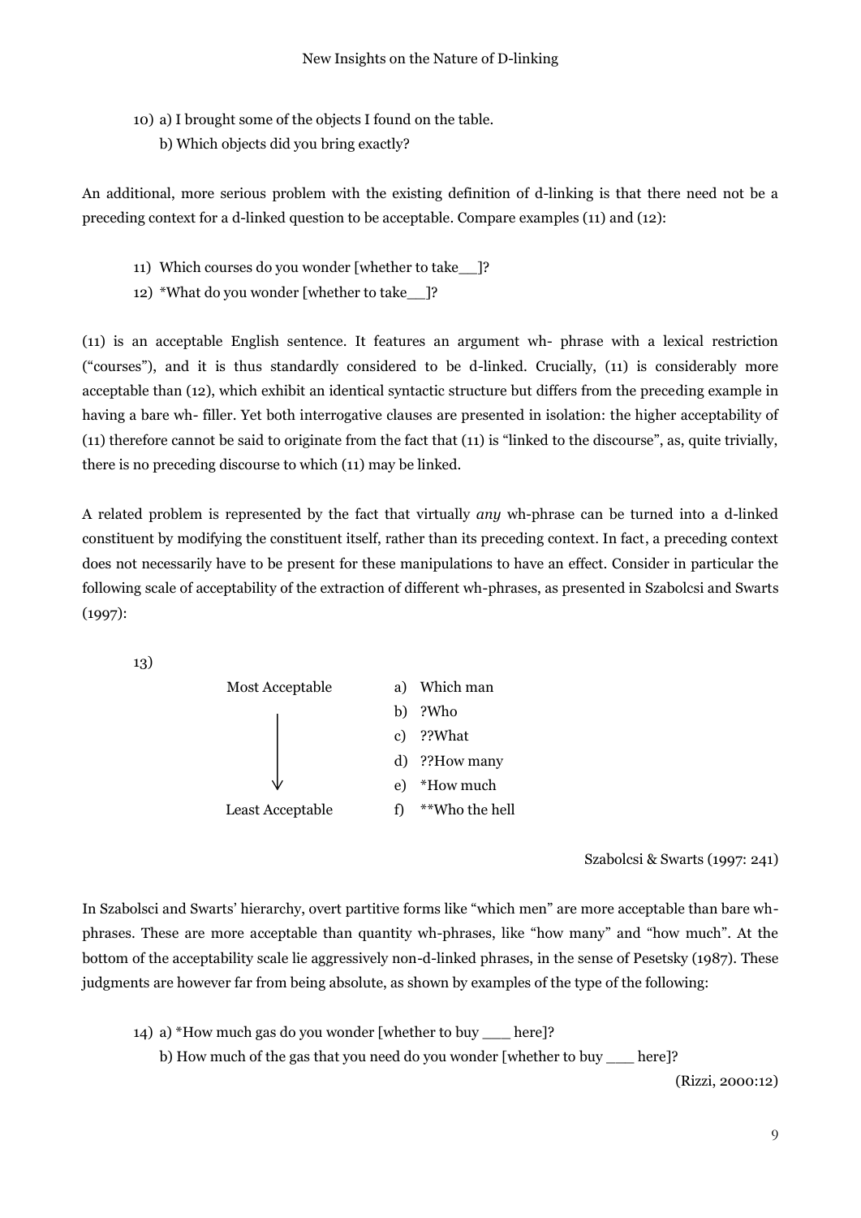10) a) I brought some of the objects I found on the table.

   b) Which objects did you bring exactly?

An additional, more serious problem with the existing definition of d-linking is that there need not be a preceding context for a d-linked question to be acceptable. Compare examples (11) and (12):

11) Which courses do you wonder [whether to take__]?

12) *What do you wonder [whether to take__]?

(11) is an acceptable English sentence. It features an argument wh- phrase with a lexical restriction ("courses"), and it is thus standardly considered to be d-linked. Crucially, (11) is considerably more acceptable than (12), which exhibit an identical syntactic structure but differs from the preceding example in having a bare wh- filler. Yet both interrogative clauses are presented in isolation: the higher acceptability of (11) therefore cannot be said to originate from the fact that (11) is "linked to the discourse", as, quite trivially, there is no preceding discourse to which (11) may be linked.

A related problem is represented by the fact that virtually *any* wh-phrase can be turned into a d-linked constituent by modifying the constituent itself, rather than its preceding context. In fact, a preceding context does not necessarily have to be present for these manipulations to have an effect. Consider in particular the following scale of acceptability of the extraction of different wh-phrases, as presented in Szabolcsi and Swarts (1997):

13)

| | |
|---|---|
| Most Acceptable | a) Which man |
| ↓ | b) ?Who |
| | c) ??What |
| | d) ??How many |
| | e) *How much |
| Least Acceptable | f) **Who the hell |

Szabolcsi & Swarts (1997: 241)

In Szabolsci and Swarts' hierarchy, overt partitive forms like "which men" are more acceptable than bare wh-phrases. These are more acceptable than quantity wh-phrases, like "how many" and "how much". At the bottom of the acceptability scale lie aggressively non-d-linked phrases, in the sense of Pesetsky (1987). These judgments are however far from being absolute, as shown by examples of the type of the following:

14) a) *How much gas do you wonder [whether to buy ___ here]?

   b) How much of the gas that you need do you wonder [whether to buy ___ here]?

(Rizzi, 2000:12)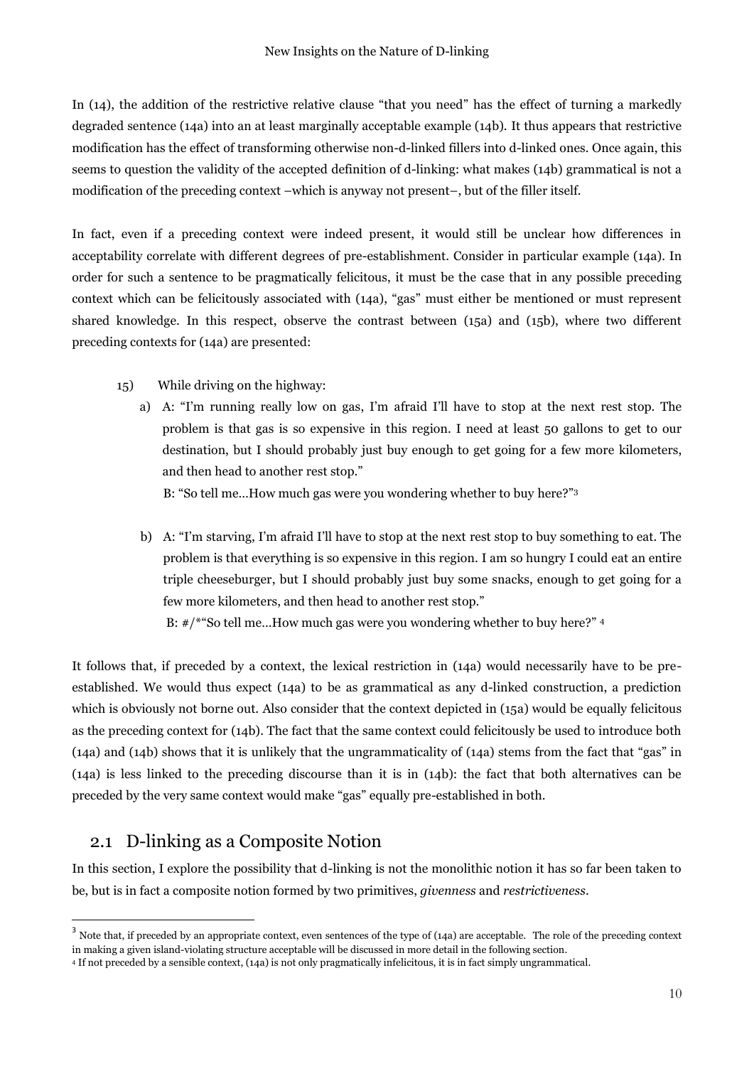In (14), the addition of the restrictive relative clause "that you need" has the effect of turning a markedly degraded sentence (14a) into an at least marginally acceptable example (14b). It thus appears that restrictive modification has the effect of transforming otherwise non-d-linked fillers into d-linked ones. Once again, this seems to question the validity of the accepted definition of d-linking: what makes (14b) grammatical is not a modification of the preceding context –which is anyway not present–, but of the filler itself.

In fact, even if a preceding context were indeed present, it would still be unclear how differences in acceptability correlate with different degrees of pre-establishment. Consider in particular example (14a). In order for such a sentence to be pragmatically felicitous, it must be the case that in any possible preceding context which can be felicitously associated with (14a), "gas" must either be mentioned or must represent shared knowledge. In this respect, observe the contrast between (15a) and (15b), where two different preceding contexts for (14a) are presented:

15) While driving on the highway:

a) A: "I'm running really low on gas, I'm afraid I'll have to stop at the next rest stop. The problem is that gas is so expensive in this region. I need at least 50 gallons to get to our destination, but I should probably just buy enough to get going for a few more kilometers, and then head to another rest stop."

   B: "So tell me…How much gas were you wondering whether to buy here?"[3]

b) A: "I'm starving, I'm afraid I'll have to stop at the next rest stop to buy something to eat. The problem is that everything is so expensive in this region. I am so hungry I could eat an entire triple cheeseburger, but I should probably just buy some snacks, enough to get going for a few more kilometers, and then head to another rest stop."

   B: #/*"So tell me…How much gas were you wondering whether to buy here?" [4]

It follows that, if preceded by a context, the lexical restriction in (14a) would necessarily have to be pre-established. We would thus expect (14a) to be as grammatical as any d-linked construction, a prediction which is obviously not borne out. Also consider that the context depicted in (15a) would be equally felicitous as the preceding context for (14b). The fact that the same context could felicitously be used to introduce both (14a) and (14b) shows that it is unlikely that the ungrammaticality of (14a) stems from the fact that "gas" in (14a) is less linked to the preceding discourse than it is in (14b): the fact that both alternatives can be preceded by the very same context would make "gas" equally pre-established in both.

## 2.1 D-linking as a Composite Notion

In this section, I explore the possibility that d-linking is not the monolithic notion it has so far been taken to be, but is in fact a composite notion formed by two primitives, *givenness* and *restrictiveness*.

---

[3] Note that, if preceded by an appropriate context, even sentences of the type of (14a) are acceptable. The role of the preceding context in making a given island-violating structure acceptable will be discussed in more detail in the following section.

[4] If not preceded by a sensible context, (14a) is not only pragmatically infelicitous, it is in fact simply ungrammatical.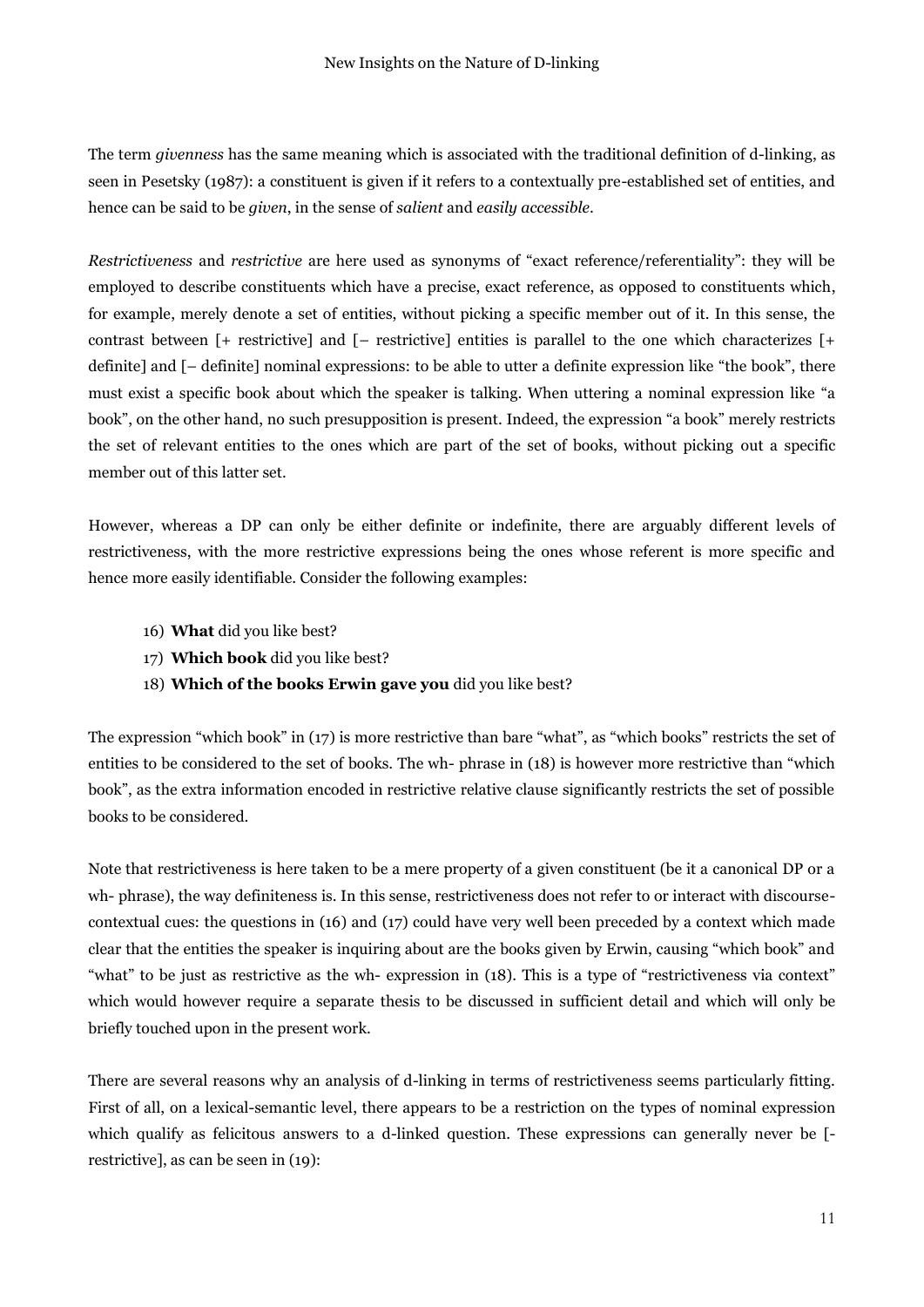The term *givenness* has the same meaning which is associated with the traditional definition of d-linking, as seen in Pesetsky (1987): a constituent is given if it refers to a contextually pre-established set of entities, and hence can be said to be *given*, in the sense of *salient* and *easily accessible*.

*Restrictiveness* and *restrictive* are here used as synonyms of "exact reference/referentiality": they will be employed to describe constituents which have a precise, exact reference, as opposed to constituents which, for example, merely denote a set of entities, without picking a specific member out of it. In this sense, the contrast between [+ restrictive] and [– restrictive] entities is parallel to the one which characterizes [+ definite] and [– definite] nominal expressions: to be able to utter a definite expression like "the book", there must exist a specific book about which the speaker is talking. When uttering a nominal expression like "a book", on the other hand, no such presupposition is present. Indeed, the expression "a book" merely restricts the set of relevant entities to the ones which are part of the set of books, without picking out a specific member out of this latter set.

However, whereas a DP can only be either definite or indefinite, there are arguably different levels of restrictiveness, with the more restrictive expressions being the ones whose referent is more specific and hence more easily identifiable. Consider the following examples:

16) **What** did you like best?
17) **Which book** did you like best?
18) **Which of the books Erwin gave you** did you like best?

The expression "which book" in (17) is more restrictive than bare "what", as "which books" restricts the set of entities to be considered to the set of books. The wh- phrase in (18) is however more restrictive than "which book", as the extra information encoded in restrictive relative clause significantly restricts the set of possible books to be considered.

Note that restrictiveness is here taken to be a mere property of a given constituent (be it a canonical DP or a wh- phrase), the way definiteness is. In this sense, restrictiveness does not refer to or interact with discourse-contextual cues: the questions in (16) and (17) could have very well been preceded by a context which made clear that the entities the speaker is inquiring about are the books given by Erwin, causing "which book" and "what" to be just as restrictive as the wh- expression in (18). This is a type of "restrictiveness via context" which would however require a separate thesis to be discussed in sufficient detail and which will only be briefly touched upon in the present work.

There are several reasons why an analysis of d-linking in terms of restrictiveness seems particularly fitting. First of all, on a lexical-semantic level, there appears to be a restriction on the types of nominal expression which qualify as felicitous answers to a d-linked question. These expressions can generally never be [-restrictive], as can be seen in (19):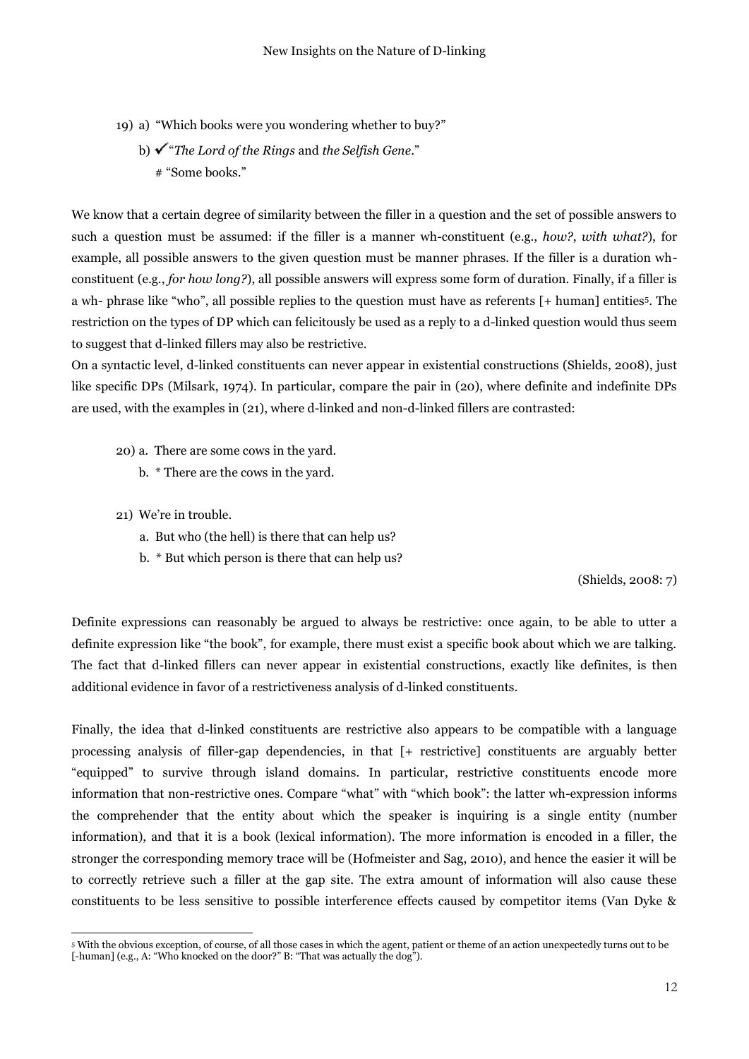19) a) "Which books were you wondering whether to buy?"

b) ✓"*The Lord of the Rings* and *the Selfish Gene*."

# "Some books."

We know that a certain degree of similarity between the filler in a question and the set of possible answers to such a question must be assumed: if the filler is a manner wh-constituent (e.g., *how?*, *with what?*), for example, all possible answers to the given question must be manner phrases. If the filler is a duration wh-constituent (e.g., *for how long?*), all possible answers will express some form of duration. Finally, if a filler is a wh- phrase like "who", all possible replies to the question must have as referents [+ human] entities[5]. The restriction on the types of DP which can felicitously be used as a reply to a d-linked question would thus seem to suggest that d-linked fillers may also be restrictive.

On a syntactic level, d-linked constituents can never appear in existential constructions (Shields, 2008), just like specific DPs (Milsark, 1974). In particular, compare the pair in (20), where definite and indefinite DPs are used, with the examples in (21), where d-linked and non-d-linked fillers are contrasted:

20) a. There are some cows in the yard.

b. * There are the cows in the yard.

21) We're in trouble.

a. But who (the hell) is there that can help us?

b. * But which person is there that can help us?

(Shields, 2008: 7)

Definite expressions can reasonably be argued to always be restrictive: once again, to be able to utter a definite expression like "the book", for example, there must exist a specific book about which we are talking. The fact that d-linked fillers can never appear in existential constructions, exactly like definites, is then additional evidence in favor of a restrictiveness analysis of d-linked constituents.

Finally, the idea that d-linked constituents are restrictive also appears to be compatible with a language processing analysis of filler-gap dependencies, in that [+ restrictive] constituents are arguably better "equipped" to survive through island domains. In particular, restrictive constituents encode more information that non-restrictive ones. Compare "what" with "which book": the latter wh-expression informs the comprehender that the entity about which the speaker is inquiring is a single entity (number information), and that it is a book (lexical information). The more information is encoded in a filler, the stronger the corresponding memory trace will be (Hofmeister and Sag, 2010), and hence the easier it will be to correctly retrieve such a filler at the gap site. The extra amount of information will also cause these constituents to be less sensitive to possible interference effects caused by competitor items (Van Dyke &

[5] With the obvious exception, of course, of all those cases in which the agent, patient or theme of an action unexpectedly turns out to be [-human] (e.g., A: "Who knocked on the door?" B: "That was actually the dog").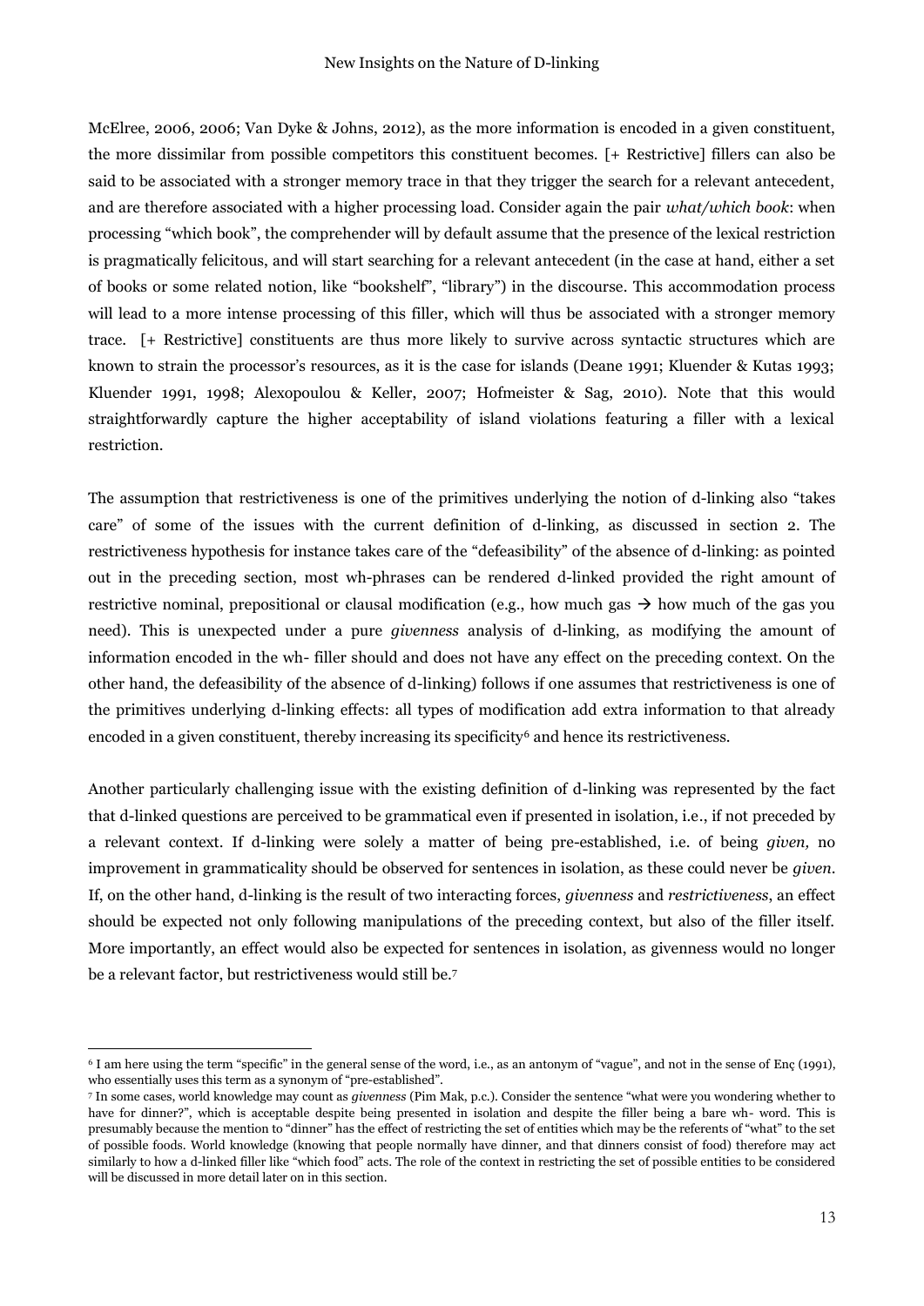McElree, 2006, 2006; Van Dyke & Johns, 2012), as the more information is encoded in a given constituent, the more dissimilar from possible competitors this constituent becomes. [+ Restrictive] fillers can also be said to be associated with a stronger memory trace in that they trigger the search for a relevant antecedent, and are therefore associated with a higher processing load. Consider again the pair *what/which book*: when processing "which book", the comprehender will by default assume that the presence of the lexical restriction is pragmatically felicitous, and will start searching for a relevant antecedent (in the case at hand, either a set of books or some related notion, like "bookshelf", "library") in the discourse. This accommodation process will lead to a more intense processing of this filler, which will thus be associated with a stronger memory trace. [+ Restrictive] constituents are thus more likely to survive across syntactic structures which are known to strain the processor's resources, as it is the case for islands (Deane 1991; Kluender & Kutas 1993; Kluender 1991, 1998; Alexopoulou & Keller, 2007; Hofmeister & Sag, 2010). Note that this would straightforwardly capture the higher acceptability of island violations featuring a filler with a lexical restriction.

The assumption that restrictiveness is one of the primitives underlying the notion of d-linking also "takes care" of some of the issues with the current definition of d-linking, as discussed in section 2. The restrictiveness hypothesis for instance takes care of the "defeasibility" of the absence of d-linking: as pointed out in the preceding section, most wh-phrases can be rendered d-linked provided the right amount of restrictive nominal, prepositional or clausal modification (e.g., how much gas → how much of the gas you need). This is unexpected under a pure *givenness* analysis of d-linking, as modifying the amount of information encoded in the wh- filler should and does not have any effect on the preceding context. On the other hand, the defeasibility of the absence of d-linking) follows if one assumes that restrictiveness is one of the primitives underlying d-linking effects: all types of modification add extra information to that already encoded in a given constituent, thereby increasing its specificity[6] and hence its restrictiveness.

Another particularly challenging issue with the existing definition of d-linking was represented by the fact that d-linked questions are perceived to be grammatical even if presented in isolation, i.e., if not preceded by a relevant context. If d-linking were solely a matter of being pre-established, i.e. of being *given,* no improvement in grammaticality should be observed for sentences in isolation, as these could never be *given*. If, on the other hand, d-linking is the result of two interacting forces, *givenness* and *restrictiveness*, an effect should be expected not only following manipulations of the preceding context, but also of the filler itself. More importantly, an effect would also be expected for sentences in isolation, as givenness would no longer be a relevant factor, but restrictiveness would still be.[7]

---

[6] I am here using the term "specific" in the general sense of the word, i.e., as an antonym of "vague", and not in the sense of Enç (1991), who essentially uses this term as a synonym of "pre-established".

[7] In some cases, world knowledge may count as *givenness* (Pim Mak, p.c.). Consider the sentence "what were you wondering whether to have for dinner?", which is acceptable despite being presented in isolation and despite the filler being a bare wh- word. This is presumably because the mention to "dinner" has the effect of restricting the set of entities which may be the referents of "what" to the set of possible foods. World knowledge (knowing that people normally have dinner, and that dinners consist of food) therefore may act similarly to how a d-linked filler like "which food" acts. The role of the context in restricting the set of possible entities to be considered will be discussed in more detail later on in this section.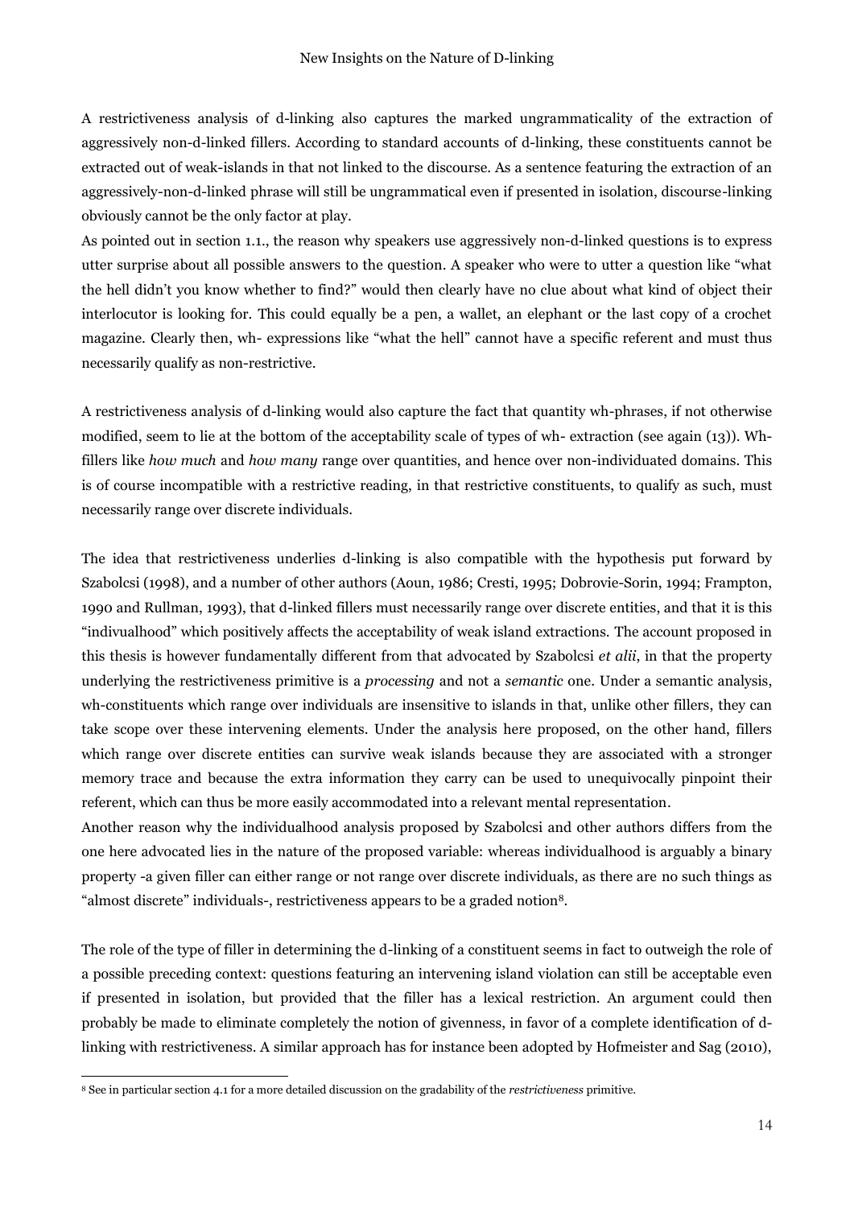A restrictiveness analysis of d-linking also captures the marked ungrammaticality of the extraction of aggressively non-d-linked fillers. According to standard accounts of d-linking, these constituents cannot be extracted out of weak-islands in that not linked to the discourse. As a sentence featuring the extraction of an aggressively-non-d-linked phrase will still be ungrammatical even if presented in isolation, discourse-linking obviously cannot be the only factor at play.

As pointed out in section 1.1., the reason why speakers use aggressively non-d-linked questions is to express utter surprise about all possible answers to the question. A speaker who were to utter a question like "what the hell didn't you know whether to find?" would then clearly have no clue about what kind of object their interlocutor is looking for. This could equally be a pen, a wallet, an elephant or the last copy of a crochet magazine. Clearly then, wh- expressions like "what the hell" cannot have a specific referent and must thus necessarily qualify as non-restrictive.

A restrictiveness analysis of d-linking would also capture the fact that quantity wh-phrases, if not otherwise modified, seem to lie at the bottom of the acceptability scale of types of wh- extraction (see again (13)). Wh-fillers like *how much* and *how many* range over quantities, and hence over non-individuated domains. This is of course incompatible with a restrictive reading, in that restrictive constituents, to qualify as such, must necessarily range over discrete individuals.

The idea that restrictiveness underlies d-linking is also compatible with the hypothesis put forward by Szabolcsi (1998), and a number of other authors (Aoun, 1986; Cresti, 1995; Dobrovie-Sorin, 1994; Frampton, 1990 and Rullman, 1993), that d-linked fillers must necessarily range over discrete entities, and that it is this "indivualhood" which positively affects the acceptability of weak island extractions. The account proposed in this thesis is however fundamentally different from that advocated by Szabolcsi *et alii*, in that the property underlying the restrictiveness primitive is a *processing* and not a *semantic* one. Under a semantic analysis, wh-constituents which range over individuals are insensitive to islands in that, unlike other fillers, they can take scope over these intervening elements. Under the analysis here proposed, on the other hand, fillers which range over discrete entities can survive weak islands because they are associated with a stronger memory trace and because the extra information they carry can be used to unequivocally pinpoint their referent, which can thus be more easily accommodated into a relevant mental representation.

Another reason why the individualhood analysis proposed by Szabolcsi and other authors differs from the one here advocated lies in the nature of the proposed variable: whereas individualhood is arguably a binary property -a given filler can either range or not range over discrete individuals, as there are no such things as "almost discrete" individuals-, restrictiveness appears to be a graded notion[8].

The role of the type of filler in determining the d-linking of a constituent seems in fact to outweigh the role of a possible preceding context: questions featuring an intervening island violation can still be acceptable even if presented in isolation, but provided that the filler has a lexical restriction. An argument could then probably be made to eliminate completely the notion of givenness, in favor of a complete identification of d-linking with restrictiveness. A similar approach has for instance been adopted by Hofmeister and Sag (2010),

[8] See in particular section 4.1 for a more detailed discussion on the gradability of the *restrictiveness* primitive.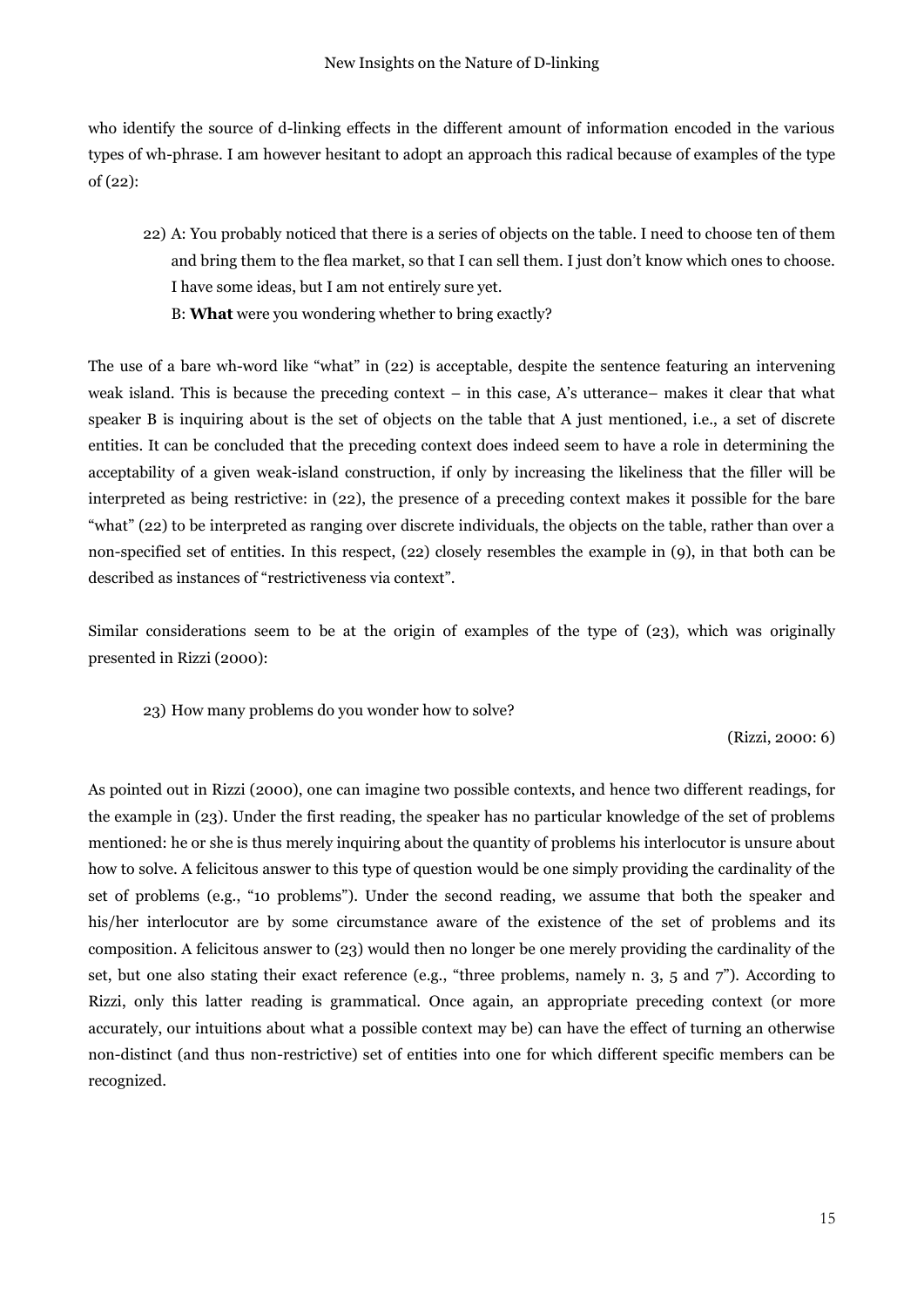who identify the source of d-linking effects in the different amount of information encoded in the various types of wh-phrase. I am however hesitant to adopt an approach this radical because of examples of the type of (22):

22) A: You probably noticed that there is a series of objects on the table. I need to choose ten of them and bring them to the flea market, so that I can sell them. I just don't know which ones to choose. I have some ideas, but I am not entirely sure yet.
    B: **What** were you wondering whether to bring exactly?

The use of a bare wh-word like "what" in (22) is acceptable, despite the sentence featuring an intervening weak island. This is because the preceding context – in this case, A's utterance– makes it clear that what speaker B is inquiring about is the set of objects on the table that A just mentioned, i.e., a set of discrete entities. It can be concluded that the preceding context does indeed seem to have a role in determining the acceptability of a given weak-island construction, if only by increasing the likeliness that the filler will be interpreted as being restrictive: in (22), the presence of a preceding context makes it possible for the bare "what" (22) to be interpreted as ranging over discrete individuals, the objects on the table, rather than over a non-specified set of entities. In this respect, (22) closely resembles the example in (9), in that both can be described as instances of "restrictiveness via context".

Similar considerations seem to be at the origin of examples of the type of (23), which was originally presented in Rizzi (2000):

23) How many problems do you wonder how to solve?

(Rizzi, 2000: 6)

As pointed out in Rizzi (2000), one can imagine two possible contexts, and hence two different readings, for the example in (23). Under the first reading, the speaker has no particular knowledge of the set of problems mentioned: he or she is thus merely inquiring about the quantity of problems his interlocutor is unsure about how to solve. A felicitous answer to this type of question would be one simply providing the cardinality of the set of problems (e.g., "10 problems"). Under the second reading, we assume that both the speaker and his/her interlocutor are by some circumstance aware of the existence of the set of problems and its composition. A felicitous answer to (23) would then no longer be one merely providing the cardinality of the set, but one also stating their exact reference (e.g., "three problems, namely n. 3, 5 and 7"). According to Rizzi, only this latter reading is grammatical. Once again, an appropriate preceding context (or more accurately, our intuitions about what a possible context may be) can have the effect of turning an otherwise non-distinct (and thus non-restrictive) set of entities into one for which different specific members can be recognized.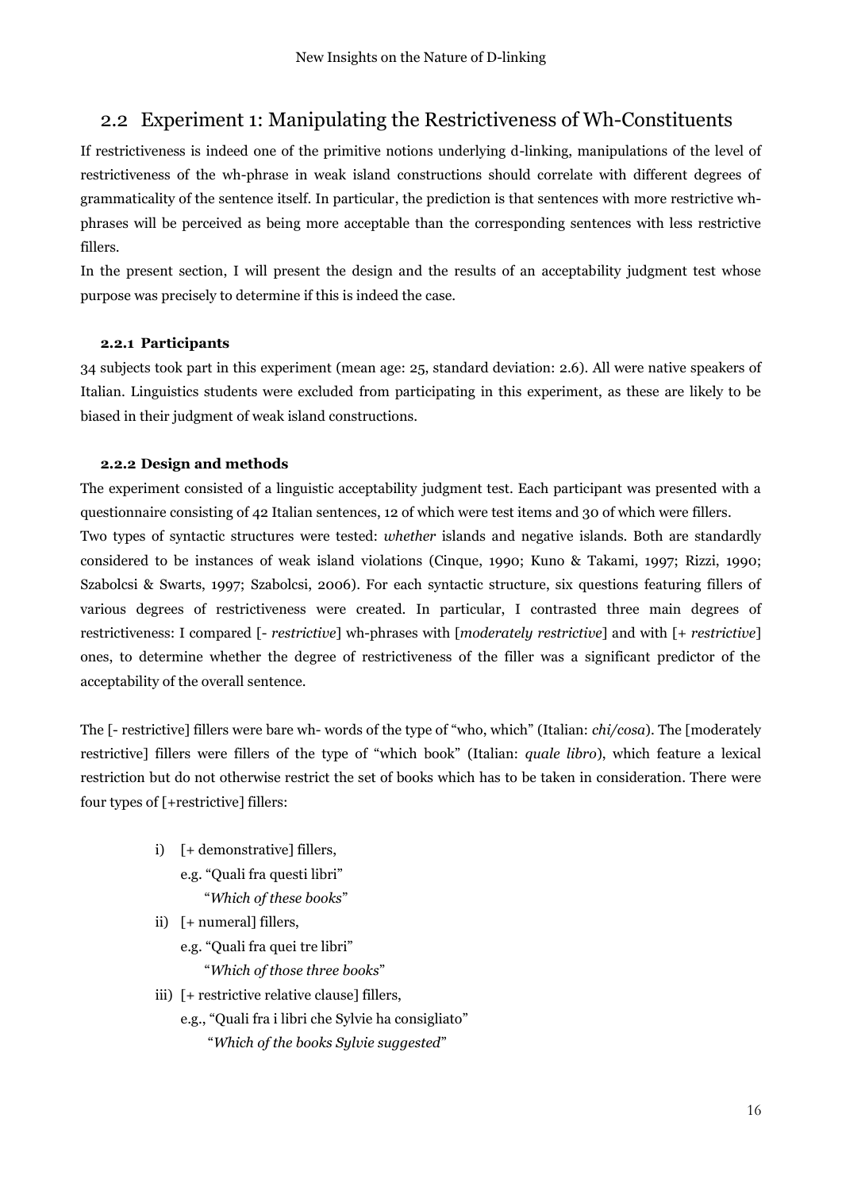## 2.2 Experiment 1: Manipulating the Restrictiveness of Wh-Constituents

If restrictiveness is indeed one of the primitive notions underlying d-linking, manipulations of the level of restrictiveness of the wh-phrase in weak island constructions should correlate with different degrees of grammaticality of the sentence itself. In particular, the prediction is that sentences with more restrictive wh-phrases will be perceived as being more acceptable than the corresponding sentences with less restrictive fillers.

In the present section, I will present the design and the results of an acceptability judgment test whose purpose was precisely to determine if this is indeed the case.

#### 2.2.1 Participants

34 subjects took part in this experiment (mean age: 25, standard deviation: 2.6). All were native speakers of Italian. Linguistics students were excluded from participating in this experiment, as these are likely to be biased in their judgment of weak island constructions.

#### 2.2.2 Design and methods

The experiment consisted of a linguistic acceptability judgment test. Each participant was presented with a questionnaire consisting of 42 Italian sentences, 12 of which were test items and 30 of which were fillers.

Two types of syntactic structures were tested: *whether* islands and negative islands. Both are standardly considered to be instances of weak island violations (Cinque, 1990; Kuno & Takami, 1997; Rizzi, 1990; Szabolcsi & Swarts, 1997; Szabolcsi, 2006). For each syntactic structure, six questions featuring fillers of various degrees of restrictiveness were created. In particular, I contrasted three main degrees of restrictiveness: I compared [- *restrictive*] wh-phrases with [*moderately restrictive*] and with [+ *restrictive*] ones, to determine whether the degree of restrictiveness of the filler was a significant predictor of the acceptability of the overall sentence.

The [- restrictive] fillers were bare wh- words of the type of "who, which" (Italian: *chi/cosa*). The [moderately restrictive] fillers were fillers of the type of "which book" (Italian: *quale libro*), which feature a lexical restriction but do not otherwise restrict the set of books which has to be taken in consideration. There were four types of [+restrictive] fillers:

i) [+ demonstrative] fillers,
   e.g. "Quali fra questi libri"
   "*Which of these books*"
ii) [+ numeral] fillers,
   e.g. "Quali fra quei tre libri"
   "*Which of those three books*"
iii) [+ restrictive relative clause] fillers,
   e.g., "Quali fra i libri che Sylvie ha consigliato"
   "*Which of the books Sylvie suggested*"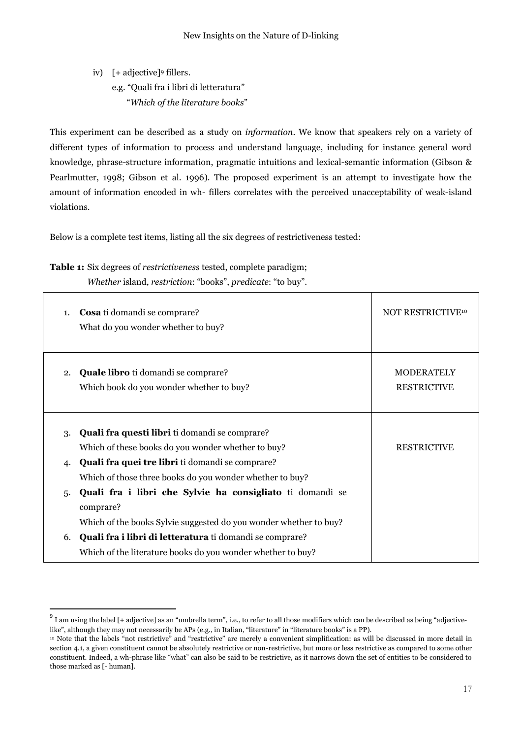iv) [+ adjective][9] fillers.
   e.g. "Quali fra i libri di letteratura"
   "*Which of the literature books*"

This experiment can be described as a study on *information*. We know that speakers rely on a variety of different types of information to process and understand language, including for instance general word knowledge, phrase-structure information, pragmatic intuitions and lexical-semantic information (Gibson & Pearlmutter, 1998; Gibson et al. 1996). The proposed experiment is an attempt to investigate how the amount of information encoded in wh- fillers correlates with the perceived unacceptability of weak-island violations.

Below is a complete test items, listing all the six degrees of restrictiveness tested:

**Table 1:** Six degrees of *restrictiveness* tested, complete paradigm;
*Whether* island, *restriction*: "books", *predicate*: "to buy".

| Items | Degree |
|---|---|
| 1. **Cosa** ti domandi se comprare?<br>What do you wonder whether to buy? | NOT RESTRICTIVE[10] |
| 2. **Quale libro** ti domandi se comprare?<br>Which book do you wonder whether to buy? | MODERATELY RESTRICTIVE |
| 3. **Quali fra questi libri** ti domandi se comprare?<br>Which of these books do you wonder whether to buy?<br>4. **Quali fra quei tre libri** ti domandi se comprare?<br>Which of those three books do you wonder whether to buy?<br>5. **Quali fra i libri che Sylvie ha consigliato** ti domandi se comprare?<br>Which of the books Sylvie suggested do you wonder whether to buy?<br>6. **Quali fra i libri di letteratura** ti domandi se comprare?<br>Which of the literature books do you wonder whether to buy? | RESTRICTIVE |

---

[9] I am using the label [+ adjective] as an "umbrella term", i.e., to refer to all those modifiers which can be described as being "adjective-like", although they may not necessarily be APs (e.g., in Italian, "literature" in "literature books" is a PP).

[10] Note that the labels "not restrictive" and "restrictive" are merely a convenient simplification: as will be discussed in more detail in section 4.1, a given constituent cannot be absolutely restrictive or non-restrictive, but more or less restrictive as compared to some other constituent. Indeed, a wh-phrase like "what" can also be said to be restrictive, as it narrows down the set of entities to be considered to those marked as [- human].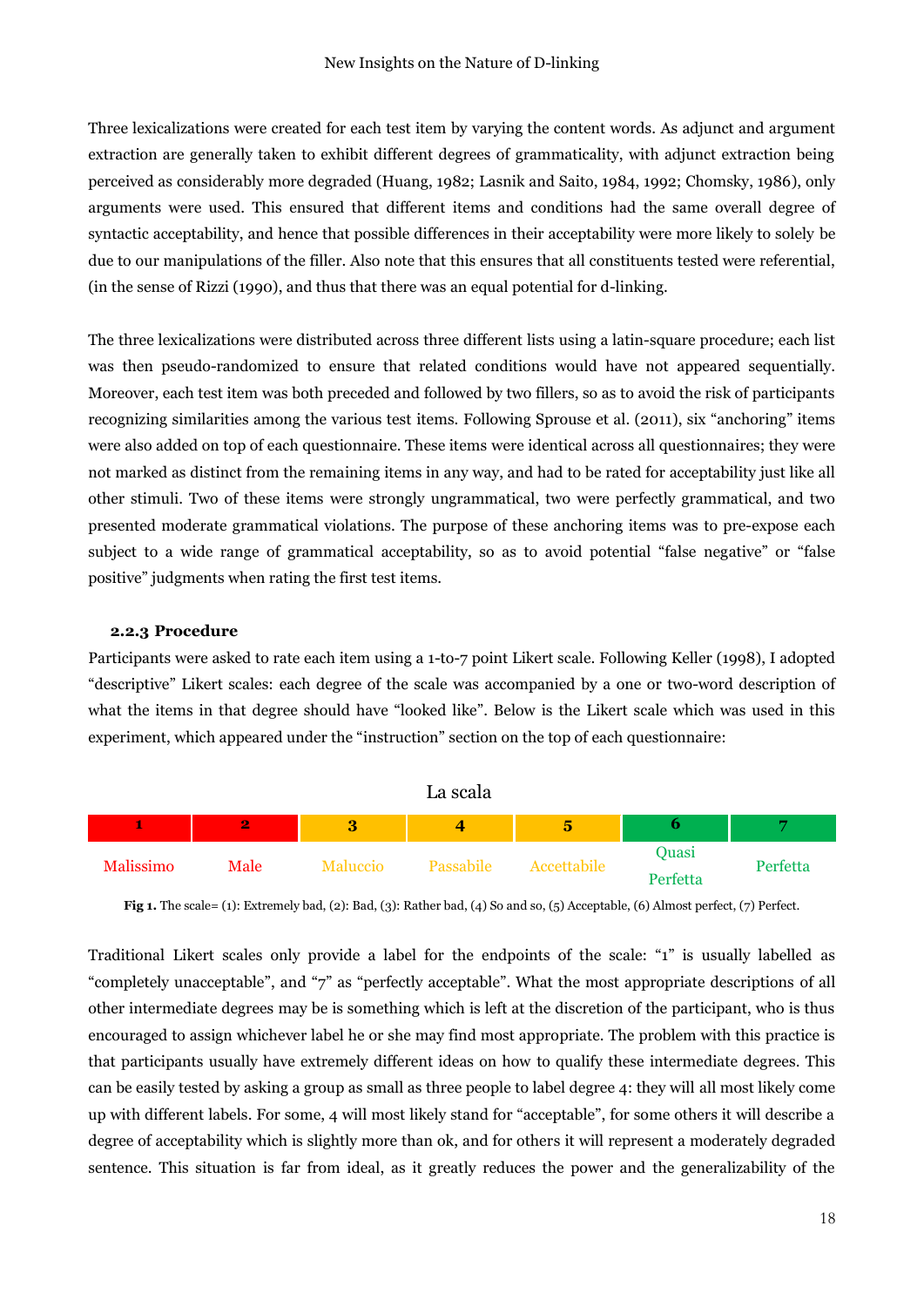Three lexicalizations were created for each test item by varying the content words. As adjunct and argument extraction are generally taken to exhibit different degrees of grammaticality, with adjunct extraction being perceived as considerably more degraded (Huang, 1982; Lasnik and Saito, 1984, 1992; Chomsky, 1986), only arguments were used. This ensured that different items and conditions had the same overall degree of syntactic acceptability, and hence that possible differences in their acceptability were more likely to solely be due to our manipulations of the filler. Also note that this ensures that all constituents tested were referential, (in the sense of Rizzi (1990), and thus that there was an equal potential for d-linking.

The three lexicalizations were distributed across three different lists using a latin-square procedure; each list was then pseudo-randomized to ensure that related conditions would have not appeared sequentially. Moreover, each test item was both preceded and followed by two fillers, so as to avoid the risk of participants recognizing similarities among the various test items. Following Sprouse et al. (2011), six "anchoring" items were also added on top of each questionnaire. These items were identical across all questionnaires; they were not marked as distinct from the remaining items in any way, and had to be rated for acceptability just like all other stimuli. Two of these items were strongly ungrammatical, two were perfectly grammatical, and two presented moderate grammatical violations. The purpose of these anchoring items was to pre-expose each subject to a wide range of grammatical acceptability, so as to avoid potential "false negative" or "false positive" judgments when rating the first test items.

### 2.2.3 Procedure

Participants were asked to rate each item using a 1-to-7 point Likert scale. Following Keller (1998), I adopted "descriptive" Likert scales: each degree of the scale was accompanied by a one or two-word description of what the items in that degree should have "looked like". Below is the Likert scale which was used in this experiment, which appeared under the "instruction" section on the top of each questionnaire:

La scala

| 1 | 2 | 3 | 4 | 5 | 6 | 7 |
|---|---|---|---|---|---|---|
| Malissimo | Male | Maluccio | Passabile | Accettabile | Quasi Perfetta | Perfetta |

**Fig 1.** The scale= (1): Extremely bad, (2): Bad, (3): Rather bad, (4) So and so, (5) Acceptable, (6) Almost perfect, (7) Perfect.

Traditional Likert scales only provide a label for the endpoints of the scale: "1" is usually labelled as "completely unacceptable", and "7" as "perfectly acceptable". What the most appropriate descriptions of all other intermediate degrees may be is something which is left at the discretion of the participant, who is thus encouraged to assign whichever label he or she may find most appropriate. The problem with this practice is that participants usually have extremely different ideas on how to qualify these intermediate degrees. This can be easily tested by asking a group as small as three people to label degree 4: they will all most likely come up with different labels. For some, 4 will most likely stand for "acceptable", for some others it will describe a degree of acceptability which is slightly more than ok, and for others it will represent a moderately degraded sentence. This situation is far from ideal, as it greatly reduces the power and the generalizability of the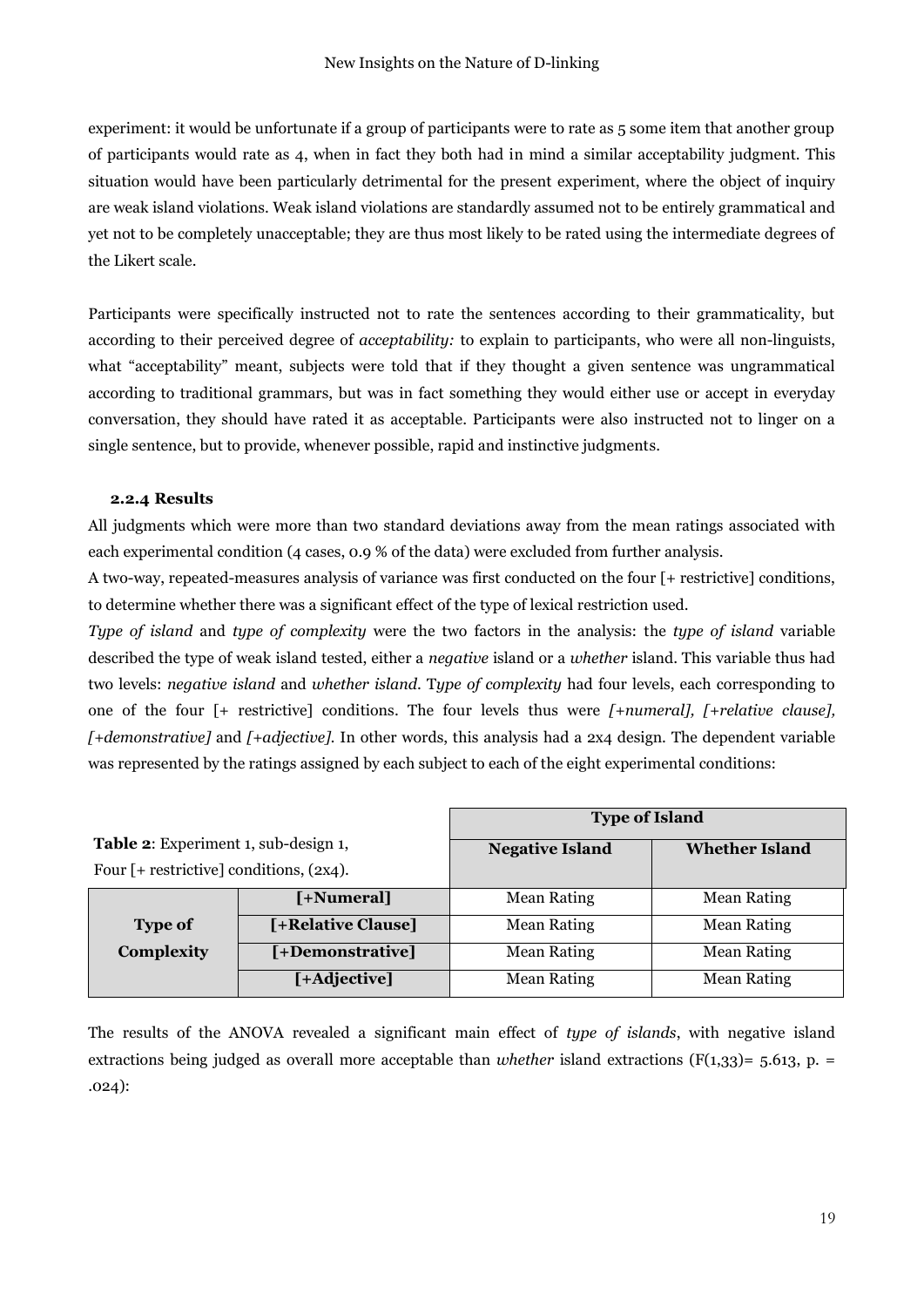experiment: it would be unfortunate if a group of participants were to rate as 5 some item that another group of participants would rate as 4, when in fact they both had in mind a similar acceptability judgment. This situation would have been particularly detrimental for the present experiment, where the object of inquiry are weak island violations. Weak island violations are standardly assumed not to be entirely grammatical and yet not to be completely unacceptable; they are thus most likely to be rated using the intermediate degrees of the Likert scale.

Participants were specifically instructed not to rate the sentences according to their grammaticality, but according to their perceived degree of *acceptability:* to explain to participants, who were all non-linguists, what "acceptability" meant, subjects were told that if they thought a given sentence was ungrammatical according to traditional grammars, but was in fact something they would either use or accept in everyday conversation, they should have rated it as acceptable. Participants were also instructed not to linger on a single sentence, but to provide, whenever possible, rapid and instinctive judgments.

### 2.2.4 Results

All judgments which were more than two standard deviations away from the mean ratings associated with each experimental condition (4 cases, 0.9 % of the data) were excluded from further analysis.

A two-way, repeated-measures analysis of variance was first conducted on the four [+ restrictive] conditions, to determine whether there was a significant effect of the type of lexical restriction used.

*Type of island* and *type of complexity* were the two factors in the analysis: the *type of island* variable described the type of weak island tested, either a *negative* island or a *whether* island. This variable thus had two levels: *negative island* and *whether island*. T*ype of complexity* had four levels, each corresponding to one of the four [+ restrictive] conditions. The four levels thus were *[+numeral], [+relative clause], [+demonstrative]* and *[+adjective]*. In other words, this analysis had a 2x4 design. The dependent variable was represented by the ratings assigned by each subject to each of the eight experimental conditions:

**Table 2**: Experiment 1, sub-design 1, Four [+ restrictive] conditions, (2x4).

| | | Type of Island | |
|---|---|---|---|
| | | **Negative Island** | **Whether Island** |
| **Type of Complexity** | **[+Numeral]** | Mean Rating | Mean Rating |
| | **[+Relative Clause]** | Mean Rating | Mean Rating |
| | **[+Demonstrative]** | Mean Rating | Mean Rating |
| | **[+Adjective]** | Mean Rating | Mean Rating |

The results of the ANOVA revealed a significant main effect of *type of islands*, with negative island extractions being judged as overall more acceptable than *whether* island extractions ($F(1,33) = 5.613$, p. = .024):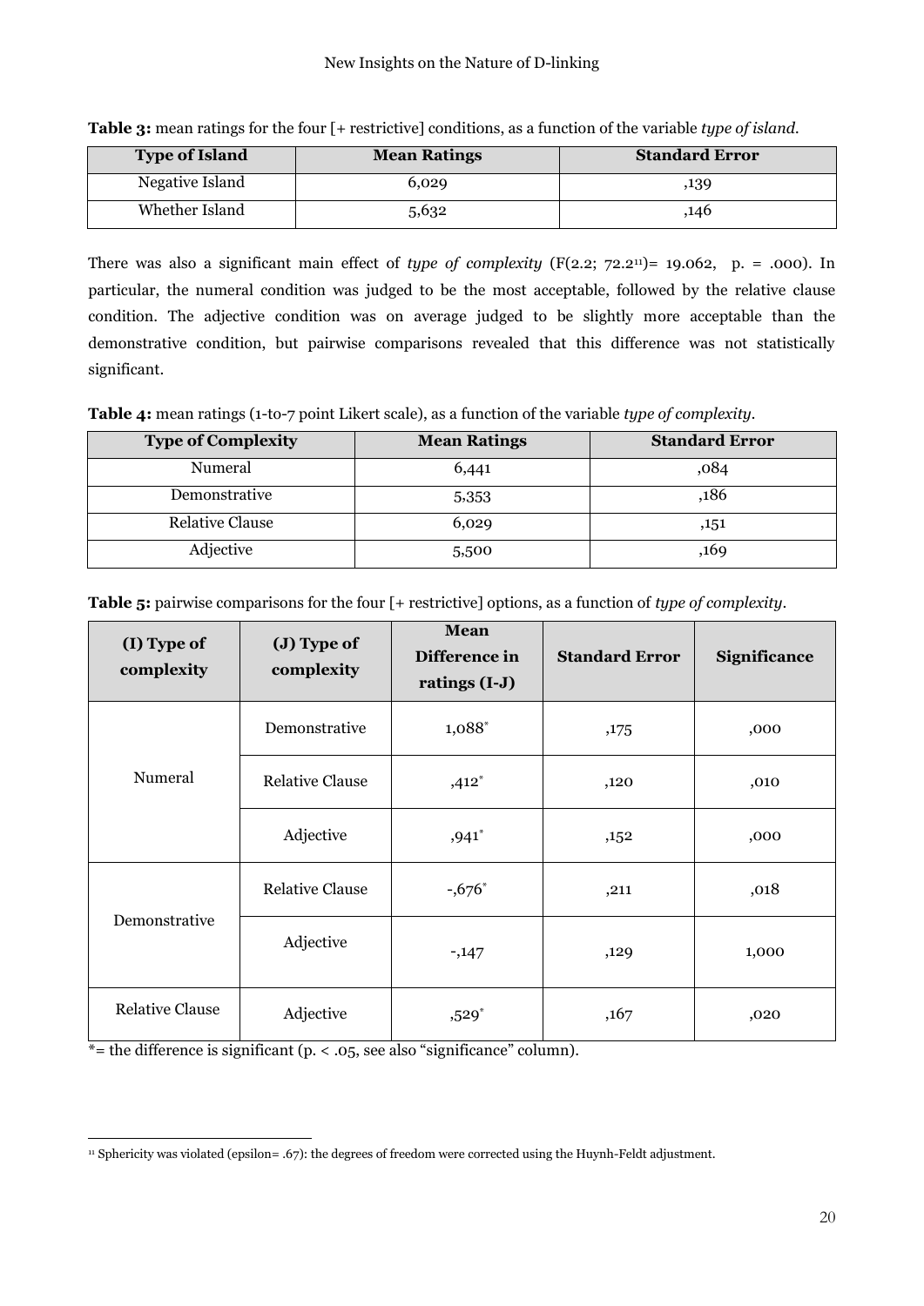**Table 3:** mean ratings for the four [+ restrictive] conditions, as a function of the variable *type of island*.

| Type of Island | Mean Ratings | Standard Error |
|---|---|---|
| Negative Island | 6,029 | ,139 |
| Whether Island | 5,632 | ,146 |

There was also a significant main effect of *type of complexity* ($F(2.2; 72.2^{11}) = 19.062$, $p. = .000$). In particular, the numeral condition was judged to be the most acceptable, followed by the relative clause condition. The adjective condition was on average judged to be slightly more acceptable than the demonstrative condition, but pairwise comparisons revealed that this difference was not statistically significant.

**Table 4:** mean ratings (1-to-7 point Likert scale), as a function of the variable *type of complexity*.

| Type of Complexity | Mean Ratings | Standard Error |
|---|---|---|
| Numeral | 6,441 | ,084 |
| Demonstrative | 5,353 | ,186 |
| Relative Clause | 6,029 | ,151 |
| Adjective | 5,500 | ,169 |

**Table 5:** pairwise comparisons for the four [+ restrictive] options, as a function of *type of complexity*.

| (I) Type of complexity | (J) Type of complexity | Mean Difference in ratings (I-J) | Standard Error | Significance |
|---|---|---|---|---|
| Numeral | Demonstrative | 1,088* | ,175 | ,000 |
| | Relative Clause | ,412* | ,120 | ,010 |
| | Adjective | ,941* | ,152 | ,000 |
| Demonstrative | Relative Clause | -,676* | ,211 | ,018 |
| | Adjective | -,147 | ,129 | 1,000 |
| Relative Clause | Adjective | ,529* | ,167 | ,020 |

*= the difference is significant (p. < .05, see also "significance" column).

[11] Sphericity was violated (epsilon= .67): the degrees of freedom were corrected using the Huynh-Feldt adjustment.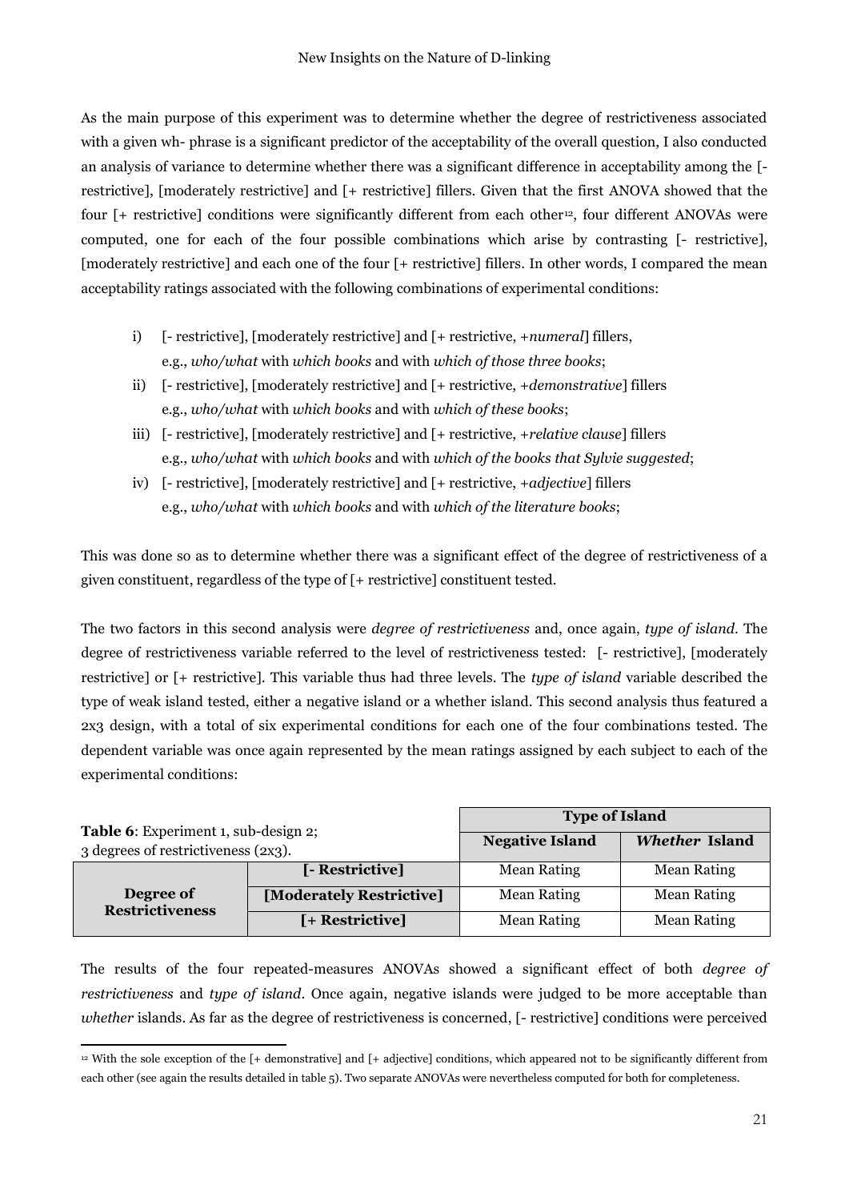As the main purpose of this experiment was to determine whether the degree of restrictiveness associated with a given wh- phrase is a significant predictor of the acceptability of the overall question, I also conducted an analysis of variance to determine whether there was a significant difference in acceptability among the [- restrictive], [moderately restrictive] and [+ restrictive] fillers. Given that the first ANOVA showed that the four [+ restrictive] conditions were significantly different from each other[12], four different ANOVAs were computed, one for each of the four possible combinations which arise by contrasting [- restrictive], [moderately restrictive] and each one of the four [+ restrictive] fillers. In other words, I compared the mean acceptability ratings associated with the following combinations of experimental conditions:

i) [- restrictive], [moderately restrictive] and [+ restrictive, +*numeral*] fillers, e.g., *who/what* with *which books* and with *which of those three books*;

ii) [- restrictive], [moderately restrictive] and [+ restrictive, +*demonstrative*] fillers e.g., *who/what* with *which books* and with *which of these books*;

iii) [- restrictive], [moderately restrictive] and [+ restrictive, +*relative clause*] fillers e.g., *who/what* with *which books* and with *which of the books that Sylvie suggested*;

iv) [- restrictive], [moderately restrictive] and [+ restrictive, +*adjective*] fillers e.g., *who/what* with *which books* and with *which of the literature books*;

This was done so as to determine whether there was a significant effect of the degree of restrictiveness of a given constituent, regardless of the type of [+ restrictive] constituent tested.

The two factors in this second analysis were *degree of restrictiveness* and, once again, *type of island*. The degree of restrictiveness variable referred to the level of restrictiveness tested: [- restrictive], [moderately restrictive] or [+ restrictive]. This variable thus had three levels. The *type of island* variable described the type of weak island tested, either a negative island or a whether island. This second analysis thus featured a 2x3 design, with a total of six experimental conditions for each one of the four combinations tested. The dependent variable was once again represented by the mean ratings assigned by each subject to each of the experimental conditions:

| **Table 6**: Experiment 1, sub-design 2; 3 degrees of restrictiveness (2x3). | | **Type of Island** | |
|---|---|---|---|
| | | **Negative Island** | ***Whether* Island** |
| **Degree of Restrictiveness** | **[- Restrictive]** | Mean Rating | Mean Rating |
| | **[Moderately Restrictive]** | Mean Rating | Mean Rating |
| | **[+ Restrictive]** | Mean Rating | Mean Rating |

The results of the four repeated-measures ANOVAs showed a significant effect of both *degree of restrictiveness* and *type of island*. Once again, negative islands were judged to be more acceptable than *whether* islands. As far as the degree of restrictiveness is concerned, [- restrictive] conditions were perceived

[12] With the sole exception of the [+ demonstrative] and [+ adjective] conditions, which appeared not to be significantly different from each other (see again the results detailed in table 5). Two separate ANOVAs were nevertheless computed for both for completeness.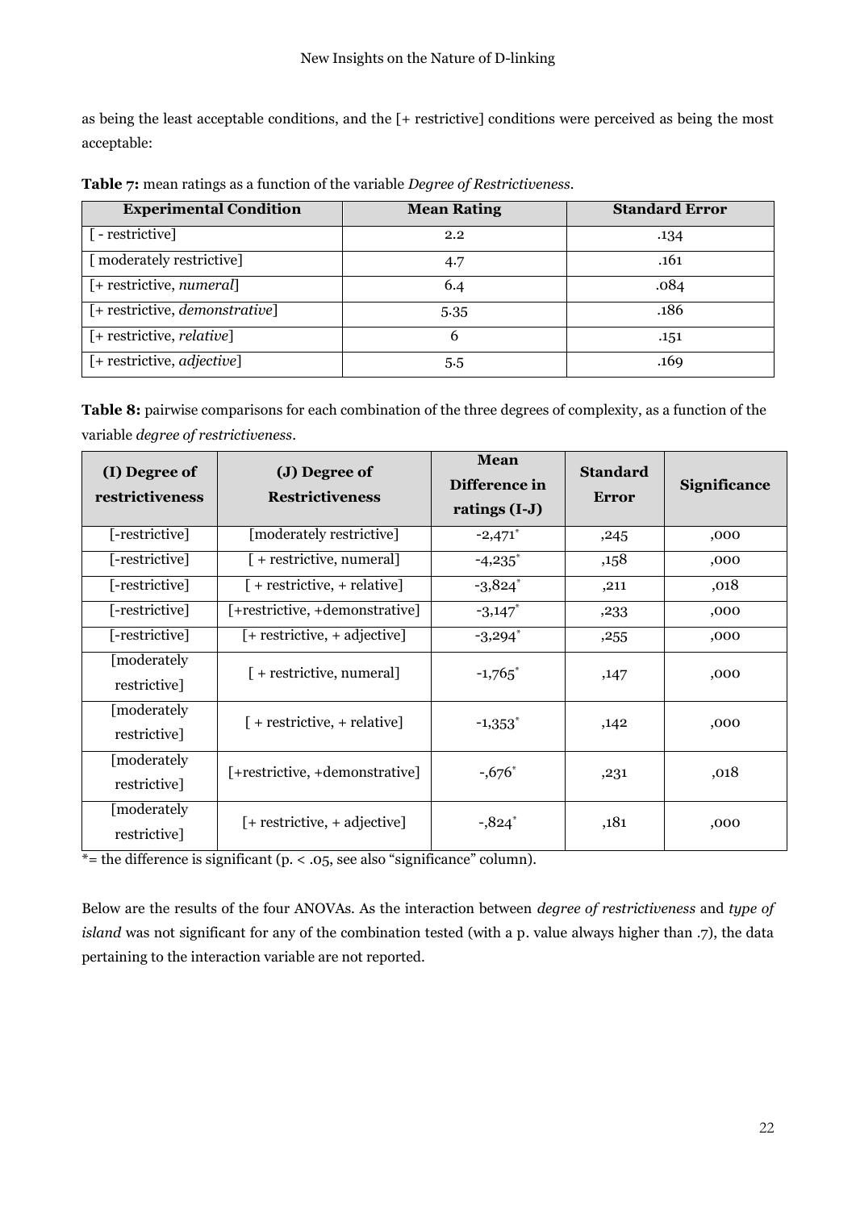as being the least acceptable conditions, and the [+ restrictive] conditions were perceived as being the most acceptable:

**Table 7:** mean ratings as a function of the variable *Degree of Restrictiveness*.

| Experimental Condition | Mean Rating | Standard Error |
|---|---|---|
| [ - restrictive] | 2.2 | .134 |
| [ moderately restrictive] | 4.7 | .161 |
| [+ restrictive, *numeral*] | 6.4 | .084 |
| [+ restrictive, *demonstrative*] | 5.35 | .186 |
| [+ restrictive, *relative*] | 6 | .151 |
| [+ restrictive, *adjective*] | 5.5 | .169 |

**Table 8:** pairwise comparisons for each combination of the three degrees of complexity, as a function of the variable *degree of restrictiveness*.

| (I) Degree of restrictiveness | (J) Degree of Restrictiveness | Mean Difference in ratings (I-J) | Standard Error | Significance |
|---|---|---|---|---|
| [-restrictive] | [moderately restrictive] | -2,471* | ,245 | ,000 |
| [-restrictive] | [ + restrictive, numeral] | -4,235* | ,158 | ,000 |
| [-restrictive] | [ + restrictive, + relative] | -3,824* | ,211 | ,018 |
| [-restrictive] | [+restrictive, +demonstrative] | -3,147* | ,233 | ,000 |
| [-restrictive] | [+ restrictive, + adjective] | -3,294* | ,255 | ,000 |
| [moderately restrictive] | [ + restrictive, numeral] | -1,765* | ,147 | ,000 |
| [moderately restrictive] | [ + restrictive, + relative] | -1,353* | ,142 | ,000 |
| [moderately restrictive] | [+restrictive, +demonstrative] | -,676* | ,231 | ,018 |
| [moderately restrictive] | [+ restrictive, + adjective] | -,824* | ,181 | ,000 |

*= the difference is significant (p. < .05, see also "significance" column).

Below are the results of the four ANOVAs. As the interaction between *degree of restrictiveness* and *type of island* was not significant for any of the combination tested (with a p. value always higher than .7), the data pertaining to the interaction variable are not reported.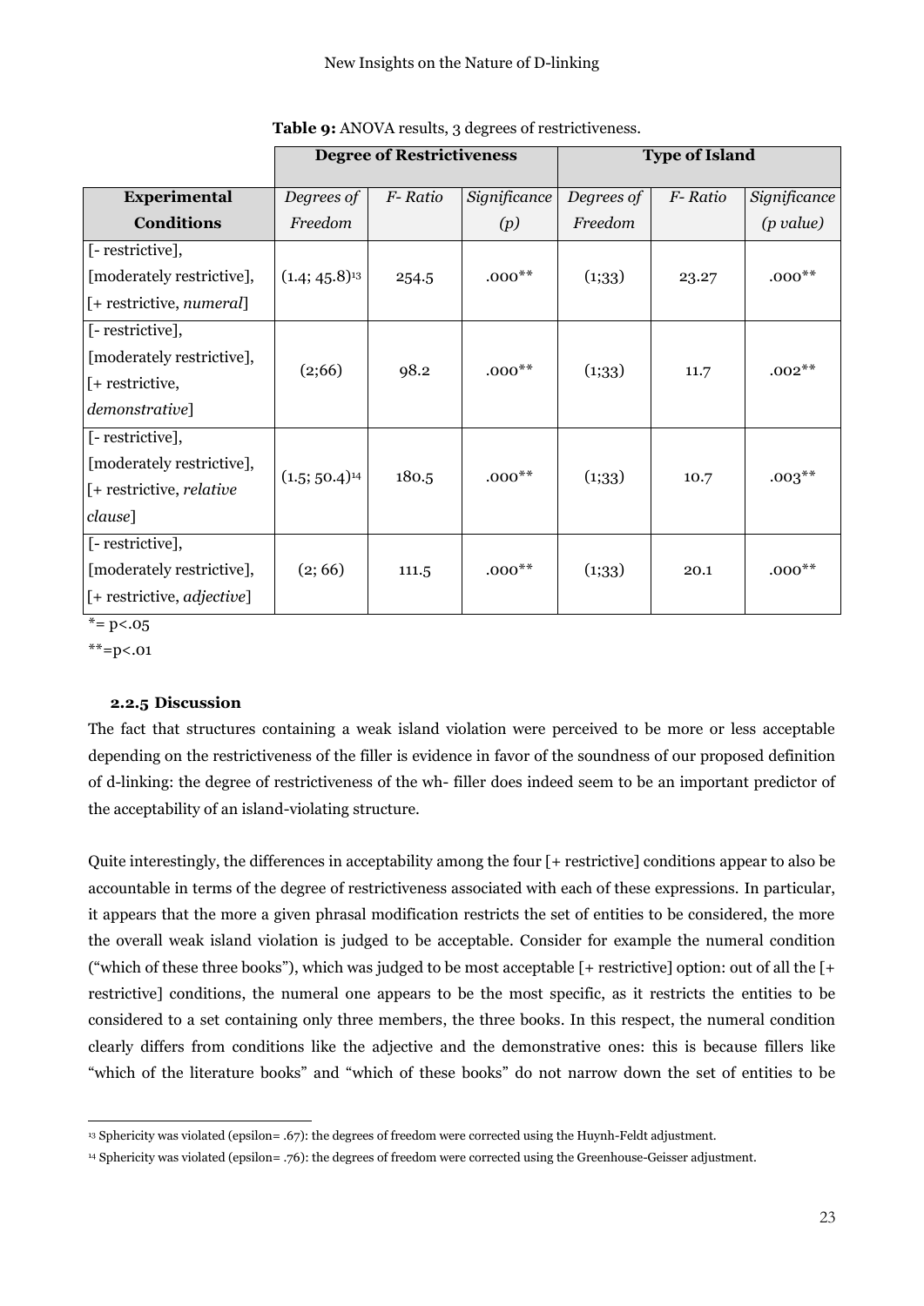**Table 9:** ANOVA results, 3 degrees of restrictiveness.

| | Degree of Restrictiveness | | | Type of Island | | |
|---|---|---|---|---|---|---|
| **Experimental Conditions** | *Degrees of Freedom* | *F- Ratio* | *Significance (p)* | *Degrees of Freedom* | *F- Ratio* | *Significance (p value)* |
| [- restrictive], [moderately restrictive], [+ restrictive, *numeral*] | (1.4; 45.8)[13] | 254.5 | .000** | (1;33) | 23.27 | .000** |
| [- restrictive], [moderately restrictive], [+ restrictive, *demonstrative*] | (2;66) | 98.2 | .000** | (1;33) | 11.7 | .002** |
| [- restrictive], [moderately restrictive], [+ restrictive, *relative clause*] | (1.5; 50.4)[14] | 180.5 | .000** | (1;33) | 10.7 | .003** |
| [- restrictive], [moderately restrictive], [+ restrictive, *adjective*] | (2; 66) | 111.5 | .000** | (1;33) | 20.1 | .000** |

*= p<.05

**=p<.01

### 2.2.5 Discussion

The fact that structures containing a weak island violation were perceived to be more or less acceptable depending on the restrictiveness of the filler is evidence in favor of the soundness of our proposed definition of d-linking: the degree of restrictiveness of the wh- filler does indeed seem to be an important predictor of the acceptability of an island-violating structure.

Quite interestingly, the differences in acceptability among the four [+ restrictive] conditions appear to also be accountable in terms of the degree of restrictiveness associated with each of these expressions. In particular, it appears that the more a given phrasal modification restricts the set of entities to be considered, the more the overall weak island violation is judged to be acceptable. Consider for example the numeral condition ("which of these three books"), which was judged to be most acceptable [+ restrictive] option: out of all the [+ restrictive] conditions, the numeral one appears to be the most specific, as it restricts the entities to be considered to a set containing only three members, the three books. In this respect, the numeral condition clearly differs from conditions like the adjective and the demonstrative ones: this is because fillers like "which of the literature books" and "which of these books" do not narrow down the set of entities to be

[13] Sphericity was violated (epsilon= .67): the degrees of freedom were corrected using the Huynh-Feldt adjustment.

[14] Sphericity was violated (epsilon= .76): the degrees of freedom were corrected using the Greenhouse-Geisser adjustment.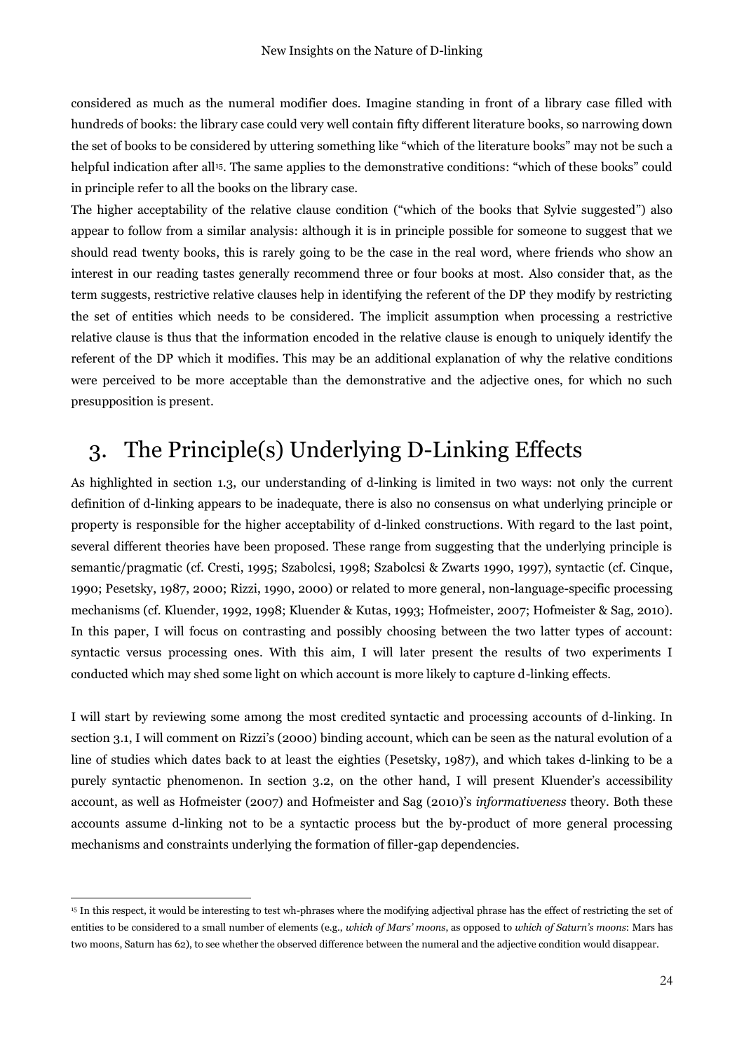considered as much as the numeral modifier does. Imagine standing in front of a library case filled with hundreds of books: the library case could very well contain fifty different literature books, so narrowing down the set of books to be considered by uttering something like "which of the literature books" may not be such a helpful indication after all[15]. The same applies to the demonstrative conditions: "which of these books" could in principle refer to all the books on the library case.

The higher acceptability of the relative clause condition ("which of the books that Sylvie suggested") also appear to follow from a similar analysis: although it is in principle possible for someone to suggest that we should read twenty books, this is rarely going to be the case in the real word, where friends who show an interest in our reading tastes generally recommend three or four books at most. Also consider that, as the term suggests, restrictive relative clauses help in identifying the referent of the DP they modify by restricting the set of entities which needs to be considered. The implicit assumption when processing a restrictive relative clause is thus that the information encoded in the relative clause is enough to uniquely identify the referent of the DP which it modifies. This may be an additional explanation of why the relative conditions were perceived to be more acceptable than the demonstrative and the adjective ones, for which no such presupposition is present.

# 3. The Principle(s) Underlying D-Linking Effects

As highlighted in section 1.3, our understanding of d-linking is limited in two ways: not only the current definition of d-linking appears to be inadequate, there is also no consensus on what underlying principle or property is responsible for the higher acceptability of d-linked constructions. With regard to the last point, several different theories have been proposed. These range from suggesting that the underlying principle is semantic/pragmatic (cf. Cresti, 1995; Szabolcsi, 1998; Szabolcsi & Zwarts 1990, 1997), syntactic (cf. Cinque, 1990; Pesetsky, 1987, 2000; Rizzi, 1990, 2000) or related to more general, non-language-specific processing mechanisms (cf. Kluender, 1992, 1998; Kluender & Kutas, 1993; Hofmeister, 2007; Hofmeister & Sag, 2010). In this paper, I will focus on contrasting and possibly choosing between the two latter types of account: syntactic versus processing ones. With this aim, I will later present the results of two experiments I conducted which may shed some light on which account is more likely to capture d-linking effects.

I will start by reviewing some among the most credited syntactic and processing accounts of d-linking. In section 3.1, I will comment on Rizzi's (2000) binding account, which can be seen as the natural evolution of a line of studies which dates back to at least the eighties (Pesetsky, 1987), and which takes d-linking to be a purely syntactic phenomenon. In section 3.2, on the other hand, I will present Kluender's accessibility account, as well as Hofmeister (2007) and Hofmeister and Sag (2010)'s *informativeness* theory. Both these accounts assume d-linking not to be a syntactic process but the by-product of more general processing mechanisms and constraints underlying the formation of filler-gap dependencies.

---

[15] In this respect, it would be interesting to test wh-phrases where the modifying adjectival phrase has the effect of restricting the set of entities to be considered to a small number of elements (e.g., *which of Mars' moons*, as opposed to *which of Saturn's moons*: Mars has two moons, Saturn has 62), to see whether the observed difference between the numeral and the adjective condition would disappear.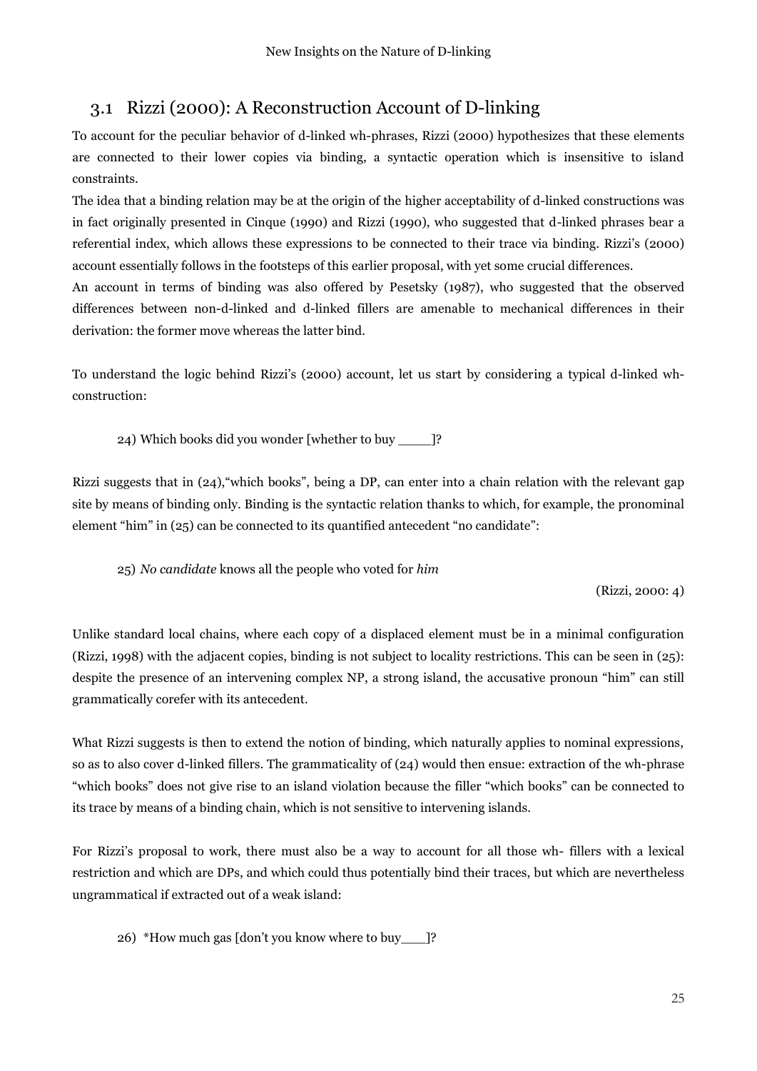## 3.1 Rizzi (2000): A Reconstruction Account of D-linking

To account for the peculiar behavior of d-linked wh-phrases, Rizzi (2000) hypothesizes that these elements are connected to their lower copies via binding, a syntactic operation which is insensitive to island constraints.

The idea that a binding relation may be at the origin of the higher acceptability of d-linked constructions was in fact originally presented in Cinque (1990) and Rizzi (1990), who suggested that d-linked phrases bear a referential index, which allows these expressions to be connected to their trace via binding. Rizzi's (2000) account essentially follows in the footsteps of this earlier proposal, with yet some crucial differences.

An account in terms of binding was also offered by Pesetsky (1987), who suggested that the observed differences between non-d-linked and d-linked fillers are amenable to mechanical differences in their derivation: the former move whereas the latter bind.

To understand the logic behind Rizzi's (2000) account, let us start by considering a typical d-linked wh-construction:

24) Which books did you wonder [whether to buy ____]?

Rizzi suggests that in (24),"which books", being a DP, can enter into a chain relation with the relevant gap site by means of binding only. Binding is the syntactic relation thanks to which, for example, the pronominal element "him" in (25) can be connected to its quantified antecedent "no candidate":

25) *No candidate* knows all the people who voted for *him*

(Rizzi, 2000: 4)

Unlike standard local chains, where each copy of a displaced element must be in a minimal configuration (Rizzi, 1998) with the adjacent copies, binding is not subject to locality restrictions. This can be seen in (25): despite the presence of an intervening complex NP, a strong island, the accusative pronoun "him" can still grammatically corefer with its antecedent.

What Rizzi suggests is then to extend the notion of binding, which naturally applies to nominal expressions, so as to also cover d-linked fillers. The grammaticality of (24) would then ensue: extraction of the wh-phrase "which books" does not give rise to an island violation because the filler "which books" can be connected to its trace by means of a binding chain, which is not sensitive to intervening islands.

For Rizzi's proposal to work, there must also be a way to account for all those wh- fillers with a lexical restriction and which are DPs, and which could thus potentially bind their traces, but which are nevertheless ungrammatical if extracted out of a weak island:

26) *How much gas [don't you know where to buy___]?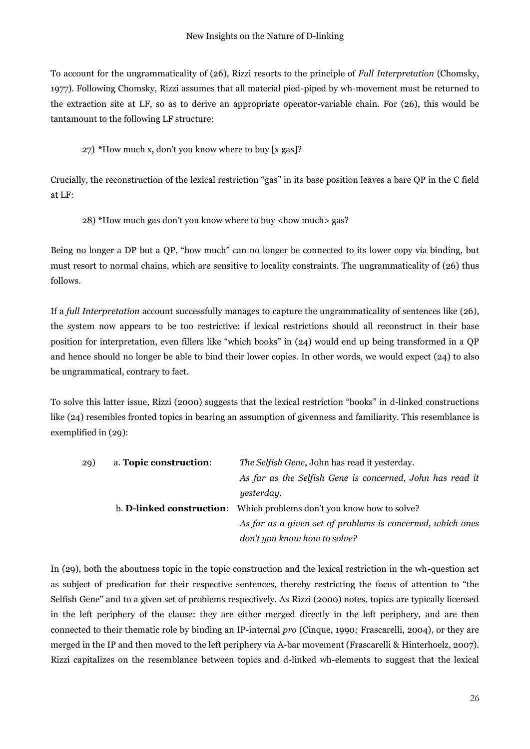To account for the ungrammaticality of (26), Rizzi resorts to the principle of *Full Interpretation* (Chomsky, 1977). Following Chomsky, Rizzi assumes that all material pied-piped by wh-movement must be returned to the extraction site at LF, so as to derive an appropriate operator-variable chain. For (26), this would be tantamount to the following LF structure:

27) *How much x, don't you know where to buy [x gas]?

Crucially, the reconstruction of the lexical restriction "gas" in its base position leaves a bare QP in the C field at LF:

28) *How much ~~gas~~ don't you know where to buy <how much> gas?

Being no longer a DP but a QP, "how much" can no longer be connected to its lower copy via binding, but must resort to normal chains, which are sensitive to locality constraints. The ungrammaticality of (26) thus follows.

If a *full Interpretation* account successfully manages to capture the ungrammaticality of sentences like (26), the system now appears to be too restrictive: if lexical restrictions should all reconstruct in their base position for interpretation, even fillers like "which books" in (24) would end up being transformed in a QP and hence should no longer be able to bind their lower copies. In other words, we would expect (24) to also be ungrammatical, contrary to fact.

To solve this latter issue, Rizzi (2000) suggests that the lexical restriction "books" in d-linked constructions like (24) resembles fronted topics in bearing an assumption of givenness and familiarity. This resemblance is exemplified in (29):

29) a. **Topic construction**: *The Selfish Gene*, John has read it yesterday.
*As far as the Selfish Gene is concerned, John has read it yesterday.*

b. **D-linked construction**: Which problems don't you know how to solve?
*As far as a given set of problems is concerned, which ones don't you know how to solve?*

In (29), both the aboutness topic in the topic construction and the lexical restriction in the wh-question act as subject of predication for their respective sentences, thereby restricting the focus of attention to "the Selfish Gene" and to a given set of problems respectively. As Rizzi (2000) notes, topics are typically licensed in the left periphery of the clause: they are either merged directly in the left periphery, and are then connected to their thematic role by binding an IP-internal *pro* (Cinque, 1990; Frascarelli, 2004), or they are merged in the IP and then moved to the left periphery via A-bar movement (Frascarelli & Hinterhoelz, 2007). Rizzi capitalizes on the resemblance between topics and d-linked wh-elements to suggest that the lexical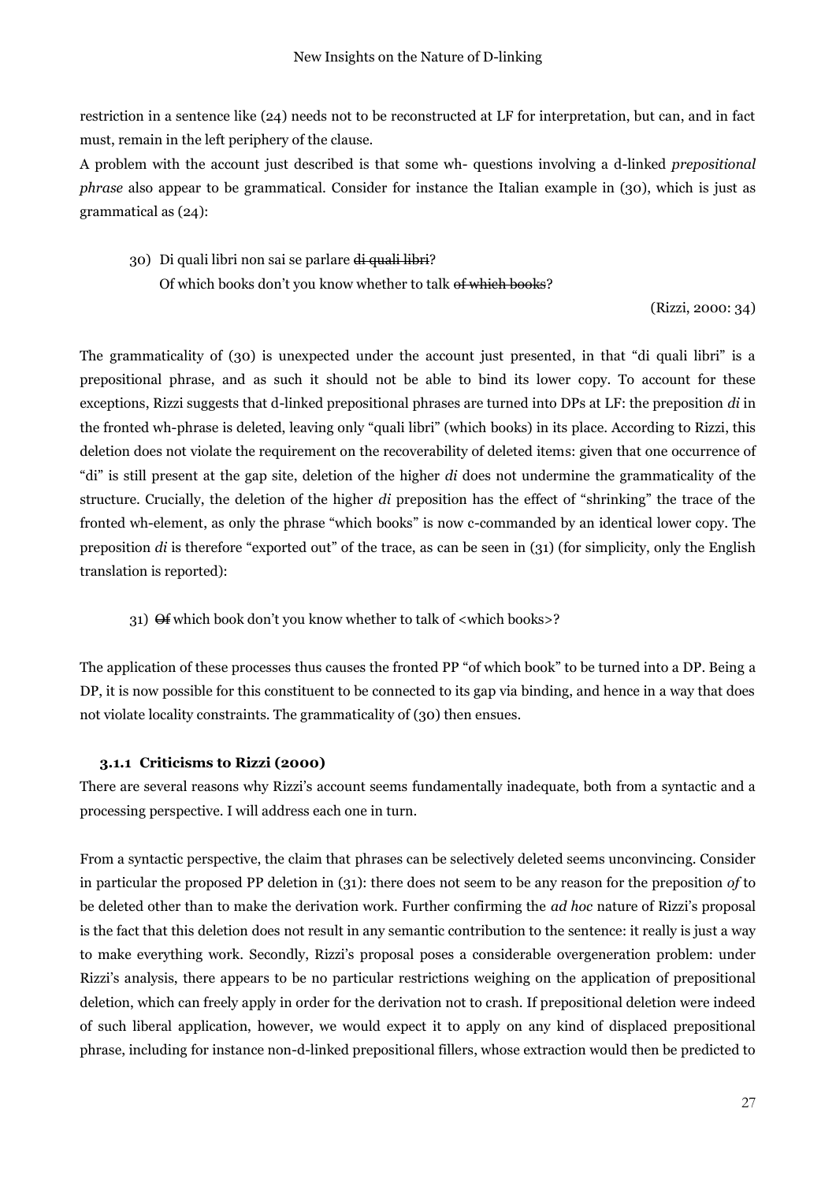restriction in a sentence like (24) needs not to be reconstructed at LF for interpretation, but can, and in fact must, remain in the left periphery of the clause.

A problem with the account just described is that some wh- questions involving a d-linked *prepositional phrase* also appear to be grammatical. Consider for instance the Italian example in (30), which is just as grammatical as (24):

30) Di quali libri non sai se parlare ~~di quali libri~~?
    Of which books don't you know whether to talk ~~of which books~~?

(Rizzi, 2000: 34)

The grammaticality of (30) is unexpected under the account just presented, in that "di quali libri" is a prepositional phrase, and as such it should not be able to bind its lower copy. To account for these exceptions, Rizzi suggests that d-linked prepositional phrases are turned into DPs at LF: the preposition *di* in the fronted wh-phrase is deleted, leaving only "quali libri" (which books) in its place. According to Rizzi, this deletion does not violate the requirement on the recoverability of deleted items: given that one occurrence of "di" is still present at the gap site, deletion of the higher *di* does not undermine the grammaticality of the structure. Crucially, the deletion of the higher *di* preposition has the effect of "shrinking" the trace of the fronted wh-element, as only the phrase "which books" is now c-commanded by an identical lower copy. The preposition *di* is therefore "exported out" of the trace, as can be seen in (31) (for simplicity, only the English translation is reported):

31) ~~Of~~ which book don't you know whether to talk of <which books>?

The application of these processes thus causes the fronted PP "of which book" to be turned into a DP. Being a DP, it is now possible for this constituent to be connected to its gap via binding, and hence in a way that does not violate locality constraints. The grammaticality of (30) then ensues.

### 3.1.1 Criticisms to Rizzi (2000)

There are several reasons why Rizzi's account seems fundamentally inadequate, both from a syntactic and a processing perspective. I will address each one in turn.

From a syntactic perspective, the claim that phrases can be selectively deleted seems unconvincing. Consider in particular the proposed PP deletion in (31): there does not seem to be any reason for the preposition *of* to be deleted other than to make the derivation work. Further confirming the *ad hoc* nature of Rizzi's proposal is the fact that this deletion does not result in any semantic contribution to the sentence: it really is just a way to make everything work. Secondly, Rizzi's proposal poses a considerable overgeneration problem: under Rizzi's analysis, there appears to be no particular restrictions weighing on the application of prepositional deletion, which can freely apply in order for the derivation not to crash. If prepositional deletion were indeed of such liberal application, however, we would expect it to apply on any kind of displaced prepositional phrase, including for instance non-d-linked prepositional fillers, whose extraction would then be predicted to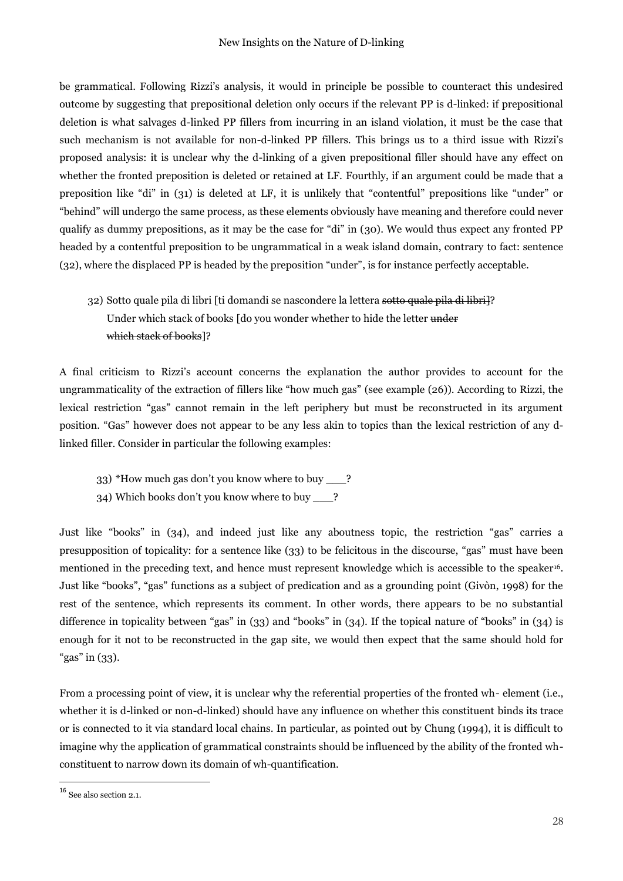be grammatical. Following Rizzi's analysis, it would in principle be possible to counteract this undesired outcome by suggesting that prepositional deletion only occurs if the relevant PP is d-linked: if prepositional deletion is what salvages d-linked PP fillers from incurring in an island violation, it must be the case that such mechanism is not available for non-d-linked PP fillers. This brings us to a third issue with Rizzi's proposed analysis: it is unclear why the d-linking of a given prepositional filler should have any effect on whether the fronted preposition is deleted or retained at LF. Fourthly, if an argument could be made that a preposition like "di" in (31) is deleted at LF, it is unlikely that "contentful" prepositions like "under" or "behind" will undergo the same process, as these elements obviously have meaning and therefore could never qualify as dummy prepositions, as it may be the case for "di" in (30). We would thus expect any fronted PP headed by a contentful preposition to be ungrammatical in a weak island domain, contrary to fact: sentence (32), where the displaced PP is headed by the preposition "under", is for instance perfectly acceptable.

32) Sotto quale pila di libri [ti domandi se nascondere la lettera ~~sotto quale pila di libri~~]?
Under which stack of books [do you wonder whether to hide the letter ~~under which stack of books~~]?

A final criticism to Rizzi's account concerns the explanation the author provides to account for the ungrammaticality of the extraction of fillers like "how much gas" (see example (26)). According to Rizzi, the lexical restriction "gas" cannot remain in the left periphery but must be reconstructed in its argument position. "Gas" however does not appear to be any less akin to topics than the lexical restriction of any d-linked filler. Consider in particular the following examples:

33) *How much gas don't you know where to buy ___?
34) Which books don't you know where to buy ___?

Just like "books" in (34), and indeed just like any aboutness topic, the restriction "gas" carries a presupposition of topicality: for a sentence like (33) to be felicitous in the discourse, "gas" must have been mentioned in the preceding text, and hence must represent knowledge which is accessible to the speaker[16]. Just like "books", "gas" functions as a subject of predication and as a grounding point (Givòn, 1998) for the rest of the sentence, which represents its comment. In other words, there appears to be no substantial difference in topicality between "gas" in (33) and "books" in (34). If the topical nature of "books" in (34) is enough for it not to be reconstructed in the gap site, we would then expect that the same should hold for "gas" in (33).

From a processing point of view, it is unclear why the referential properties of the fronted wh- element (i.e., whether it is d-linked or non-d-linked) should have any influence on whether this constituent binds its trace or is connected to it via standard local chains. In particular, as pointed out by Chung (1994), it is difficult to imagine why the application of grammatical constraints should be influenced by the ability of the fronted wh-constituent to narrow down its domain of wh-quantification.

[16] See also section 2.1.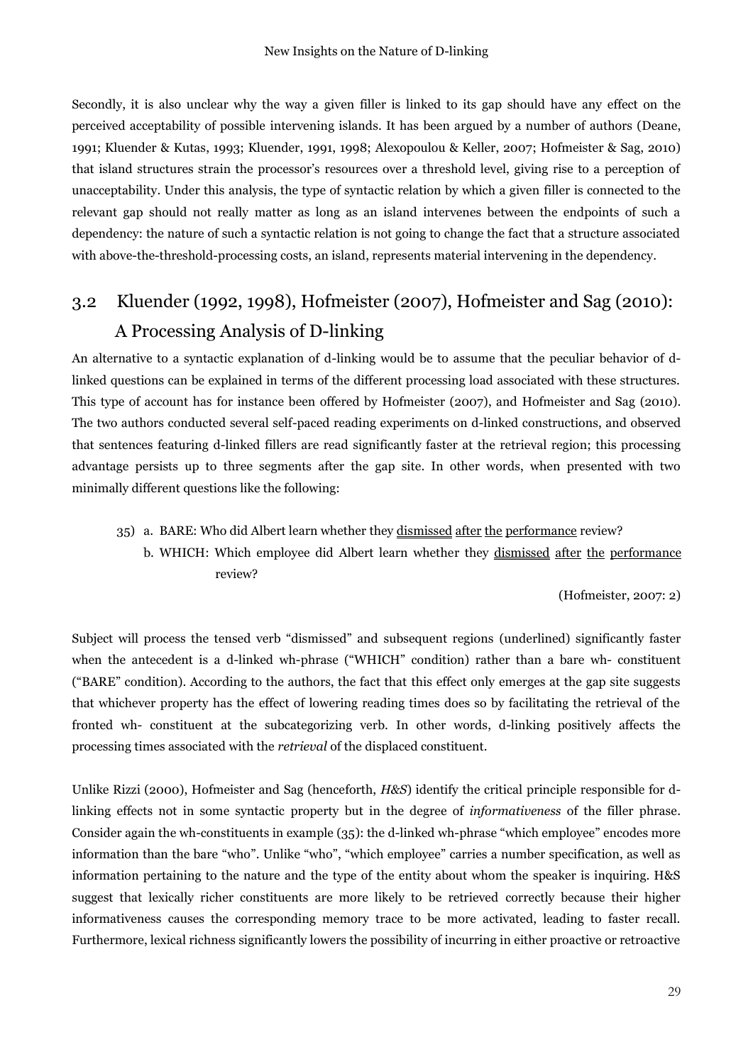Secondly, it is also unclear why the way a given filler is linked to its gap should have any effect on the perceived acceptability of possible intervening islands. It has been argued by a number of authors (Deane, 1991; Kluender & Kutas, 1993; Kluender, 1991, 1998; Alexopoulou & Keller, 2007; Hofmeister & Sag, 2010) that island structures strain the processor's resources over a threshold level, giving rise to a perception of unacceptability. Under this analysis, the type of syntactic relation by which a given filler is connected to the relevant gap should not really matter as long as an island intervenes between the endpoints of such a dependency: the nature of such a syntactic relation is not going to change the fact that a structure associated with above-the-threshold-processing costs, an island, represents material intervening in the dependency.

## 3.2 Kluender (1992, 1998), Hofmeister (2007), Hofmeister and Sag (2010): A Processing Analysis of D-linking

An alternative to a syntactic explanation of d-linking would be to assume that the peculiar behavior of d-linked questions can be explained in terms of the different processing load associated with these structures. This type of account has for instance been offered by Hofmeister (2007), and Hofmeister and Sag (2010). The two authors conducted several self-paced reading experiments on d-linked constructions, and observed that sentences featuring d-linked fillers are read significantly faster at the retrieval region; this processing advantage persists up to three segments after the gap site. In other words, when presented with two minimally different questions like the following:

35) a. BARE: Who did Albert learn whether they <u>dismissed</u> <u>after</u> <u>the</u> <u>performance</u> review?
    b. WHICH: Which employee did Albert learn whether they <u>dismissed</u> <u>after</u> <u>the</u> <u>performance</u> review?

(Hofmeister, 2007: 2)

Subject will process the tensed verb "dismissed" and subsequent regions (underlined) significantly faster when the antecedent is a d-linked wh-phrase ("WHICH" condition) rather than a bare wh- constituent ("BARE" condition). According to the authors, the fact that this effect only emerges at the gap site suggests that whichever property has the effect of lowering reading times does so by facilitating the retrieval of the fronted wh- constituent at the subcategorizing verb. In other words, d-linking positively affects the processing times associated with the *retrieval* of the displaced constituent.

Unlike Rizzi (2000), Hofmeister and Sag (henceforth, *H&S*) identify the critical principle responsible for d-linking effects not in some syntactic property but in the degree of *informativeness* of the filler phrase. Consider again the wh-constituents in example (35): the d-linked wh-phrase "which employee" encodes more information than the bare "who". Unlike "who", "which employee" carries a number specification, as well as information pertaining to the nature and the type of the entity about whom the speaker is inquiring. H&S suggest that lexically richer constituents are more likely to be retrieved correctly because their higher informativeness causes the corresponding memory trace to be more activated, leading to faster recall. Furthermore, lexical richness significantly lowers the possibility of incurring in either proactive or retroactive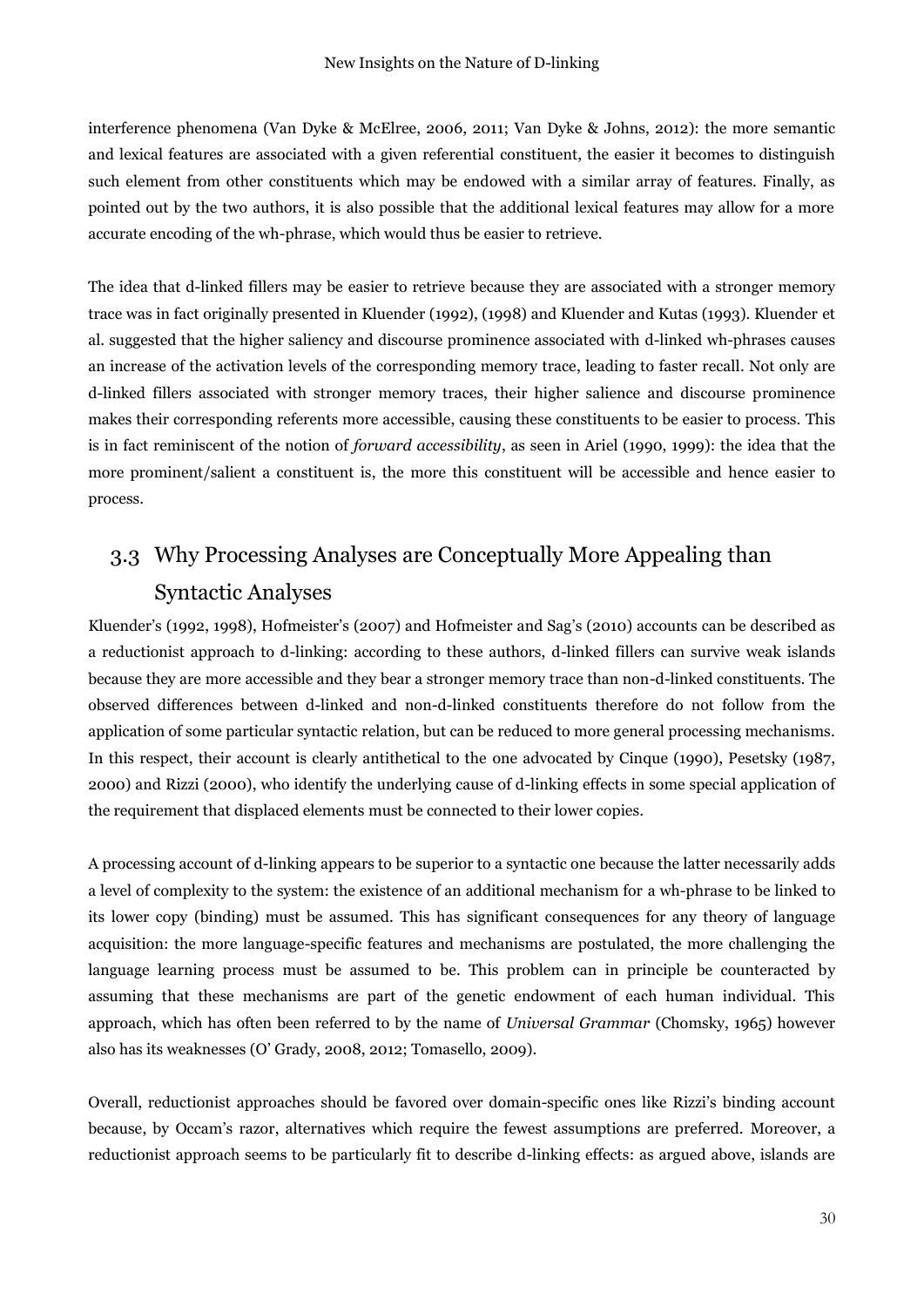interference phenomena (Van Dyke & McElree, 2006, 2011; Van Dyke & Johns, 2012): the more semantic and lexical features are associated with a given referential constituent, the easier it becomes to distinguish such element from other constituents which may be endowed with a similar array of features. Finally, as pointed out by the two authors, it is also possible that the additional lexical features may allow for a more accurate encoding of the wh-phrase, which would thus be easier to retrieve.

The idea that d-linked fillers may be easier to retrieve because they are associated with a stronger memory trace was in fact originally presented in Kluender (1992), (1998) and Kluender and Kutas (1993). Kluender et al. suggested that the higher saliency and discourse prominence associated with d-linked wh-phrases causes an increase of the activation levels of the corresponding memory trace, leading to faster recall. Not only are d-linked fillers associated with stronger memory traces, their higher salience and discourse prominence makes their corresponding referents more accessible, causing these constituents to be easier to process. This is in fact reminiscent of the notion of *forward accessibility*, as seen in Ariel (1990, 1999): the idea that the more prominent/salient a constituent is, the more this constituent will be accessible and hence easier to process.

## 3.3 Why Processing Analyses are Conceptually More Appealing than Syntactic Analyses

Kluender's (1992, 1998), Hofmeister's (2007) and Hofmeister and Sag's (2010) accounts can be described as a reductionist approach to d-linking: according to these authors, d-linked fillers can survive weak islands because they are more accessible and they bear a stronger memory trace than non-d-linked constituents. The observed differences between d-linked and non-d-linked constituents therefore do not follow from the application of some particular syntactic relation, but can be reduced to more general processing mechanisms. In this respect, their account is clearly antithetical to the one advocated by Cinque (1990), Pesetsky (1987, 2000) and Rizzi (2000), who identify the underlying cause of d-linking effects in some special application of the requirement that displaced elements must be connected to their lower copies.

A processing account of d-linking appears to be superior to a syntactic one because the latter necessarily adds a level of complexity to the system: the existence of an additional mechanism for a wh-phrase to be linked to its lower copy (binding) must be assumed. This has significant consequences for any theory of language acquisition: the more language-specific features and mechanisms are postulated, the more challenging the language learning process must be assumed to be. This problem can in principle be counteracted by assuming that these mechanisms are part of the genetic endowment of each human individual. This approach, which has often been referred to by the name of *Universal Grammar* (Chomsky, 1965) however also has its weaknesses (O' Grady, 2008, 2012; Tomasello, 2009).

Overall, reductionist approaches should be favored over domain-specific ones like Rizzi's binding account because, by Occam's razor, alternatives which require the fewest assumptions are preferred. Moreover, a reductionist approach seems to be particularly fit to describe d-linking effects: as argued above, islands are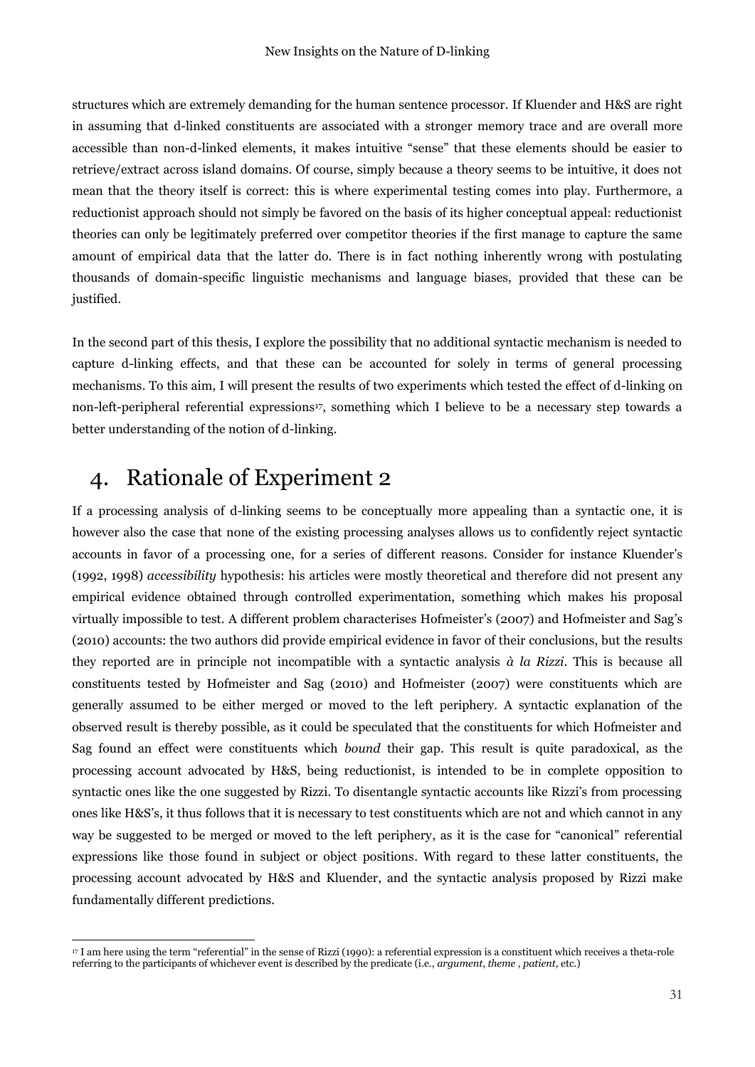structures which are extremely demanding for the human sentence processor. If Kluender and H&S are right in assuming that d-linked constituents are associated with a stronger memory trace and are overall more accessible than non-d-linked elements, it makes intuitive "sense" that these elements should be easier to retrieve/extract across island domains. Of course, simply because a theory seems to be intuitive, it does not mean that the theory itself is correct: this is where experimental testing comes into play. Furthermore, a reductionist approach should not simply be favored on the basis of its higher conceptual appeal: reductionist theories can only be legitimately preferred over competitor theories if the first manage to capture the same amount of empirical data that the latter do. There is in fact nothing inherently wrong with postulating thousands of domain-specific linguistic mechanisms and language biases, provided that these can be justified.

In the second part of this thesis, I explore the possibility that no additional syntactic mechanism is needed to capture d-linking effects, and that these can be accounted for solely in terms of general processing mechanisms. To this aim, I will present the results of two experiments which tested the effect of d-linking on non-left-peripheral referential expressions[17], something which I believe to be a necessary step towards a better understanding of the notion of d-linking.

# 4. Rationale of Experiment 2

If a processing analysis of d-linking seems to be conceptually more appealing than a syntactic one, it is however also the case that none of the existing processing analyses allows us to confidently reject syntactic accounts in favor of a processing one, for a series of different reasons. Consider for instance Kluender's (1992, 1998) *accessibility* hypothesis: his articles were mostly theoretical and therefore did not present any empirical evidence obtained through controlled experimentation, something which makes his proposal virtually impossible to test. A different problem characterises Hofmeister's (2007) and Hofmeister and Sag's (2010) accounts: the two authors did provide empirical evidence in favor of their conclusions, but the results they reported are in principle not incompatible with a syntactic analysis *à la Rizzi*. This is because all constituents tested by Hofmeister and Sag (2010) and Hofmeister (2007) were constituents which are generally assumed to be either merged or moved to the left periphery. A syntactic explanation of the observed result is thereby possible, as it could be speculated that the constituents for which Hofmeister and Sag found an effect were constituents which *bound* their gap. This result is quite paradoxical, as the processing account advocated by H&S, being reductionist, is intended to be in complete opposition to syntactic ones like the one suggested by Rizzi. To disentangle syntactic accounts like Rizzi's from processing ones like H&S's, it thus follows that it is necessary to test constituents which are not and which cannot in any way be suggested to be merged or moved to the left periphery, as it is the case for "canonical" referential expressions like those found in subject or object positions. With regard to these latter constituents, the processing account advocated by H&S and Kluender, and the syntactic analysis proposed by Rizzi make fundamentally different predictions.

[17] I am here using the term "referential" in the sense of Rizzi (1990): a referential expression is a constituent which receives a theta-role referring to the participants of whichever event is described by the predicate (i.e., *argument*, *theme* , *patient*, etc.)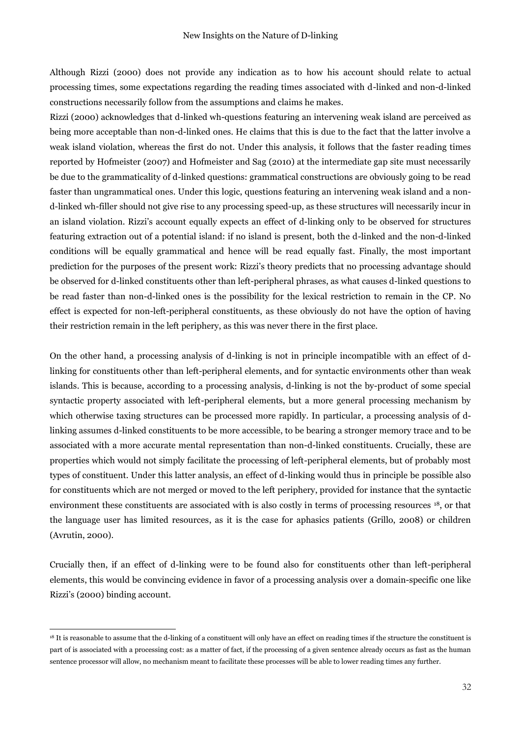Although Rizzi (2000) does not provide any indication as to how his account should relate to actual processing times, some expectations regarding the reading times associated with d-linked and non-d-linked constructions necessarily follow from the assumptions and claims he makes.

Rizzi (2000) acknowledges that d-linked wh-questions featuring an intervening weak island are perceived as being more acceptable than non-d-linked ones. He claims that this is due to the fact that the latter involve a weak island violation, whereas the first do not. Under this analysis, it follows that the faster reading times reported by Hofmeister (2007) and Hofmeister and Sag (2010) at the intermediate gap site must necessarily be due to the grammaticality of d-linked questions: grammatical constructions are obviously going to be read faster than ungrammatical ones. Under this logic, questions featuring an intervening weak island and a non-d-linked wh-filler should not give rise to any processing speed-up, as these structures will necessarily incur in an island violation. Rizzi's account equally expects an effect of d-linking only to be observed for structures featuring extraction out of a potential island: if no island is present, both the d-linked and the non-d-linked conditions will be equally grammatical and hence will be read equally fast. Finally, the most important prediction for the purposes of the present work: Rizzi's theory predicts that no processing advantage should be observed for d-linked constituents other than left-peripheral phrases, as what causes d-linked questions to be read faster than non-d-linked ones is the possibility for the lexical restriction to remain in the CP. No effect is expected for non-left-peripheral constituents, as these obviously do not have the option of having their restriction remain in the left periphery, as this was never there in the first place.

On the other hand, a processing analysis of d-linking is not in principle incompatible with an effect of d-linking for constituents other than left-peripheral elements, and for syntactic environments other than weak islands. This is because, according to a processing analysis, d-linking is not the by-product of some special syntactic property associated with left-peripheral elements, but a more general processing mechanism by which otherwise taxing structures can be processed more rapidly. In particular, a processing analysis of d-linking assumes d-linked constituents to be more accessible, to be bearing a stronger memory trace and to be associated with a more accurate mental representation than non-d-linked constituents. Crucially, these are properties which would not simply facilitate the processing of left-peripheral elements, but of probably most types of constituent. Under this latter analysis, an effect of d-linking would thus in principle be possible also for constituents which are not merged or moved to the left periphery, provided for instance that the syntactic environment these constituents are associated with is also costly in terms of processing resources [18], or that the language user has limited resources, as it is the case for aphasics patients (Grillo, 2008) or children (Avrutin, 2000).

Crucially then, if an effect of d-linking were to be found also for constituents other than left-peripheral elements, this would be convincing evidence in favor of a processing analysis over a domain-specific one like Rizzi's (2000) binding account.

---

[18] It is reasonable to assume that the d-linking of a constituent will only have an effect on reading times if the structure the constituent is part of is associated with a processing cost: as a matter of fact, if the processing of a given sentence already occurs as fast as the human sentence processor will allow, no mechanism meant to facilitate these processes will be able to lower reading times any further.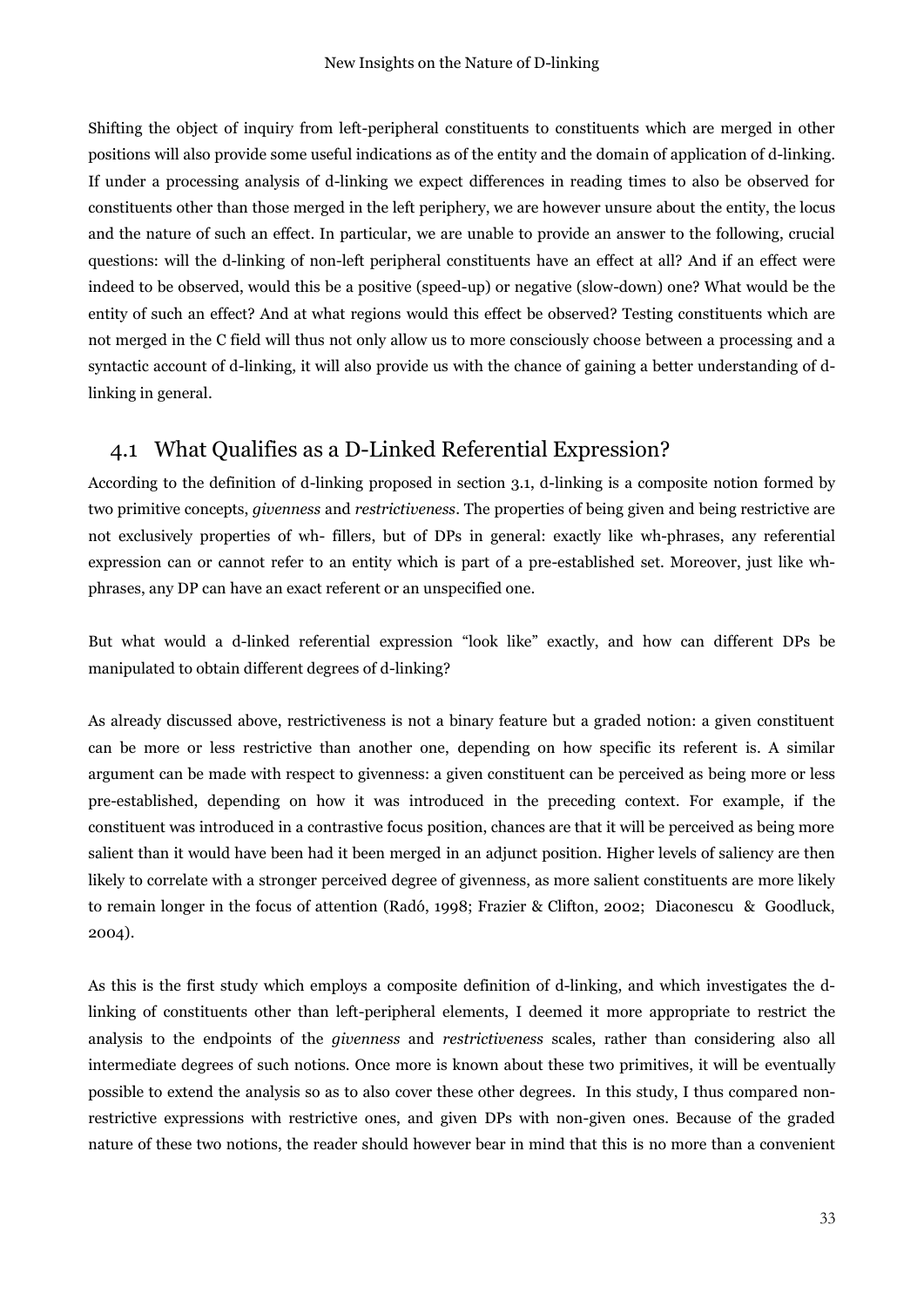Shifting the object of inquiry from left-peripheral constituents to constituents which are merged in other positions will also provide some useful indications as of the entity and the domain of application of d-linking. If under a processing analysis of d-linking we expect differences in reading times to also be observed for constituents other than those merged in the left periphery, we are however unsure about the entity, the locus and the nature of such an effect. In particular, we are unable to provide an answer to the following, crucial questions: will the d-linking of non-left peripheral constituents have an effect at all? And if an effect were indeed to be observed, would this be a positive (speed-up) or negative (slow-down) one? What would be the entity of such an effect? And at what regions would this effect be observed? Testing constituents which are not merged in the C field will thus not only allow us to more consciously choose between a processing and a syntactic account of d-linking, it will also provide us with the chance of gaining a better understanding of d-linking in general.

## 4.1 What Qualifies as a D-Linked Referential Expression?

According to the definition of d-linking proposed in section 3.1, d-linking is a composite notion formed by two primitive concepts, *givenness* and *restrictiveness*. The properties of being given and being restrictive are not exclusively properties of wh- fillers, but of DPs in general: exactly like wh-phrases, any referential expression can or cannot refer to an entity which is part of a pre-established set. Moreover, just like wh-phrases, any DP can have an exact referent or an unspecified one.

But what would a d-linked referential expression "look like" exactly, and how can different DPs be manipulated to obtain different degrees of d-linking?

As already discussed above, restrictiveness is not a binary feature but a graded notion: a given constituent can be more or less restrictive than another one, depending on how specific its referent is. A similar argument can be made with respect to givenness: a given constituent can be perceived as being more or less pre-established, depending on how it was introduced in the preceding context. For example, if the constituent was introduced in a contrastive focus position, chances are that it will be perceived as being more salient than it would have been had it been merged in an adjunct position. Higher levels of saliency are then likely to correlate with a stronger perceived degree of givenness, as more salient constituents are more likely to remain longer in the focus of attention (Radó, 1998; Frazier & Clifton, 2002; Diaconescu & Goodluck, 2004).

As this is the first study which employs a composite definition of d-linking, and which investigates the d-linking of constituents other than left-peripheral elements, I deemed it more appropriate to restrict the analysis to the endpoints of the *givenness* and *restrictiveness* scales, rather than considering also all intermediate degrees of such notions. Once more is known about these two primitives, it will be eventually possible to extend the analysis so as to also cover these other degrees. In this study, I thus compared non-restrictive expressions with restrictive ones, and given DPs with non-given ones. Because of the graded nature of these two notions, the reader should however bear in mind that this is no more than a convenient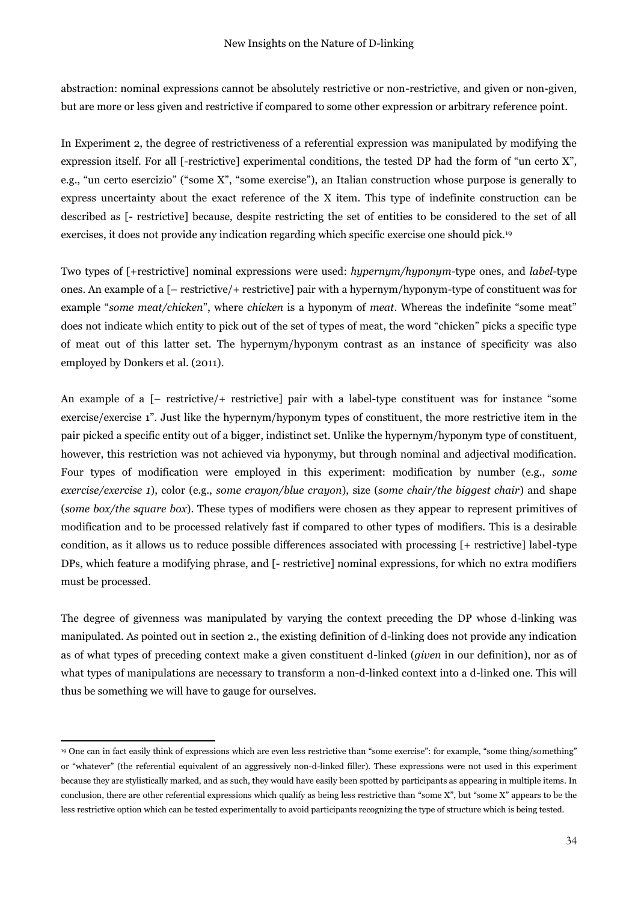abstraction: nominal expressions cannot be absolutely restrictive or non-restrictive, and given or non-given, but are more or less given and restrictive if compared to some other expression or arbitrary reference point.

In Experiment 2, the degree of restrictiveness of a referential expression was manipulated by modifying the expression itself. For all [-restrictive] experimental conditions, the tested DP had the form of "un certo X", e.g., "un certo esercizio" ("some X", "some exercise"), an Italian construction whose purpose is generally to express uncertainty about the exact reference of the X item. This type of indefinite construction can be described as [- restrictive] because, despite restricting the set of entities to be considered to the set of all exercises, it does not provide any indication regarding which specific exercise one should pick.[19]

Two types of [+restrictive] nominal expressions were used: *hypernym/hyponym*-type ones, and *label*-type ones. An example of a [– restrictive/+ restrictive] pair with a hypernym/hyponym-type of constituent was for example "*some meat/chicken*", where *chicken* is a hyponym of *meat*. Whereas the indefinite "some meat" does not indicate which entity to pick out of the set of types of meat, the word "chicken" picks a specific type of meat out of this latter set. The hypernym/hyponym contrast as an instance of specificity was also employed by Donkers et al. (2011).

An example of a [– restrictive/+ restrictive] pair with a label-type constituent was for instance "some exercise/exercise 1". Just like the hypernym/hyponym types of constituent, the more restrictive item in the pair picked a specific entity out of a bigger, indistinct set. Unlike the hypernym/hyponym type of constituent, however, this restriction was not achieved via hyponymy, but through nominal and adjectival modification. Four types of modification were employed in this experiment: modification by number (e.g., *some exercise/exercise 1*), color (e.g., *some crayon/blue crayon*), size (*some chair/the biggest chair*) and shape (*some box/the square box*). These types of modifiers were chosen as they appear to represent primitives of modification and to be processed relatively fast if compared to other types of modifiers. This is a desirable condition, as it allows us to reduce possible differences associated with processing [+ restrictive] label-type DPs, which feature a modifying phrase, and [- restrictive] nominal expressions, for which no extra modifiers must be processed.

The degree of givenness was manipulated by varying the context preceding the DP whose d-linking was manipulated. As pointed out in section 2., the existing definition of d-linking does not provide any indication as of what types of preceding context make a given constituent d-linked (*given* in our definition), nor as of what types of manipulations are necessary to transform a non-d-linked context into a d-linked one. This will thus be something we will have to gauge for ourselves.

---

[19] One can in fact easily think of expressions which are even less restrictive than "some exercise": for example, "some thing/something" or "whatever" (the referential equivalent of an aggressively non-d-linked filler). These expressions were not used in this experiment because they are stylistically marked, and as such, they would have easily been spotted by participants as appearing in multiple items. In conclusion, there are other referential expressions which qualify as being less restrictive than "some X", but "some X" appears to be the less restrictive option which can be tested experimentally to avoid participants recognizing the type of structure which is being tested.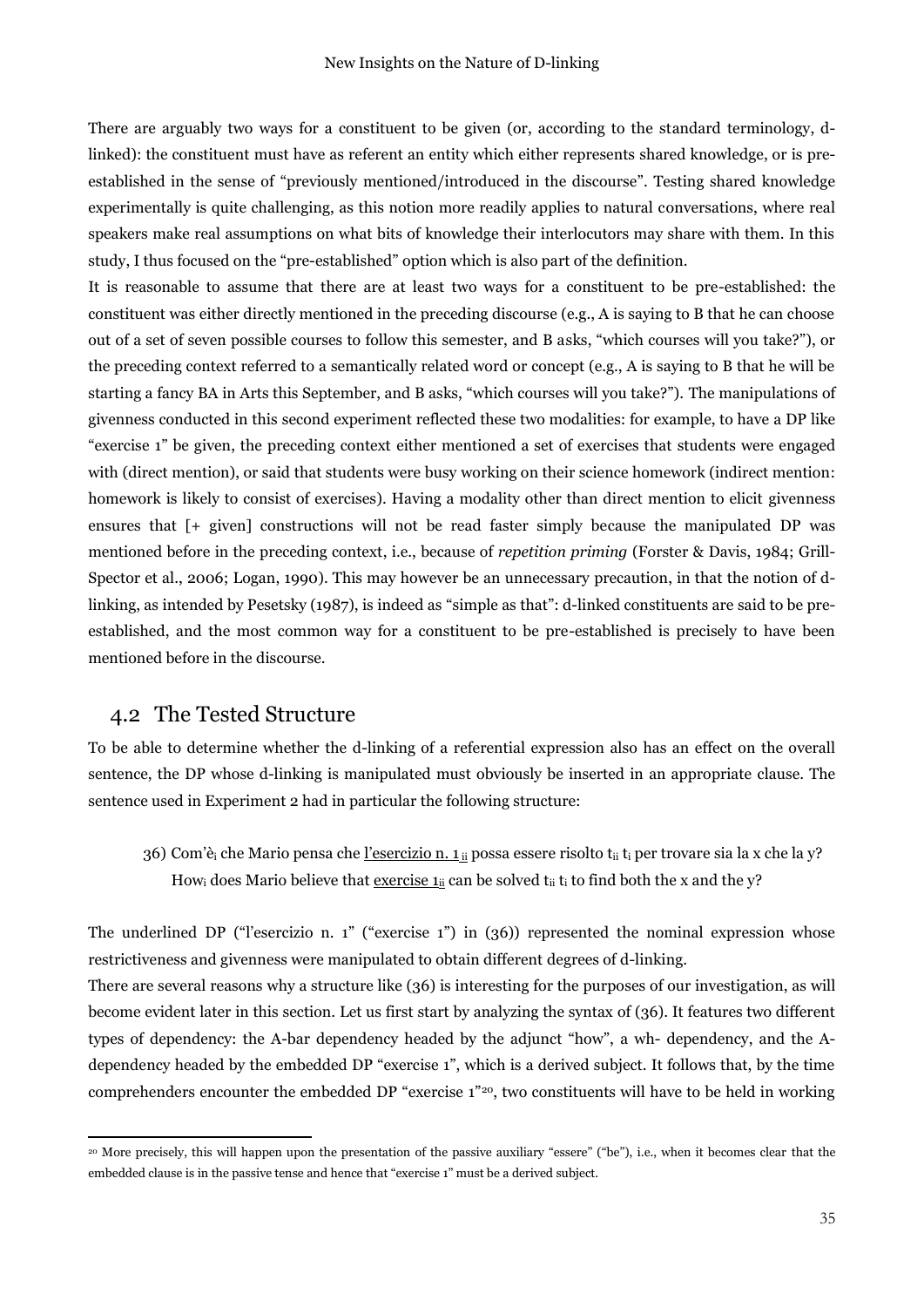There are arguably two ways for a constituent to be given (or, according to the standard terminology, d-linked): the constituent must have as referent an entity which either represents shared knowledge, or is pre-established in the sense of "previously mentioned/introduced in the discourse". Testing shared knowledge experimentally is quite challenging, as this notion more readily applies to natural conversations, where real speakers make real assumptions on what bits of knowledge their interlocutors may share with them. In this study, I thus focused on the "pre-established" option which is also part of the definition.

It is reasonable to assume that there are at least two ways for a constituent to be pre-established: the constituent was either directly mentioned in the preceding discourse (e.g., A is saying to B that he can choose out of a set of seven possible courses to follow this semester, and B asks, "which courses will you take?"), or the preceding context referred to a semantically related word or concept (e.g., A is saying to B that he will be starting a fancy BA in Arts this September, and B asks, "which courses will you take?"). The manipulations of givenness conducted in this second experiment reflected these two modalities: for example, to have a DP like "exercise 1" be given, the preceding context either mentioned a set of exercises that students were engaged with (direct mention), or said that students were busy working on their science homework (indirect mention: homework is likely to consist of exercises). Having a modality other than direct mention to elicit givenness ensures that [+ given] constructions will not be read faster simply because the manipulated DP was mentioned before in the preceding context, i.e., because of *repetition priming* (Forster & Davis, 1984; Grill-Spector et al., 2006; Logan, 1990). This may however be an unnecessary precaution, in that the notion of d-linking, as intended by Pesetsky (1987), is indeed as "simple as that": d-linked constituents are said to be pre-established, and the most common way for a constituent to be pre-established is precisely to have been mentioned before in the discourse.

## 4.2 The Tested Structure

To be able to determine whether the d-linking of a referential expression also has an effect on the overall sentence, the DP whose d-linking is manipulated must obviously be inserted in an appropriate clause. The sentence used in Experiment 2 had in particular the following structure:

36) Com'è$_i$ che Mario pensa che <u>l'esercizio n. 1$_{ii}$</u> possa essere risolto t$_{ii}$ t$_i$ per trovare sia la x che la y?
How$_i$ does Mario believe that <u>exercise 1$_{ii}$</u> can be solved t$_{ii}$ t$_i$ to find both the x and the y?

The underlined DP ("l'esercizio n. 1" ("exercise 1") in (36)) represented the nominal expression whose restrictiveness and givenness were manipulated to obtain different degrees of d-linking.

There are several reasons why a structure like (36) is interesting for the purposes of our investigation, as will become evident later in this section. Let us first start by analyzing the syntax of (36). It features two different types of dependency: the A-bar dependency headed by the adjunct "how", a wh- dependency, and the A-dependency headed by the embedded DP "exercise 1", which is a derived subject. It follows that, by the time comprehenders encounter the embedded DP "exercise 1"[20], two constituents will have to be held in working

[20] More precisely, this will happen upon the presentation of the passive auxiliary "essere" ("be"), i.e., when it becomes clear that the embedded clause is in the passive tense and hence that "exercise 1" must be a derived subject.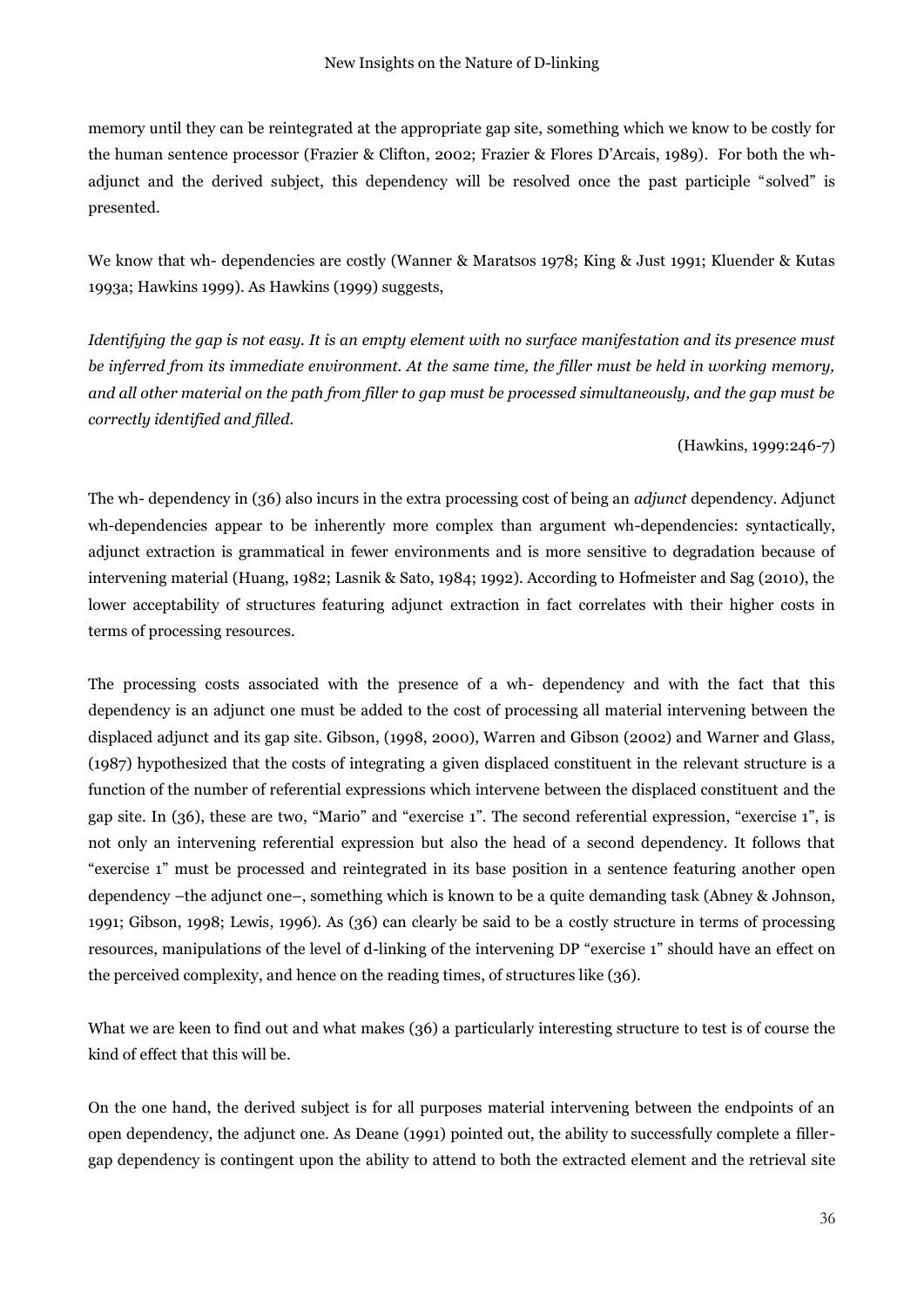memory until they can be reintegrated at the appropriate gap site, something which we know to be costly for the human sentence processor (Frazier & Clifton, 2002; Frazier & Flores D'Arcais, 1989). For both the wh-adjunct and the derived subject, this dependency will be resolved once the past participle "solved" is presented.

We know that wh- dependencies are costly (Wanner & Maratsos 1978; King & Just 1991; Kluender & Kutas 1993a; Hawkins 1999). As Hawkins (1999) suggests,

*Identifying the gap is not easy. It is an empty element with no surface manifestation and its presence must be inferred from its immediate environment. At the same time, the filler must be held in working memory, and all other material on the path from filler to gap must be processed simultaneously, and the gap must be correctly identified and filled.*

(Hawkins, 1999:246-7)

The wh- dependency in (36) also incurs in the extra processing cost of being an *adjunct* dependency. Adjunct wh-dependencies appear to be inherently more complex than argument wh-dependencies: syntactically, adjunct extraction is grammatical in fewer environments and is more sensitive to degradation because of intervening material (Huang, 1982; Lasnik & Sato, 1984; 1992). According to Hofmeister and Sag (2010), the lower acceptability of structures featuring adjunct extraction in fact correlates with their higher costs in terms of processing resources.

The processing costs associated with the presence of a wh- dependency and with the fact that this dependency is an adjunct one must be added to the cost of processing all material intervening between the displaced adjunct and its gap site. Gibson, (1998, 2000), Warren and Gibson (2002) and Warner and Glass, (1987) hypothesized that the costs of integrating a given displaced constituent in the relevant structure is a function of the number of referential expressions which intervene between the displaced constituent and the gap site. In (36), these are two, "Mario" and "exercise 1". The second referential expression, "exercise 1", is not only an intervening referential expression but also the head of a second dependency. It follows that "exercise 1" must be processed and reintegrated in its base position in a sentence featuring another open dependency –the adjunct one–, something which is known to be a quite demanding task (Abney & Johnson, 1991; Gibson, 1998; Lewis, 1996). As (36) can clearly be said to be a costly structure in terms of processing resources, manipulations of the level of d-linking of the intervening DP "exercise 1" should have an effect on the perceived complexity, and hence on the reading times, of structures like (36).

What we are keen to find out and what makes (36) a particularly interesting structure to test is of course the kind of effect that this will be.

On the one hand, the derived subject is for all purposes material intervening between the endpoints of an open dependency, the adjunct one. As Deane (1991) pointed out, the ability to successfully complete a filler-gap dependency is contingent upon the ability to attend to both the extracted element and the retrieval site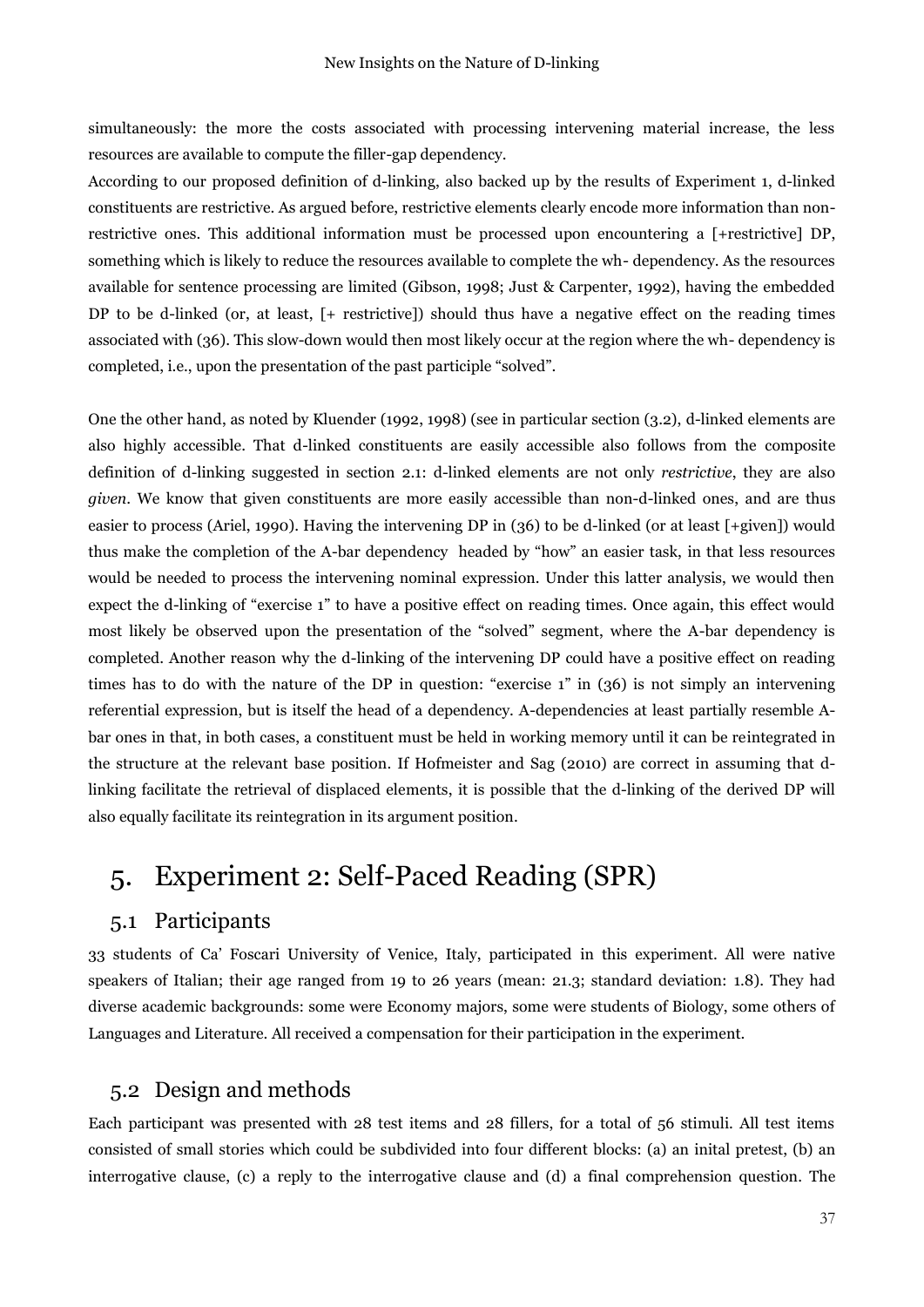simultaneously: the more the costs associated with processing intervening material increase, the less resources are available to compute the filler-gap dependency.

According to our proposed definition of d-linking, also backed up by the results of Experiment 1, d-linked constituents are restrictive. As argued before, restrictive elements clearly encode more information than non-restrictive ones. This additional information must be processed upon encountering a [+restrictive] DP, something which is likely to reduce the resources available to complete the wh- dependency. As the resources available for sentence processing are limited (Gibson, 1998; Just & Carpenter, 1992), having the embedded DP to be d-linked (or, at least, [+ restrictive]) should thus have a negative effect on the reading times associated with (36). This slow-down would then most likely occur at the region where the wh- dependency is completed, i.e., upon the presentation of the past participle "solved".

One the other hand, as noted by Kluender (1992, 1998) (see in particular section (3.2), d-linked elements are also highly accessible. That d-linked constituents are easily accessible also follows from the composite definition of d-linking suggested in section 2.1: d-linked elements are not only *restrictive*, they are also *given*. We know that given constituents are more easily accessible than non-d-linked ones, and are thus easier to process (Ariel, 1990). Having the intervening DP in (36) to be d-linked (or at least [+given]) would thus make the completion of the A-bar dependency headed by "how" an easier task, in that less resources would be needed to process the intervening nominal expression. Under this latter analysis, we would then expect the d-linking of "exercise 1" to have a positive effect on reading times. Once again, this effect would most likely be observed upon the presentation of the "solved" segment, where the A-bar dependency is completed. Another reason why the d-linking of the intervening DP could have a positive effect on reading times has to do with the nature of the DP in question: "exercise 1" in (36) is not simply an intervening referential expression, but is itself the head of a dependency. A-dependencies at least partially resemble A-bar ones in that, in both cases, a constituent must be held in working memory until it can be reintegrated in the structure at the relevant base position. If Hofmeister and Sag (2010) are correct in assuming that d-linking facilitate the retrieval of displaced elements, it is possible that the d-linking of the derived DP will also equally facilitate its reintegration in its argument position.

# 5. Experiment 2: Self-Paced Reading (SPR)

## 5.1 Participants

33 students of Ca' Foscari University of Venice, Italy, participated in this experiment. All were native speakers of Italian; their age ranged from 19 to 26 years (mean: 21.3; standard deviation: 1.8). They had diverse academic backgrounds: some were Economy majors, some were students of Biology, some others of Languages and Literature. All received a compensation for their participation in the experiment.

## 5.2 Design and methods

Each participant was presented with 28 test items and 28 fillers, for a total of 56 stimuli. All test items consisted of small stories which could be subdivided into four different blocks: (a) an inital pretest, (b) an interrogative clause, (c) a reply to the interrogative clause and (d) a final comprehension question. The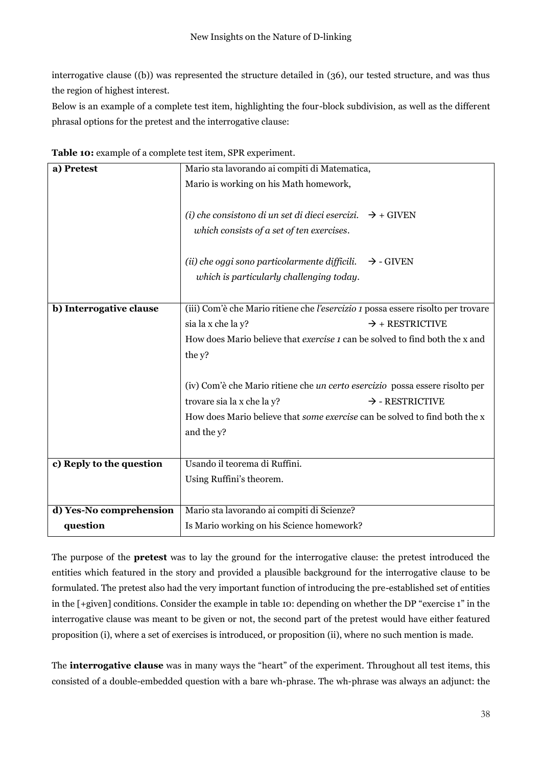interrogative clause ((b)) was represented the structure detailed in (36), our tested structure, and was thus the region of highest interest.

Below is an example of a complete test item, highlighting the four-block subdivision, as well as the different phrasal options for the pretest and the interrogative clause:

**Table 10:** example of a complete test item, SPR experiment.

| | |
|---|---|
| **a) Pretest** | Mario sta lavorando ai compiti di Matematica,<br>Mario is working on his Math homework,<br><br>*(i) che consistono di un set di dieci esercizi.* → + GIVEN<br>*which consists of a set of ten exercises.*<br><br>*(ii) che oggi sono particolarmente difficili.* → - GIVEN<br>*which is particularly challenging today.* |
| **b) Interrogative clause** | (iii) Com'è che Mario ritiene che *l'esercizio 1* possa essere risolto per trovare sia la x che la y? → + RESTRICTIVE<br>How does Mario believe that *exercise 1* can be solved to find both the x and the y?<br><br>(iv) Com'è che Mario ritiene che *un certo esercizio* possa essere risolto per trovare sia la x che la y? → - RESTRICTIVE<br>How does Mario believe that *some exercise* can be solved to find both the x and the y? |
| **c) Reply to the question** | Usando il teorema di Ruffini.<br>Using Ruffini's theorem. |
| **d) Yes-No comprehension question** | Mario sta lavorando ai compiti di Scienze?<br>Is Mario working on his Science homework? |

The purpose of the **pretest** was to lay the ground for the interrogative clause: the pretest introduced the entities which featured in the story and provided a plausible background for the interrogative clause to be formulated. The pretest also had the very important function of introducing the pre-established set of entities in the [+given] conditions. Consider the example in table 10: depending on whether the DP "exercise 1" in the interrogative clause was meant to be given or not, the second part of the pretest would have either featured proposition (i), where a set of exercises is introduced, or proposition (ii), where no such mention is made.

The **interrogative clause** was in many ways the "heart" of the experiment. Throughout all test items, this consisted of a double-embedded question with a bare wh-phrase. The wh-phrase was always an adjunct: the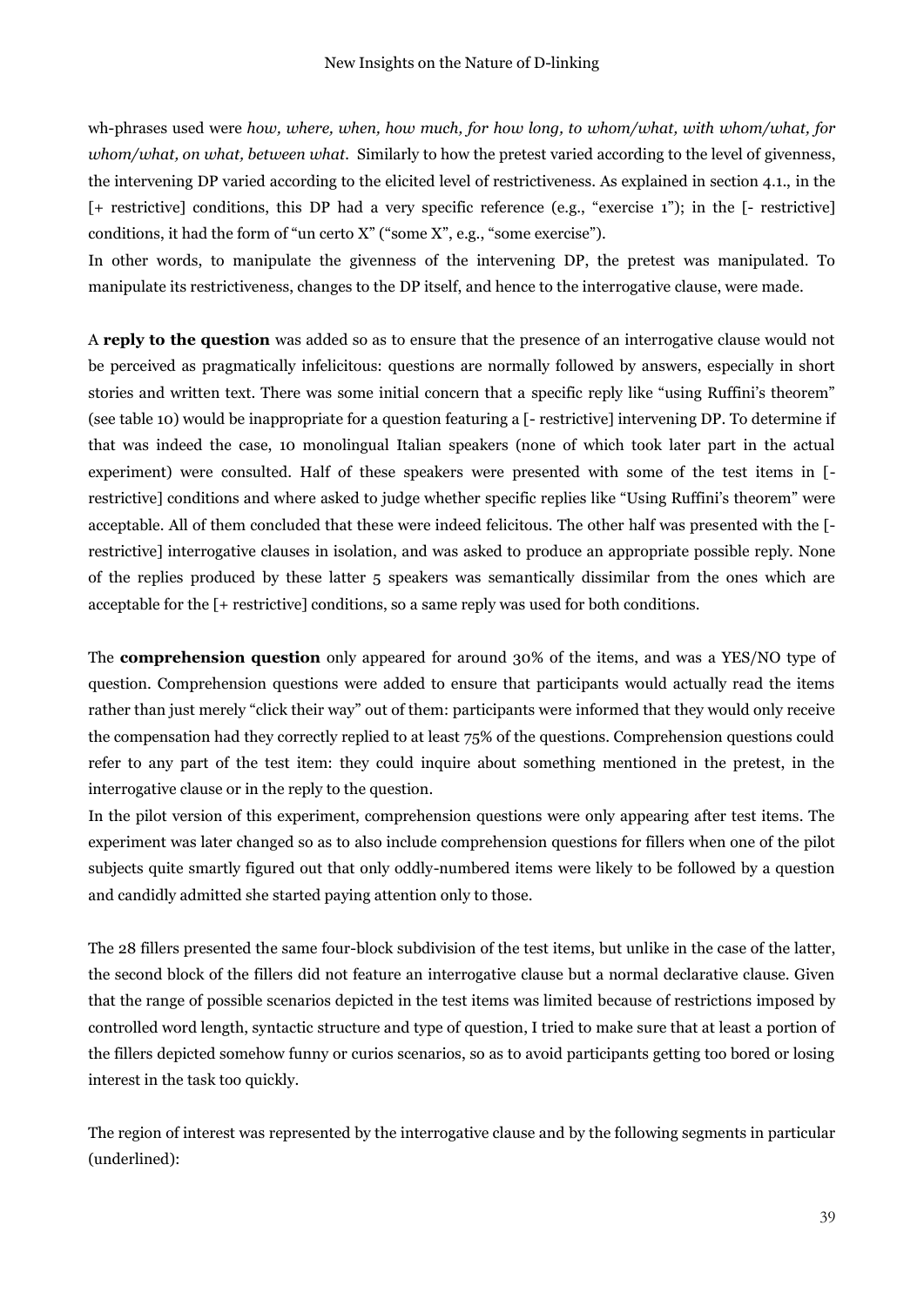wh-phrases used were *how, where, when, how much, for how long, to whom/what, with whom/what, for whom/what, on what, between what*. Similarly to how the pretest varied according to the level of givenness, the intervening DP varied according to the elicited level of restrictiveness. As explained in section 4.1., in the [+ restrictive] conditions, this DP had a very specific reference (e.g., "exercise 1"); in the [- restrictive] conditions, it had the form of "un certo X" ("some X", e.g., "some exercise").

In other words, to manipulate the givenness of the intervening DP, the pretest was manipulated. To manipulate its restrictiveness, changes to the DP itself, and hence to the interrogative clause, were made.

A **reply to the question** was added so as to ensure that the presence of an interrogative clause would not be perceived as pragmatically infelicitous: questions are normally followed by answers, especially in short stories and written text. There was some initial concern that a specific reply like "using Ruffini's theorem" (see table 10) would be inappropriate for a question featuring a [- restrictive] intervening DP. To determine if that was indeed the case, 10 monolingual Italian speakers (none of which took later part in the actual experiment) were consulted. Half of these speakers were presented with some of the test items in [- restrictive] conditions and where asked to judge whether specific replies like "Using Ruffini's theorem" were acceptable. All of them concluded that these were indeed felicitous. The other half was presented with the [- restrictive] interrogative clauses in isolation, and was asked to produce an appropriate possible reply. None of the replies produced by these latter 5 speakers was semantically dissimilar from the ones which are acceptable for the [+ restrictive] conditions, so a same reply was used for both conditions.

The **comprehension question** only appeared for around 30% of the items, and was a YES/NO type of question. Comprehension questions were added to ensure that participants would actually read the items rather than just merely "click their way" out of them: participants were informed that they would only receive the compensation had they correctly replied to at least 75% of the questions. Comprehension questions could refer to any part of the test item: they could inquire about something mentioned in the pretest, in the interrogative clause or in the reply to the question.

In the pilot version of this experiment, comprehension questions were only appearing after test items. The experiment was later changed so as to also include comprehension questions for fillers when one of the pilot subjects quite smartly figured out that only oddly-numbered items were likely to be followed by a question and candidly admitted she started paying attention only to those.

The 28 fillers presented the same four-block subdivision of the test items, but unlike in the case of the latter, the second block of the fillers did not feature an interrogative clause but a normal declarative clause. Given that the range of possible scenarios depicted in the test items was limited because of restrictions imposed by controlled word length, syntactic structure and type of question, I tried to make sure that at least a portion of the fillers depicted somehow funny or curios scenarios, so as to avoid participants getting too bored or losing interest in the task too quickly.

The region of interest was represented by the interrogative clause and by the following segments in particular (underlined):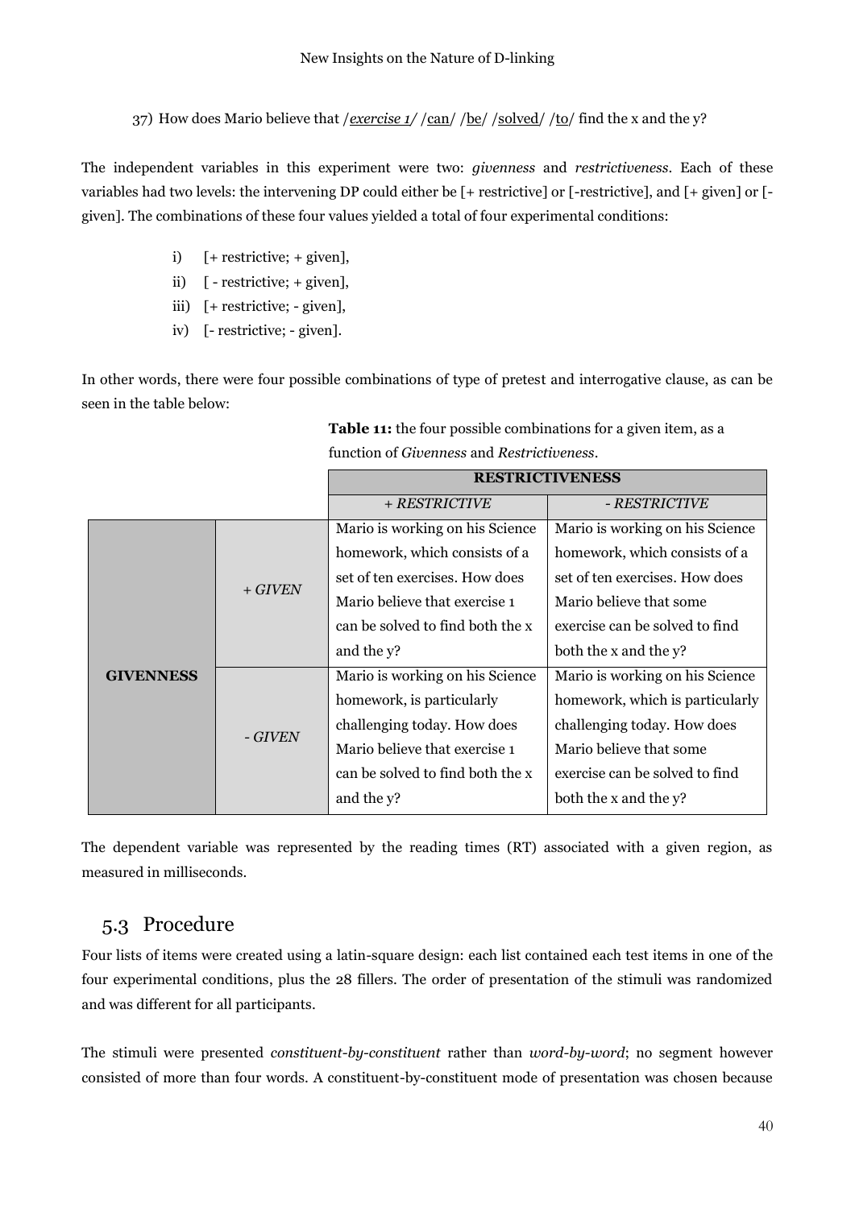37) How does Mario believe that /*exercise 1*/ /can/ /be/ /solved/ /to/ find the x and the y?

The independent variables in this experiment were two: *givenness* and *restrictiveness*. Each of these variables had two levels: the intervening DP could either be [+ restrictive] or [-restrictive], and [+ given] or [-given]. The combinations of these four values yielded a total of four experimental conditions:

i) [+ restrictive; + given],
ii) [ - restrictive; + given],
iii) [+ restrictive; - given],
iv) [- restrictive; - given].

In other words, there were four possible combinations of type of pretest and interrogative clause, as can be seen in the table below:

**Table 11:** the four possible combinations for a given item, as a function of *Givenness* and *Restrictiveness*.

| | | **RESTRICTIVENESS** | |
|---|---|---|---|
| | | *+ RESTRICTIVE* | *- RESTRICTIVE* |
| **GIVENNESS** | *+ GIVEN* | Mario is working on his Science homework, which consists of a set of ten exercises. How does Mario believe that exercise 1 can be solved to find both the x and the y? | Mario is working on his Science homework, which consists of a set of ten exercises. How does Mario believe that some exercise can be solved to find both the x and the y? |
| | *- GIVEN* | Mario is working on his Science homework, is particularly challenging today. How does Mario believe that exercise 1 can be solved to find both the x and the y? | Mario is working on his Science homework, which is particularly challenging today. How does Mario believe that some exercise can be solved to find both the x and the y? |

The dependent variable was represented by the reading times (RT) associated with a given region, as measured in milliseconds.

## 5.3 Procedure

Four lists of items were created using a latin-square design: each list contained each test items in one of the four experimental conditions, plus the 28 fillers. The order of presentation of the stimuli was randomized and was different for all participants.

The stimuli were presented *constituent-by-constituent* rather than *word-by-word*; no segment however consisted of more than four words. A constituent-by-constituent mode of presentation was chosen because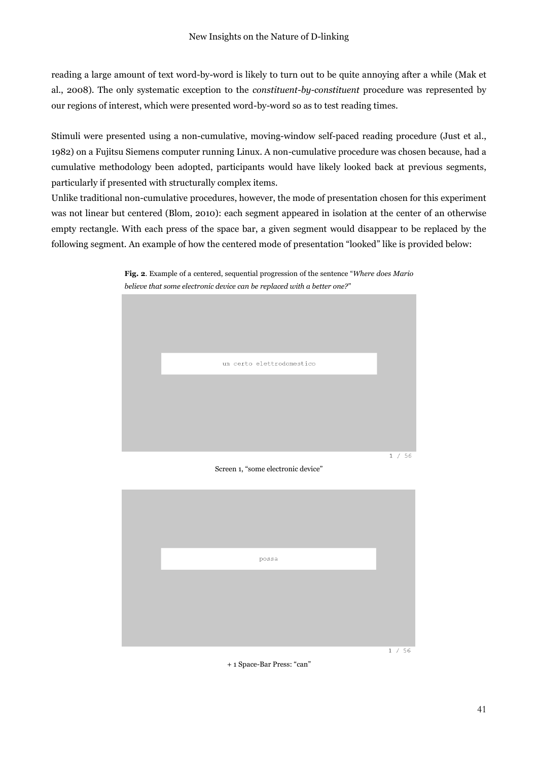reading a large amount of text word-by-word is likely to turn out to be quite annoying after a while (Mak et al., 2008). The only systematic exception to the *constituent-by-constituent* procedure was represented by our regions of interest, which were presented word-by-word so as to test reading times.

Stimuli were presented using a non-cumulative, moving-window self-paced reading procedure (Just et al., 1982) on a Fujitsu Siemens computer running Linux. A non-cumulative procedure was chosen because, had a cumulative methodology been adopted, participants would have likely looked back at previous segments, particularly if presented with structurally complex items.

Unlike traditional non-cumulative procedures, however, the mode of presentation chosen for this experiment was not linear but centered (Blom, 2010): each segment appeared in isolation at the center of an otherwise empty rectangle. With each press of the space bar, a given segment would disappear to be replaced by the following segment. An example of how the centered mode of presentation "looked" like is provided below:

**Fig. 2**. Example of a centered, sequential progression of the sentence "*Where does Mario believe that some electronic device can be replaced with a better one?*"

un certo elettrodomestico

1 / 56

Screen 1, "some electronic device"

possa

1 / 56

+ 1 Space-Bar Press: "can"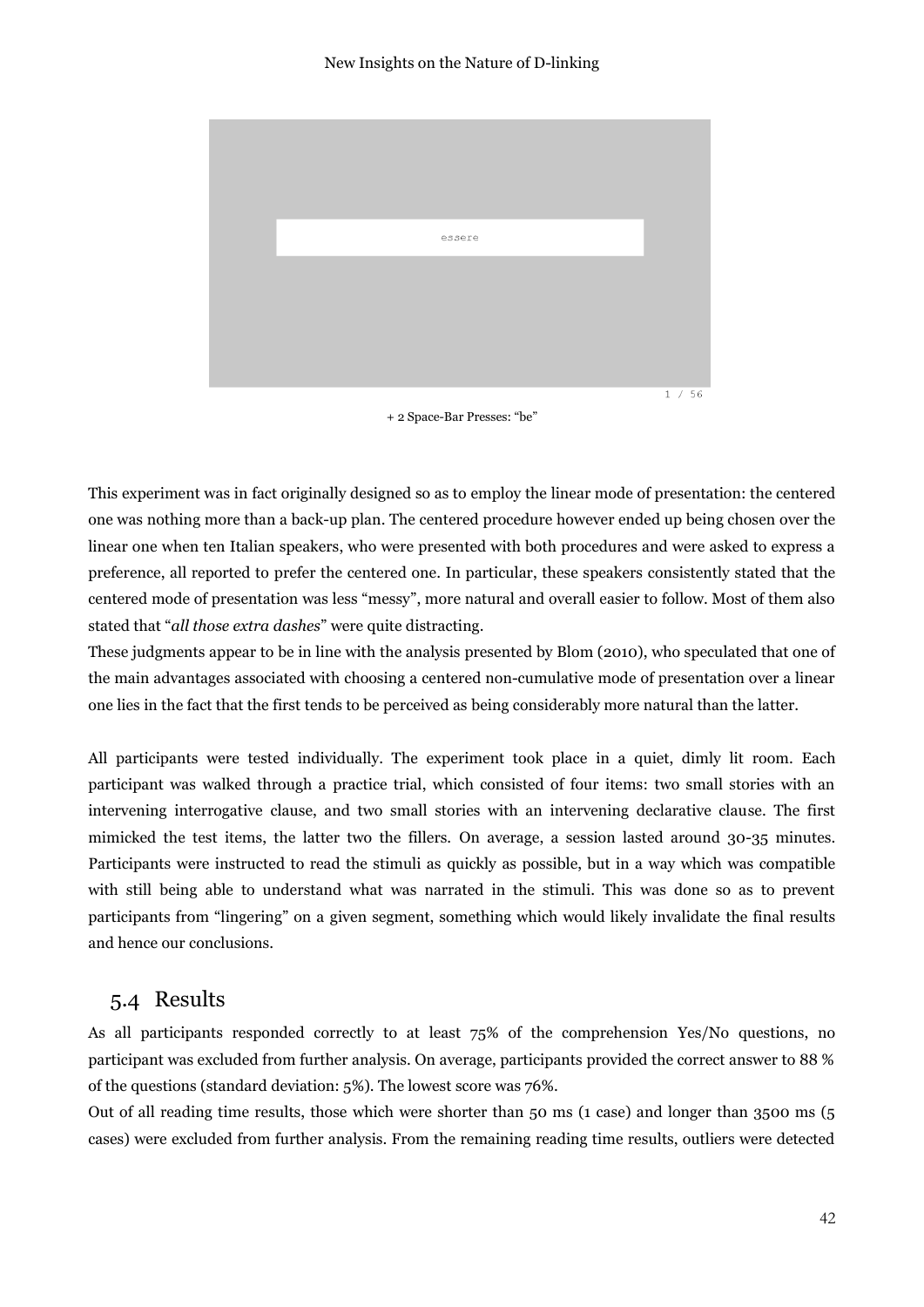essere

\+ 2 Space-Bar Presses: "be"

This experiment was in fact originally designed so as to employ the linear mode of presentation: the centered one was nothing more than a back-up plan. The centered procedure however ended up being chosen over the linear one when ten Italian speakers, who were presented with both procedures and were asked to express a preference, all reported to prefer the centered one. In particular, these speakers consistently stated that the centered mode of presentation was less "messy", more natural and overall easier to follow. Most of them also stated that "*all those extra dashes*" were quite distracting.

These judgments appear to be in line with the analysis presented by Blom (2010), who speculated that one of the main advantages associated with choosing a centered non-cumulative mode of presentation over a linear one lies in the fact that the first tends to be perceived as being considerably more natural than the latter.

All participants were tested individually. The experiment took place in a quiet, dimly lit room. Each participant was walked through a practice trial, which consisted of four items: two small stories with an intervening interrogative clause, and two small stories with an intervening declarative clause. The first mimicked the test items, the latter two the fillers. On average, a session lasted around 30-35 minutes. Participants were instructed to read the stimuli as quickly as possible, but in a way which was compatible with still being able to understand what was narrated in the stimuli. This was done so as to prevent participants from "lingering" on a given segment, something which would likely invalidate the final results and hence our conclusions.

## 5.4 Results

As all participants responded correctly to at least 75% of the comprehension Yes/No questions, no participant was excluded from further analysis. On average, participants provided the correct answer to 88 % of the questions (standard deviation: 5%). The lowest score was 76%.

Out of all reading time results, those which were shorter than 50 ms (1 case) and longer than 3500 ms (5 cases) were excluded from further analysis. From the remaining reading time results, outliers were detected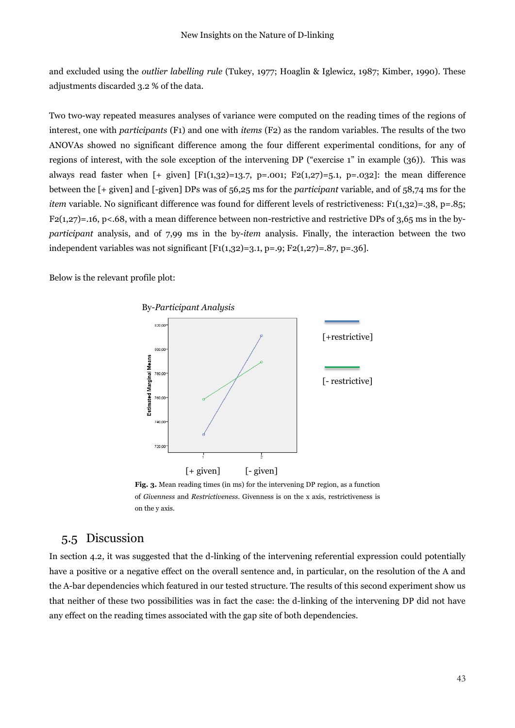and excluded using the *outlier labelling rule* (Tukey, 1977; Hoaglin & Iglewicz, 1987; Kimber, 1990). These adjustments discarded 3.2 % of the data.

Two two-way repeated measures analyses of variance were computed on the reading times of the regions of interest, one with *participants* (F1) and one with *items* (F2) as the random variables. The results of the two ANOVAs showed no significant difference among the four different experimental conditions, for any of regions of interest, with the sole exception of the intervening DP ("exercise 1" in example (36)). This was always read faster when [+ given] [$F1(1,32)=13.7$, $p=.001$; $F2(1,27)=5.1$, $p=.032$]: the mean difference between the [+ given] and [-given] DPs was of 56,25 ms for the *participant* variable, and of 58,74 ms for the *item* variable. No significant difference was found for different levels of restrictiveness: $F1(1,32)=.38$, $p=.85$; $F2(1,27)=.16$, $p<.68$, with a mean difference between non-restrictive and restrictive DPs of 3,65 ms in the by-*participant* analysis, and of 7,99 ms in the by-*item* analysis. Finally, the interaction between the two independent variables was not significant [$F1(1,32)=3.1$, $p=.9$; $F2(1,27)=.87$, $p=.36$].

Below is the relevant profile plot:

By-*Participant Analysis*

[+restrictive]

[- restrictive]

[+ given] [- given]

**Fig. 3.** Mean reading times (in ms) for the intervening DP region, as a function of *Givenness* and *Restrictiveness*. Givenness is on the x axis, restrictiveness is on the y axis.

## 5.5 Discussion

In section 4.2, it was suggested that the d-linking of the intervening referential expression could potentially have a positive or a negative effect on the overall sentence and, in particular, on the resolution of the A and the A-bar dependencies which featured in our tested structure. The results of this second experiment show us that neither of these two possibilities was in fact the case: the d-linking of the intervening DP did not have any effect on the reading times associated with the gap site of both dependencies.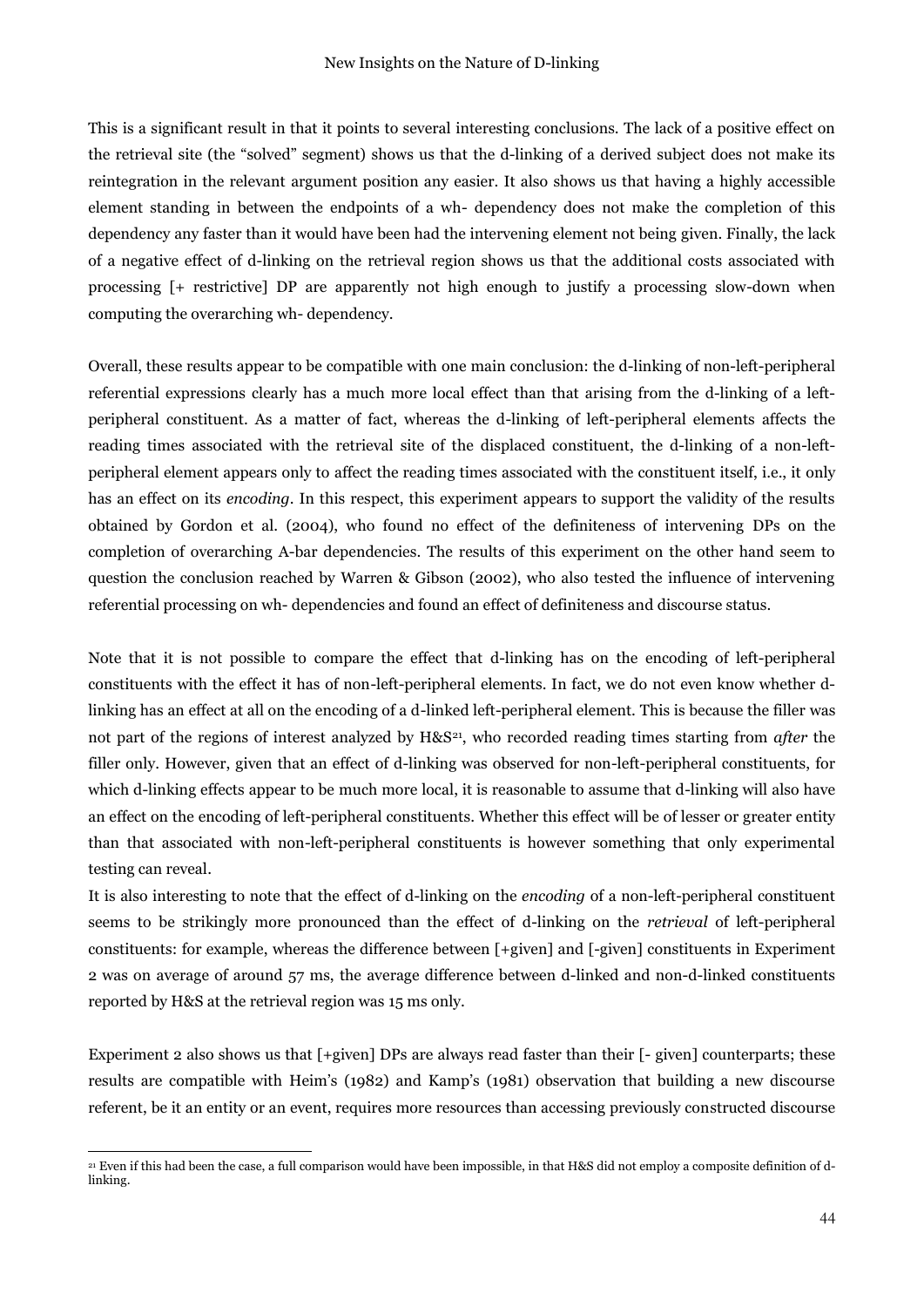This is a significant result in that it points to several interesting conclusions. The lack of a positive effect on the retrieval site (the "solved" segment) shows us that the d-linking of a derived subject does not make its reintegration in the relevant argument position any easier. It also shows us that having a highly accessible element standing in between the endpoints of a wh- dependency does not make the completion of this dependency any faster than it would have been had the intervening element not being given. Finally, the lack of a negative effect of d-linking on the retrieval region shows us that the additional costs associated with processing [+ restrictive] DP are apparently not high enough to justify a processing slow-down when computing the overarching wh- dependency.

Overall, these results appear to be compatible with one main conclusion: the d-linking of non-left-peripheral referential expressions clearly has a much more local effect than that arising from the d-linking of a left-peripheral constituent. As a matter of fact, whereas the d-linking of left-peripheral elements affects the reading times associated with the retrieval site of the displaced constituent, the d-linking of a non-left-peripheral element appears only to affect the reading times associated with the constituent itself, i.e., it only has an effect on its *encoding*. In this respect, this experiment appears to support the validity of the results obtained by Gordon et al. (2004), who found no effect of the definiteness of intervening DPs on the completion of overarching A-bar dependencies. The results of this experiment on the other hand seem to question the conclusion reached by Warren & Gibson (2002), who also tested the influence of intervening referential processing on wh- dependencies and found an effect of definiteness and discourse status.

Note that it is not possible to compare the effect that d-linking has on the encoding of left-peripheral constituents with the effect it has of non-left-peripheral elements. In fact, we do not even know whether d-linking has an effect at all on the encoding of a d-linked left-peripheral element. This is because the filler was not part of the regions of interest analyzed by H&S[21], who recorded reading times starting from *after* the filler only. However, given that an effect of d-linking was observed for non-left-peripheral constituents, for which d-linking effects appear to be much more local, it is reasonable to assume that d-linking will also have an effect on the encoding of left-peripheral constituents. Whether this effect will be of lesser or greater entity than that associated with non-left-peripheral constituents is however something that only experimental testing can reveal.

It is also interesting to note that the effect of d-linking on the *encoding* of a non-left-peripheral constituent seems to be strikingly more pronounced than the effect of d-linking on the *retrieval* of left-peripheral constituents: for example, whereas the difference between [+given] and [-given] constituents in Experiment 2 was on average of around 57 ms, the average difference between d-linked and non-d-linked constituents reported by H&S at the retrieval region was 15 ms only.

Experiment 2 also shows us that [+given] DPs are always read faster than their [- given] counterparts; these results are compatible with Heim's (1982) and Kamp's (1981) observation that building a new discourse referent, be it an entity or an event, requires more resources than accessing previously constructed discourse

[21] Even if this had been the case, a full comparison would have been impossible, in that H&S did not employ a composite definition of d-linking.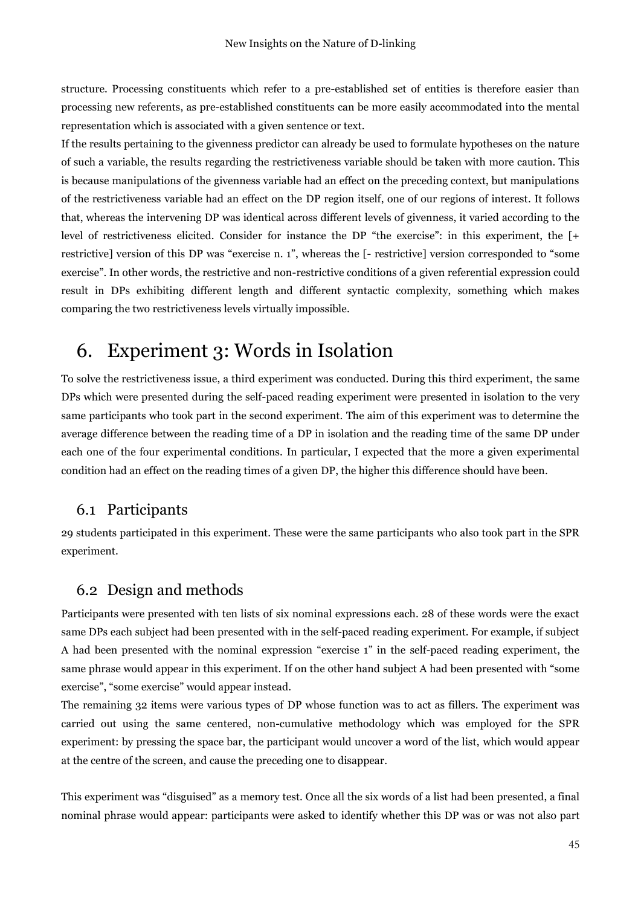structure. Processing constituents which refer to a pre-established set of entities is therefore easier than processing new referents, as pre-established constituents can be more easily accommodated into the mental representation which is associated with a given sentence or text.

If the results pertaining to the givenness predictor can already be used to formulate hypotheses on the nature of such a variable, the results regarding the restrictiveness variable should be taken with more caution. This is because manipulations of the givenness variable had an effect on the preceding context, but manipulations of the restrictiveness variable had an effect on the DP region itself, one of our regions of interest. It follows that, whereas the intervening DP was identical across different levels of givenness, it varied according to the level of restrictiveness elicited. Consider for instance the DP "the exercise": in this experiment, the [+ restrictive] version of this DP was "exercise n. 1", whereas the [- restrictive] version corresponded to "some exercise". In other words, the restrictive and non-restrictive conditions of a given referential expression could result in DPs exhibiting different length and different syntactic complexity, something which makes comparing the two restrictiveness levels virtually impossible.

# 6. Experiment 3: Words in Isolation

To solve the restrictiveness issue, a third experiment was conducted. During this third experiment, the same DPs which were presented during the self-paced reading experiment were presented in isolation to the very same participants who took part in the second experiment. The aim of this experiment was to determine the average difference between the reading time of a DP in isolation and the reading time of the same DP under each one of the four experimental conditions. In particular, I expected that the more a given experimental condition had an effect on the reading times of a given DP, the higher this difference should have been.

## 6.1 Participants

29 students participated in this experiment. These were the same participants who also took part in the SPR experiment.

## 6.2 Design and methods

Participants were presented with ten lists of six nominal expressions each. 28 of these words were the exact same DPs each subject had been presented with in the self-paced reading experiment. For example, if subject A had been presented with the nominal expression "exercise 1" in the self-paced reading experiment, the same phrase would appear in this experiment. If on the other hand subject A had been presented with "some exercise", "some exercise" would appear instead.

The remaining 32 items were various types of DP whose function was to act as fillers. The experiment was carried out using the same centered, non-cumulative methodology which was employed for the SPR experiment: by pressing the space bar, the participant would uncover a word of the list, which would appear at the centre of the screen, and cause the preceding one to disappear.

This experiment was "disguised" as a memory test. Once all the six words of a list had been presented, a final nominal phrase would appear: participants were asked to identify whether this DP was or was not also part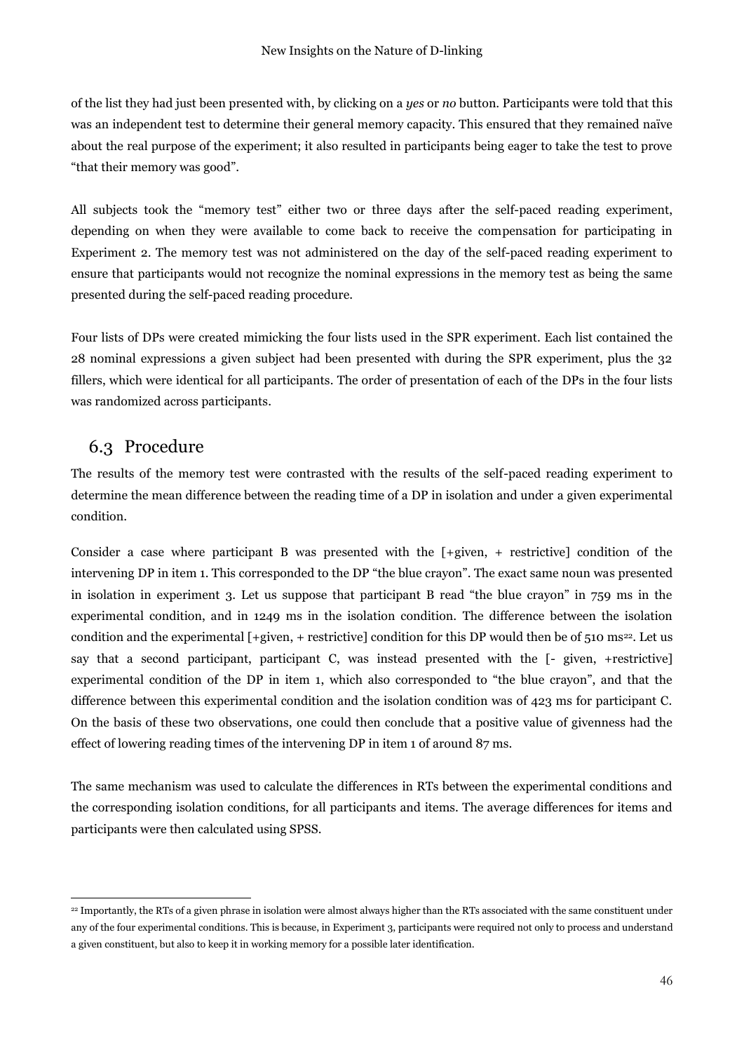of the list they had just been presented with, by clicking on a *yes* or *no* button. Participants were told that this was an independent test to determine their general memory capacity. This ensured that they remained naïve about the real purpose of the experiment; it also resulted in participants being eager to take the test to prove "that their memory was good".

All subjects took the "memory test" either two or three days after the self-paced reading experiment, depending on when they were available to come back to receive the compensation for participating in Experiment 2. The memory test was not administered on the day of the self-paced reading experiment to ensure that participants would not recognize the nominal expressions in the memory test as being the same presented during the self-paced reading procedure.

Four lists of DPs were created mimicking the four lists used in the SPR experiment. Each list contained the 28 nominal expressions a given subject had been presented with during the SPR experiment, plus the 32 fillers, which were identical for all participants. The order of presentation of each of the DPs in the four lists was randomized across participants.

## 6.3 Procedure

The results of the memory test were contrasted with the results of the self-paced reading experiment to determine the mean difference between the reading time of a DP in isolation and under a given experimental condition.

Consider a case where participant B was presented with the [+given, + restrictive] condition of the intervening DP in item 1. This corresponded to the DP "the blue crayon". The exact same noun was presented in isolation in experiment 3. Let us suppose that participant B read "the blue crayon" in 759 ms in the experimental condition, and in 1249 ms in the isolation condition. The difference between the isolation condition and the experimental [+given, + restrictive] condition for this DP would then be of 510 ms[22]. Let us say that a second participant, participant C, was instead presented with the [- given, +restrictive] experimental condition of the DP in item 1, which also corresponded to "the blue crayon", and that the difference between this experimental condition and the isolation condition was of 423 ms for participant C. On the basis of these two observations, one could then conclude that a positive value of givenness had the effect of lowering reading times of the intervening DP in item 1 of around 87 ms.

The same mechanism was used to calculate the differences in RTs between the experimental conditions and the corresponding isolation conditions, for all participants and items. The average differences for items and participants were then calculated using SPSS.

[22] Importantly, the RTs of a given phrase in isolation were almost always higher than the RTs associated with the same constituent under any of the four experimental conditions. This is because, in Experiment 3, participants were required not only to process and understand a given constituent, but also to keep it in working memory for a possible later identification.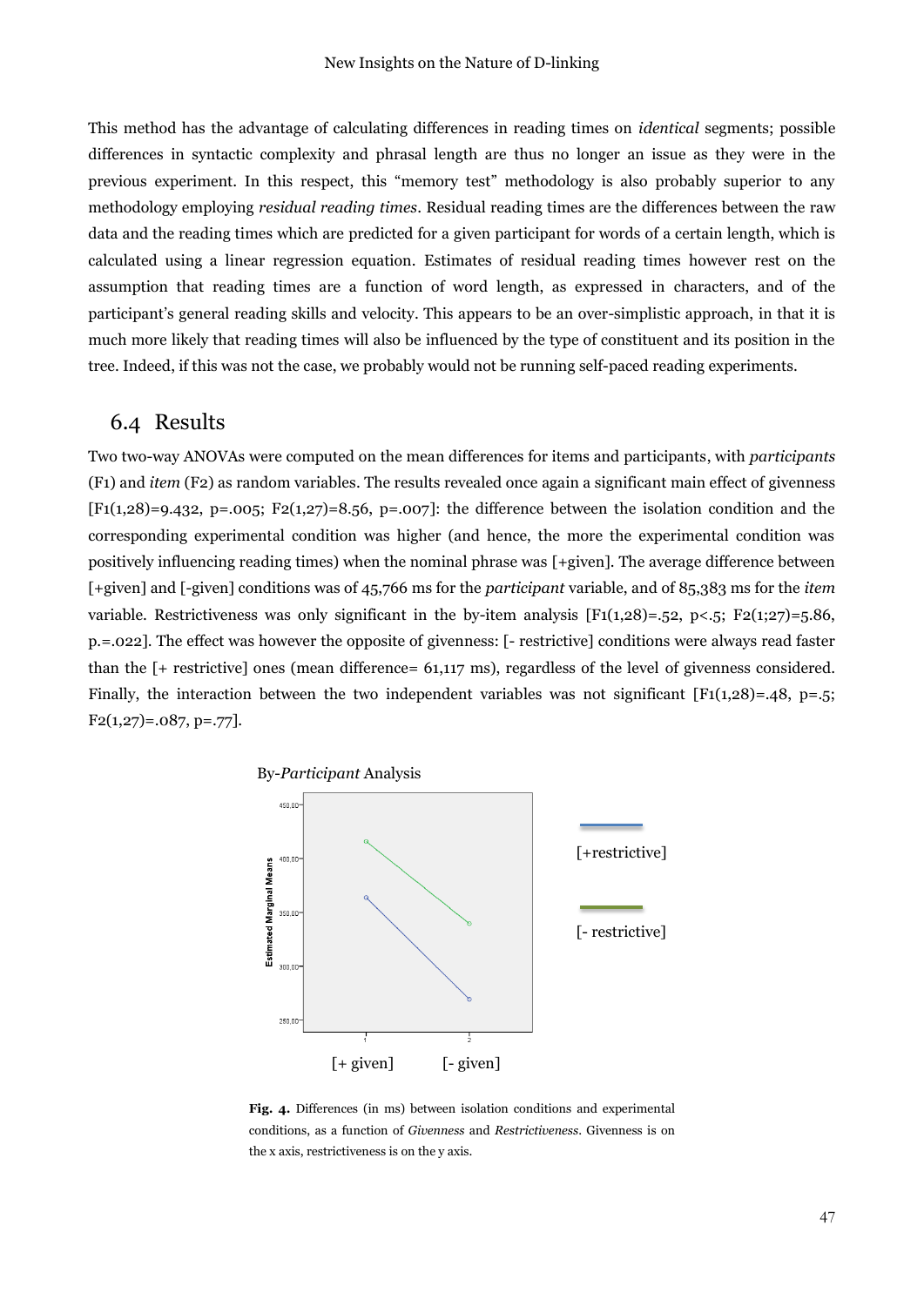This method has the advantage of calculating differences in reading times on *identical* segments; possible differences in syntactic complexity and phrasal length are thus no longer an issue as they were in the previous experiment. In this respect, this "memory test" methodology is also probably superior to any methodology employing *residual reading times*. Residual reading times are the differences between the raw data and the reading times which are predicted for a given participant for words of a certain length, which is calculated using a linear regression equation. Estimates of residual reading times however rest on the assumption that reading times are a function of word length, as expressed in characters, and of the participant's general reading skills and velocity. This appears to be an over-simplistic approach, in that it is much more likely that reading times will also be influenced by the type of constituent and its position in the tree. Indeed, if this was not the case, we probably would not be running self-paced reading experiments.

## 6.4 Results

Two two-way ANOVAs were computed on the mean differences for items and participants, with *participants* (F1) and *item* (F2) as random variables. The results revealed once again a significant main effect of givenness [$F1(1,28)=9.432$, $p=.005$; $F2(1,27)=8.56$, $p=.007$]: the difference between the isolation condition and the corresponding experimental condition was higher (and hence, the more the experimental condition was positively influencing reading times) when the nominal phrase was [+given]. The average difference between [+given] and [-given] conditions was of 45,766 ms for the *participant* variable, and of 85,383 ms for the *item* variable. Restrictiveness was only significant in the by-item analysis [$F1(1,28)=.52$, $p<.5$; $F2(1;27)=5.86$, $p.=.022$]. The effect was however the opposite of givenness: [- restrictive] conditions were always read faster than the [+ restrictive] ones (mean difference= 61,117 ms), regardless of the level of givenness considered. Finally, the interaction between the two independent variables was not significant [$F1(1,28)=.48$, $p=.5$; $F2(1,27)=.087$, $p=.77$].

By-*Participant* Analysis

[+restrictive]

[- restrictive]

[+ given] [- given]

**Fig. 4.** Differences (in ms) between isolation conditions and experimental conditions, as a function of *Givenness* and *Restrictiveness*. Givenness is on the x axis, restrictiveness is on the y axis.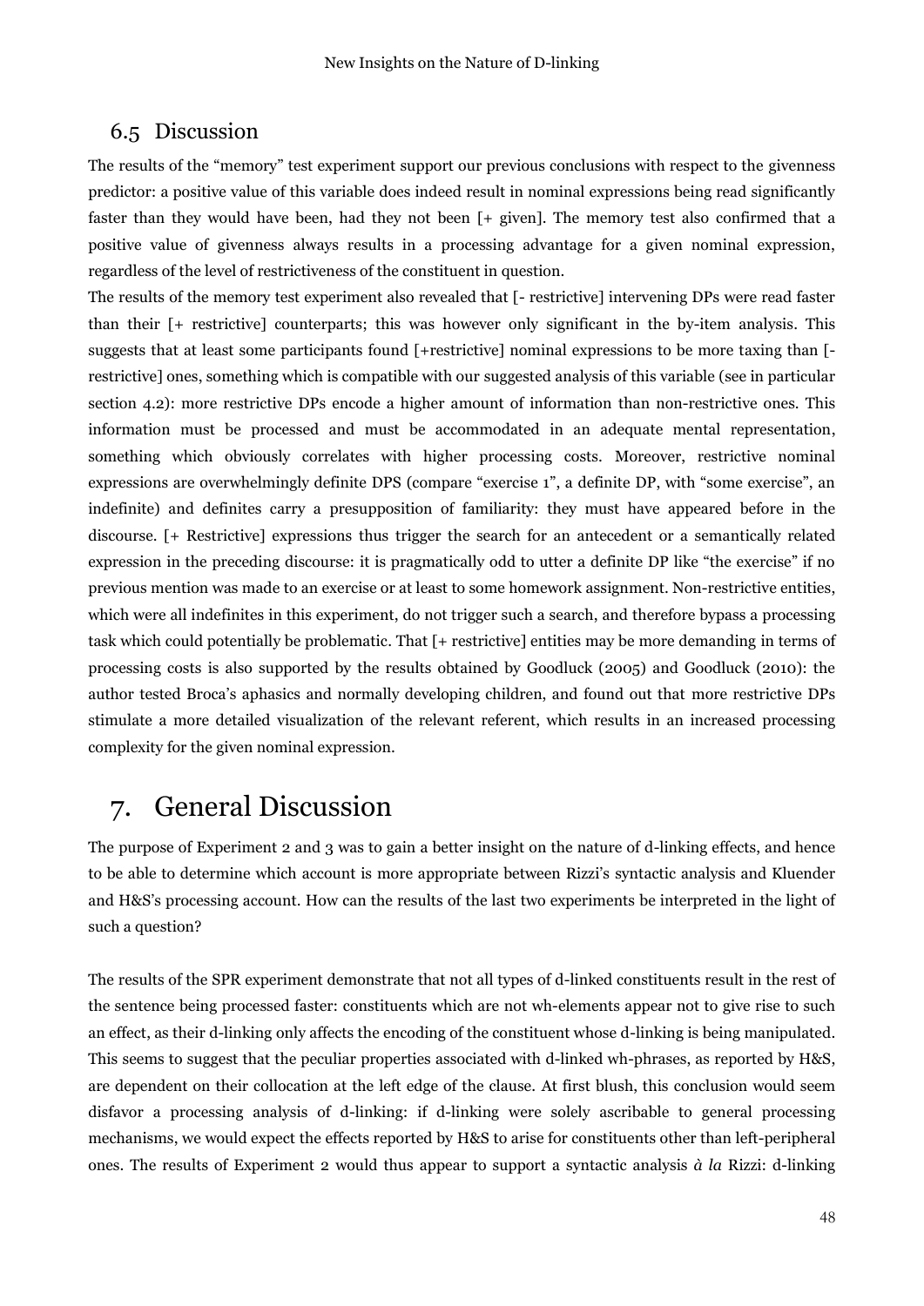## 6.5 Discussion

The results of the "memory" test experiment support our previous conclusions with respect to the givenness predictor: a positive value of this variable does indeed result in nominal expressions being read significantly faster than they would have been, had they not been [+ given]. The memory test also confirmed that a positive value of givenness always results in a processing advantage for a given nominal expression, regardless of the level of restrictiveness of the constituent in question.

The results of the memory test experiment also revealed that [- restrictive] intervening DPs were read faster than their [+ restrictive] counterparts; this was however only significant in the by-item analysis. This suggests that at least some participants found [+restrictive] nominal expressions to be more taxing than [-restrictive] ones, something which is compatible with our suggested analysis of this variable (see in particular section 4.2): more restrictive DPs encode a higher amount of information than non-restrictive ones. This information must be processed and must be accommodated in an adequate mental representation, something which obviously correlates with higher processing costs. Moreover, restrictive nominal expressions are overwhelmingly definite DPS (compare "exercise 1", a definite DP, with "some exercise", an indefinite) and definites carry a presupposition of familiarity: they must have appeared before in the discourse. [+ Restrictive] expressions thus trigger the search for an antecedent or a semantically related expression in the preceding discourse: it is pragmatically odd to utter a definite DP like "the exercise" if no previous mention was made to an exercise or at least to some homework assignment. Non-restrictive entities, which were all indefinites in this experiment, do not trigger such a search, and therefore bypass a processing task which could potentially be problematic. That [+ restrictive] entities may be more demanding in terms of processing costs is also supported by the results obtained by Goodluck (2005) and Goodluck (2010): the author tested Broca's aphasics and normally developing children, and found out that more restrictive DPs stimulate a more detailed visualization of the relevant referent, which results in an increased processing complexity for the given nominal expression.

# 7. General Discussion

The purpose of Experiment 2 and 3 was to gain a better insight on the nature of d-linking effects, and hence to be able to determine which account is more appropriate between Rizzi's syntactic analysis and Kluender and H&S's processing account. How can the results of the last two experiments be interpreted in the light of such a question?

The results of the SPR experiment demonstrate that not all types of d-linked constituents result in the rest of the sentence being processed faster: constituents which are not wh-elements appear not to give rise to such an effect, as their d-linking only affects the encoding of the constituent whose d-linking is being manipulated. This seems to suggest that the peculiar properties associated with d-linked wh-phrases, as reported by H&S, are dependent on their collocation at the left edge of the clause. At first blush, this conclusion would seem disfavor a processing analysis of d-linking: if d-linking were solely ascribable to general processing mechanisms, we would expect the effects reported by H&S to arise for constituents other than left-peripheral ones. The results of Experiment 2 would thus appear to support a syntactic analysis *à la* Rizzi: d-linking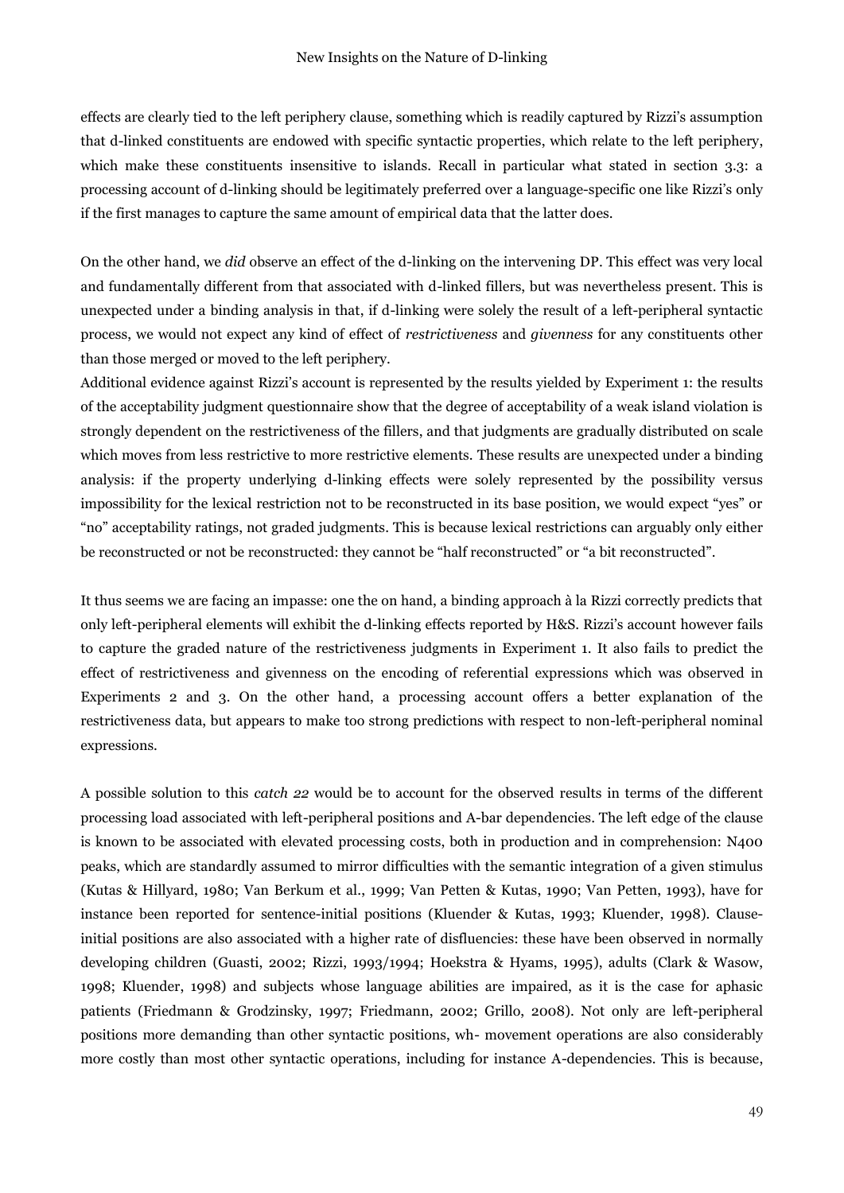effects are clearly tied to the left periphery clause, something which is readily captured by Rizzi's assumption that d-linked constituents are endowed with specific syntactic properties, which relate to the left periphery, which make these constituents insensitive to islands. Recall in particular what stated in section 3.3: a processing account of d-linking should be legitimately preferred over a language-specific one like Rizzi's only if the first manages to capture the same amount of empirical data that the latter does.

On the other hand, we *did* observe an effect of the d-linking on the intervening DP. This effect was very local and fundamentally different from that associated with d-linked fillers, but was nevertheless present. This is unexpected under a binding analysis in that, if d-linking were solely the result of a left-peripheral syntactic process, we would not expect any kind of effect of *restrictiveness* and *givenness* for any constituents other than those merged or moved to the left periphery.

Additional evidence against Rizzi's account is represented by the results yielded by Experiment 1: the results of the acceptability judgment questionnaire show that the degree of acceptability of a weak island violation is strongly dependent on the restrictiveness of the fillers, and that judgments are gradually distributed on scale which moves from less restrictive to more restrictive elements. These results are unexpected under a binding analysis: if the property underlying d-linking effects were solely represented by the possibility versus impossibility for the lexical restriction not to be reconstructed in its base position, we would expect "yes" or "no" acceptability ratings, not graded judgments. This is because lexical restrictions can arguably only either be reconstructed or not be reconstructed: they cannot be "half reconstructed" or "a bit reconstructed".

It thus seems we are facing an impasse: one the on hand, a binding approach à la Rizzi correctly predicts that only left-peripheral elements will exhibit the d-linking effects reported by H&S. Rizzi's account however fails to capture the graded nature of the restrictiveness judgments in Experiment 1. It also fails to predict the effect of restrictiveness and givenness on the encoding of referential expressions which was observed in Experiments 2 and 3. On the other hand, a processing account offers a better explanation of the restrictiveness data, but appears to make too strong predictions with respect to non-left-peripheral nominal expressions.

A possible solution to this *catch 22* would be to account for the observed results in terms of the different processing load associated with left-peripheral positions and A-bar dependencies. The left edge of the clause is known to be associated with elevated processing costs, both in production and in comprehension: N400 peaks, which are standardly assumed to mirror difficulties with the semantic integration of a given stimulus (Kutas & Hillyard, 1980; Van Berkum et al., 1999; Van Petten & Kutas, 1990; Van Petten, 1993), have for instance been reported for sentence-initial positions (Kluender & Kutas, 1993; Kluender, 1998). Clause-initial positions are also associated with a higher rate of disfluencies: these have been observed in normally developing children (Guasti, 2002; Rizzi, 1993/1994; Hoekstra & Hyams, 1995), adults (Clark & Wasow, 1998; Kluender, 1998) and subjects whose language abilities are impaired, as it is the case for aphasic patients (Friedmann & Grodzinsky, 1997; Friedmann, 2002; Grillo, 2008). Not only are left-peripheral positions more demanding than other syntactic positions, wh- movement operations are also considerably more costly than most other syntactic operations, including for instance A-dependencies. This is because,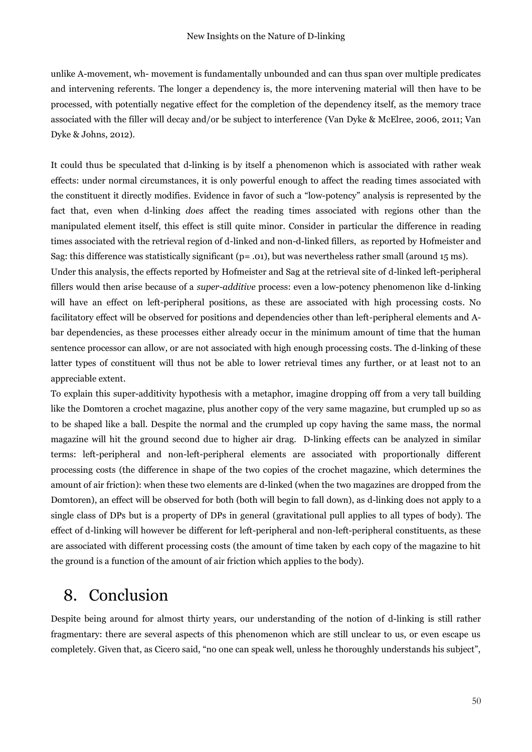unlike A-movement, wh- movement is fundamentally unbounded and can thus span over multiple predicates and intervening referents. The longer a dependency is, the more intervening material will then have to be processed, with potentially negative effect for the completion of the dependency itself, as the memory trace associated with the filler will decay and/or be subject to interference (Van Dyke & McElree, 2006, 2011; Van Dyke & Johns, 2012).

It could thus be speculated that d-linking is by itself a phenomenon which is associated with rather weak effects: under normal circumstances, it is only powerful enough to affect the reading times associated with the constituent it directly modifies. Evidence in favor of such a "low-potency" analysis is represented by the fact that, even when d-linking *does* affect the reading times associated with regions other than the manipulated element itself, this effect is still quite minor. Consider in particular the difference in reading times associated with the retrieval region of d-linked and non-d-linked fillers, as reported by Hofmeister and Sag: this difference was statistically significant ($p = .01$), but was nevertheless rather small (around 15 ms).

Under this analysis, the effects reported by Hofmeister and Sag at the retrieval site of d-linked left-peripheral fillers would then arise because of a *super-additive* process: even a low-potency phenomenon like d-linking will have an effect on left-peripheral positions, as these are associated with high processing costs. No facilitatory effect will be observed for positions and dependencies other than left-peripheral elements and A-bar dependencies, as these processes either already occur in the minimum amount of time that the human sentence processor can allow, or are not associated with high enough processing costs. The d-linking of these latter types of constituent will thus not be able to lower retrieval times any further, or at least not to an appreciable extent.

To explain this super-additivity hypothesis with a metaphor, imagine dropping off from a very tall building like the Domtoren a crochet magazine, plus another copy of the very same magazine, but crumpled up so as to be shaped like a ball. Despite the normal and the crumpled up copy having the same mass, the normal magazine will hit the ground second due to higher air drag. D-linking effects can be analyzed in similar terms: left-peripheral and non-left-peripheral elements are associated with proportionally different processing costs (the difference in shape of the two copies of the crochet magazine, which determines the amount of air friction): when these two elements are d-linked (when the two magazines are dropped from the Domtoren), an effect will be observed for both (both will begin to fall down), as d-linking does not apply to a single class of DPs but is a property of DPs in general (gravitational pull applies to all types of body). The effect of d-linking will however be different for left-peripheral and non-left-peripheral constituents, as these are associated with different processing costs (the amount of time taken by each copy of the magazine to hit the ground is a function of the amount of air friction which applies to the body).

# 8. Conclusion

Despite being around for almost thirty years, our understanding of the notion of d-linking is still rather fragmentary: there are several aspects of this phenomenon which are still unclear to us, or even escape us completely. Given that, as Cicero said, "no one can speak well, unless he thoroughly understands his subject",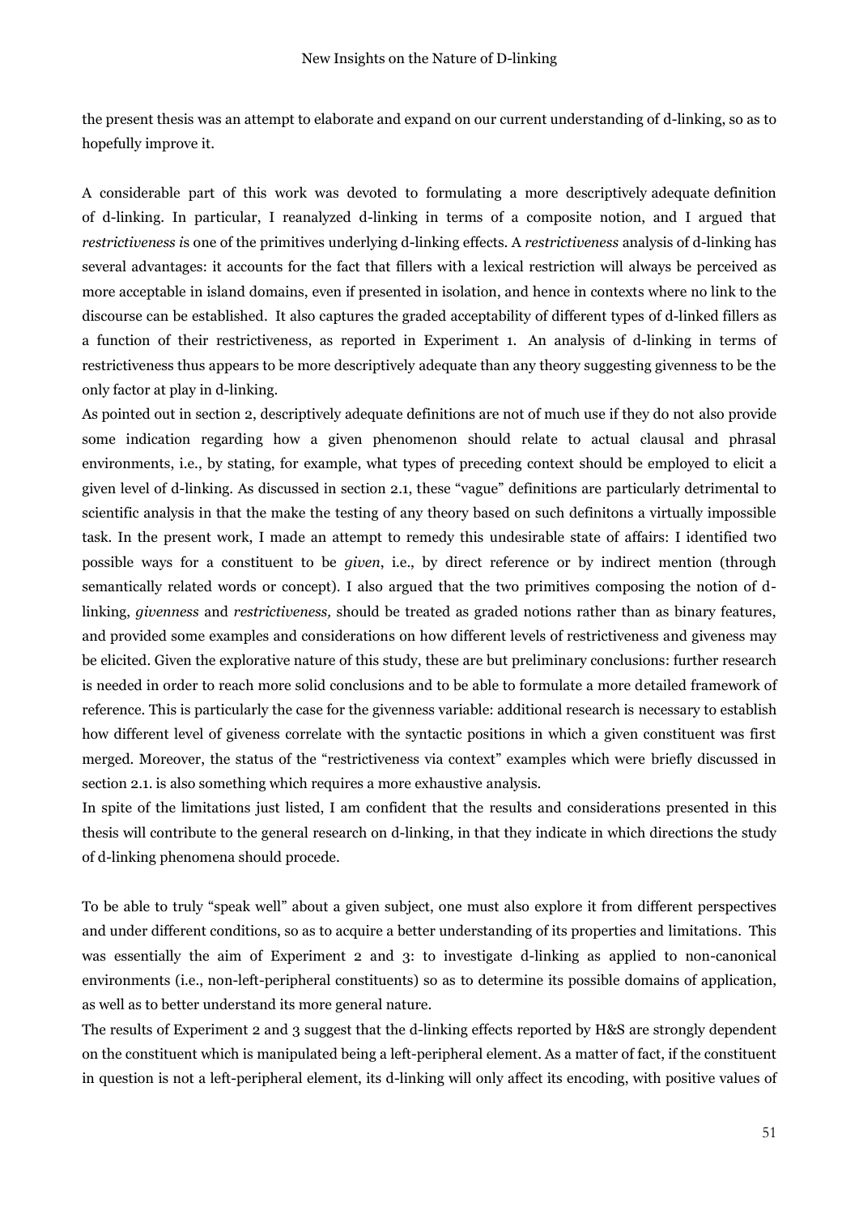the present thesis was an attempt to elaborate and expand on our current understanding of d-linking, so as to hopefully improve it.

A considerable part of this work was devoted to formulating a more descriptively adequate definition of d-linking. In particular, I reanalyzed d-linking in terms of a composite notion, and I argued that *restrictiveness* is one of the primitives underlying d-linking effects. A *restrictiveness* analysis of d-linking has several advantages: it accounts for the fact that fillers with a lexical restriction will always be perceived as more acceptable in island domains, even if presented in isolation, and hence in contexts where no link to the discourse can be established. It also captures the graded acceptability of different types of d-linked fillers as a function of their restrictiveness, as reported in Experiment 1. An analysis of d-linking in terms of restrictiveness thus appears to be more descriptively adequate than any theory suggesting givenness to be the only factor at play in d-linking.

As pointed out in section 2, descriptively adequate definitions are not of much use if they do not also provide some indication regarding how a given phenomenon should relate to actual clausal and phrasal environments, i.e., by stating, for example, what types of preceding context should be employed to elicit a given level of d-linking. As discussed in section 2.1, these "vague" definitions are particularly detrimental to scientific analysis in that the make the testing of any theory based on such definitons a virtually impossible task. In the present work, I made an attempt to remedy this undesirable state of affairs: I identified two possible ways for a constituent to be *given*, i.e., by direct reference or by indirect mention (through semantically related words or concept). I also argued that the two primitives composing the notion of d-linking, *givenness* and *restrictiveness,* should be treated as graded notions rather than as binary features, and provided some examples and considerations on how different levels of restrictiveness and giveness may be elicited. Given the explorative nature of this study, these are but preliminary conclusions: further research is needed in order to reach more solid conclusions and to be able to formulate a more detailed framework of reference. This is particularly the case for the givenness variable: additional research is necessary to establish how different level of giveness correlate with the syntactic positions in which a given constituent was first merged. Moreover, the status of the "restrictiveness via context" examples which were briefly discussed in section 2.1. is also something which requires a more exhaustive analysis.

In spite of the limitations just listed, I am confident that the results and considerations presented in this thesis will contribute to the general research on d-linking, in that they indicate in which directions the study of d-linking phenomena should procede.

To be able to truly "speak well" about a given subject, one must also explore it from different perspectives and under different conditions, so as to acquire a better understanding of its properties and limitations. This was essentially the aim of Experiment 2 and 3: to investigate d-linking as applied to non-canonical environments (i.e., non-left-peripheral constituents) so as to determine its possible domains of application, as well as to better understand its more general nature.

The results of Experiment 2 and 3 suggest that the d-linking effects reported by H&S are strongly dependent on the constituent which is manipulated being a left-peripheral element. As a matter of fact, if the constituent in question is not a left-peripheral element, its d-linking will only affect its encoding, with positive values of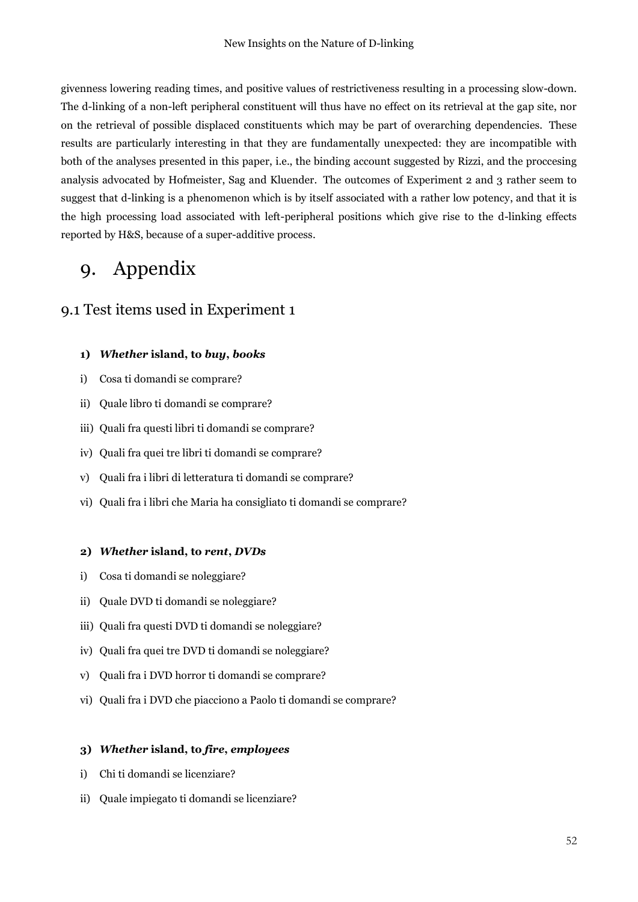givenness lowering reading times, and positive values of restrictiveness resulting in a processing slow-down. The d-linking of a non-left peripheral constituent will thus have no effect on its retrieval at the gap site, nor on the retrieval of possible displaced constituents which may be part of overarching dependencies. These results are particularly interesting in that they are fundamentally unexpected: they are incompatible with both of the analyses presented in this paper, i.e., the binding account suggested by Rizzi, and the proccesing analysis advocated by Hofmeister, Sag and Kluender. The outcomes of Experiment 2 and 3 rather seem to suggest that d-linking is a phenomenon which is by itself associated with a rather low potency, and that it is the high processing load associated with left-peripheral positions which give rise to the d-linking effects reported by H&S, because of a super-additive process.

# 9. Appendix

## 9.1 Test items used in Experiment 1

**1) *Whether* island, to *buy*, *books***

i) Cosa ti domandi se comprare?

ii) Quale libro ti domandi se comprare?

iii) Quali fra questi libri ti domandi se comprare?

iv) Quali fra quei tre libri ti domandi se comprare?

v) Quali fra i libri di letteratura ti domandi se comprare?

vi) Quali fra i libri che Maria ha consigliato ti domandi se comprare?

**2) *Whether* island, to *rent*, *DVDs***

i) Cosa ti domandi se noleggiare?

ii) Quale DVD ti domandi se noleggiare?

iii) Quali fra questi DVD ti domandi se noleggiare?

iv) Quali fra quei tre DVD ti domandi se noleggiare?

v) Quali fra i DVD horror ti domandi se comprare?

vi) Quali fra i DVD che piacciono a Paolo ti domandi se comprare?

**3) *Whether* island, to *fire*, *employees***

i) Chi ti domandi se licenziare?

ii) Quale impiegato ti domandi se licenziare?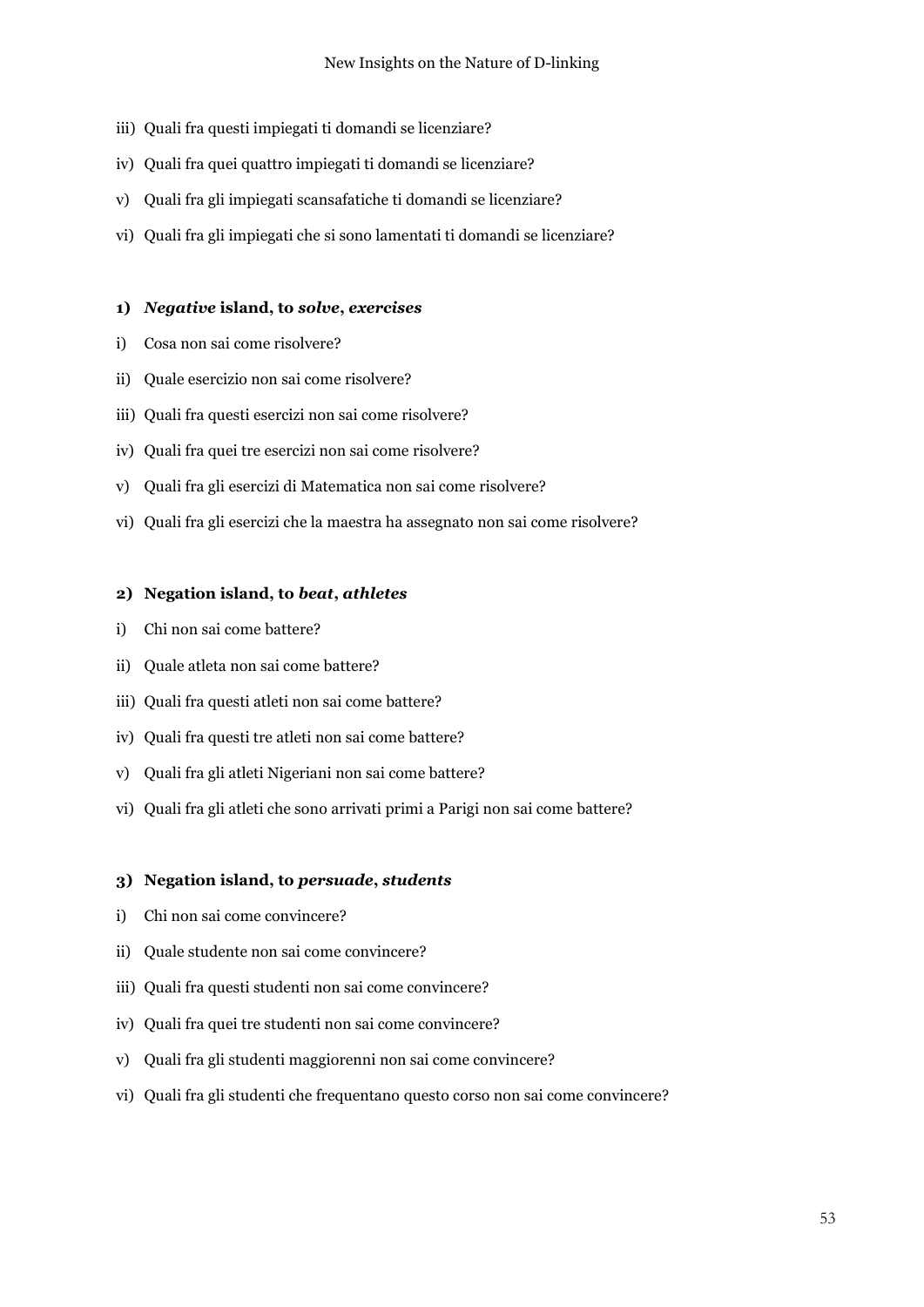iii) Quali fra questi impiegati ti domandi se licenziare?

iv) Quali fra quei quattro impiegati ti domandi se licenziare?

v) Quali fra gli impiegati scansafatiche ti domandi se licenziare?

vi) Quali fra gli impiegati che si sono lamentati ti domandi se licenziare?

**1) *Negative* island, to *solve*, *exercises***

i) Cosa non sai come risolvere?

ii) Quale esercizio non sai come risolvere?

iii) Quali fra questi esercizi non sai come risolvere?

iv) Quali fra quei tre esercizi non sai come risolvere?

v) Quali fra gli esercizi di Matematica non sai come risolvere?

vi) Quali fra gli esercizi che la maestra ha assegnato non sai come risolvere?

**2) Negation island, to *beat*, *athletes***

i) Chi non sai come battere?

ii) Quale atleta non sai come battere?

iii) Quali fra questi atleti non sai come battere?

iv) Quali fra questi tre atleti non sai come battere?

v) Quali fra gli atleti Nigeriani non sai come battere?

vi) Quali fra gli atleti che sono arrivati primi a Parigi non sai come battere?

**3) Negation island, to *persuade*, *students***

i) Chi non sai come convincere?

ii) Quale studente non sai come convincere?

iii) Quali fra questi studenti non sai come convincere?

iv) Quali fra quei tre studenti non sai come convincere?

v) Quali fra gli studenti maggiorenni non sai come convincere?

vi) Quali fra gli studenti che frequentano questo corso non sai come convincere?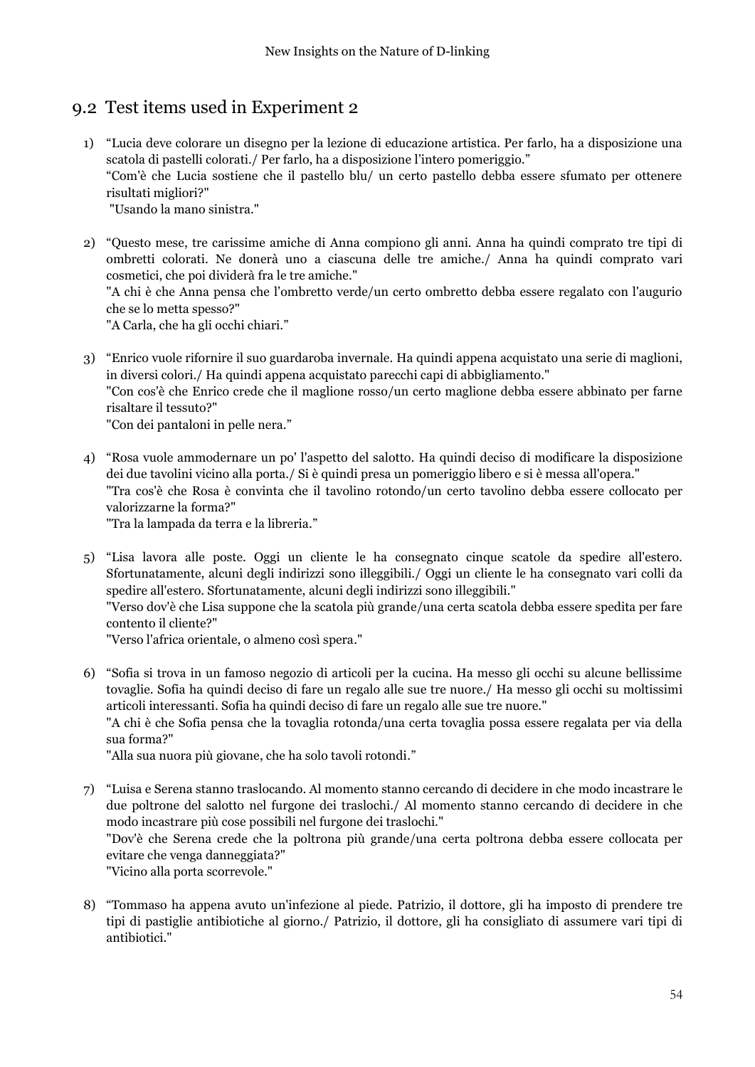## 9.2 Test items used in Experiment 2

1) "Lucia deve colorare un disegno per la lezione di educazione artistica. Per farlo, ha a disposizione una scatola di pastelli colorati./ Per farlo, ha a disposizione l'intero pomeriggio."
"Com'è che Lucia sostiene che il pastello blu/ un certo pastello debba essere sfumato per ottenere risultati migliori?"
"Usando la mano sinistra."

2) "Questo mese, tre carissime amiche di Anna compiono gli anni. Anna ha quindi comprato tre tipi di ombretti colorati. Ne donerà uno a ciascuna delle tre amiche./ Anna ha quindi comprato vari cosmetici, che poi dividerà fra le tre amiche."
"A chi è che Anna pensa che l'ombretto verde/un certo ombretto debba essere regalato con l'augurio che se lo metta spesso?"
"A Carla, che ha gli occhi chiari."

3) "Enrico vuole rifornire il suo guardaroba invernale. Ha quindi appena acquistato una serie di maglioni, in diversi colori./ Ha quindi appena acquistato parecchi capi di abbigliamento."
"Con cos'è che Enrico crede che il maglione rosso/un certo maglione debba essere abbinato per farne risaltare il tessuto?"
"Con dei pantaloni in pelle nera."

4) "Rosa vuole ammodernare un po' l'aspetto del salotto. Ha quindi deciso di modificare la disposizione dei due tavolini vicino alla porta./ Si è quindi presa un pomeriggio libero e si è messa all'opera."
"Tra cos'è che Rosa è convinta che il tavolino rotondo/un certo tavolino debba essere collocato per valorizzarne la forma?"
"Tra la lampada da terra e la libreria."

5) "Lisa lavora alle poste. Oggi un cliente le ha consegnato cinque scatole da spedire all'estero. Sfortunatamente, alcuni degli indirizzi sono illeggibili./ Oggi un cliente le ha consegnato vari colli da spedire all'estero. Sfortunatamente, alcuni degli indirizzi sono illeggibili."
"Verso dov'è che Lisa suppone che la scatola più grande/una certa scatola debba essere spedita per fare contento il cliente?"
"Verso l'africa orientale, o almeno così spera."

6) "Sofia si trova in un famoso negozio di articoli per la cucina. Ha messo gli occhi su alcune bellissime tovaglie. Sofia ha quindi deciso di fare un regalo alle sue tre nuore./ Ha messo gli occhi su moltissimi articoli interessanti. Sofia ha quindi deciso di fare un regalo alle sue tre nuore."
"A chi è che Sofia pensa che la tovaglia rotonda/una certa tovaglia possa essere regalata per via della sua forma?"
"Alla sua nuora più giovane, che ha solo tavoli rotondi."

7) "Luisa e Serena stanno traslocando. Al momento stanno cercando di decidere in che modo incastrare le due poltrone del salotto nel furgone dei traslochi./ Al momento stanno cercando di decidere in che modo incastrare più cose possibili nel furgone dei traslochi."
"Dov'è che Serena crede che la poltrona più grande/una certa poltrona debba essere collocata per evitare che venga danneggiata?"
"Vicino alla porta scorrevole."

8) "Tommaso ha appena avuto un'infezione al piede. Patrizio, il dottore, gli ha imposto di prendere tre tipi di pastiglie antibiotiche al giorno./ Patrizio, il dottore, gli ha consigliato di assumere vari tipi di antibiotici."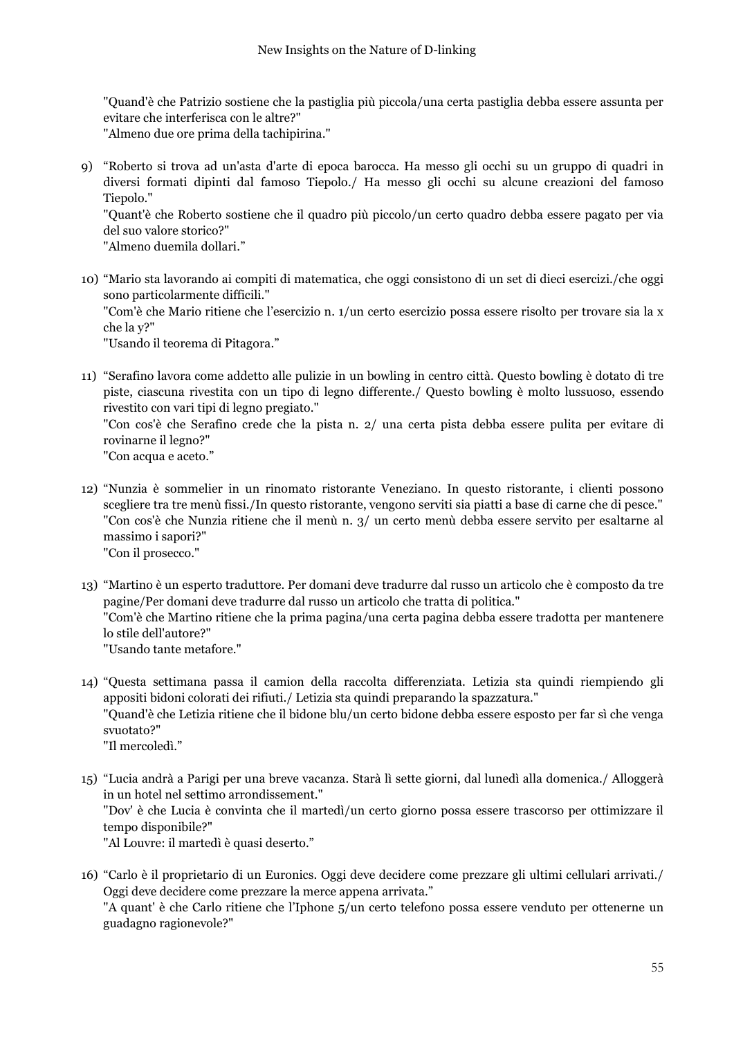"Quand'è che Patrizio sostiene che la pastiglia più piccola/una certa pastiglia debba essere assunta per evitare che interferisca con le altre?"
"Almeno due ore prima della tachipirina."

9) "Roberto si trova ad un'asta d'arte di epoca barocca. Ha messo gli occhi su un gruppo di quadri in diversi formati dipinti dal famoso Tiepolo./ Ha messo gli occhi su alcune creazioni del famoso Tiepolo."
"Quant'è che Roberto sostiene che il quadro più piccolo/un certo quadro debba essere pagato per via del suo valore storico?"
"Almeno duemila dollari."

10) "Mario sta lavorando ai compiti di matematica, che oggi consistono di un set di dieci esercizi./che oggi sono particolarmente difficili."
"Com'è che Mario ritiene che l'esercizio n. 1/un certo esercizio possa essere risolto per trovare sia la x che la y?"
"Usando il teorema di Pitagora."

11) "Serafino lavora come addetto alle pulizie in un bowling in centro città. Questo bowling è dotato di tre piste, ciascuna rivestita con un tipo di legno differente./ Questo bowling è molto lussuoso, essendo rivestito con vari tipi di legno pregiato."
"Con cos'è che Serafino crede che la pista n. 2/ una certa pista debba essere pulita per evitare di rovinarne il legno?"
"Con acqua e aceto."

12) "Nunzia è sommelier in un rinomato ristorante Veneziano. In questo ristorante, i clienti possono scegliere tra tre menù fissi./In questo ristorante, vengono serviti sia piatti a base di carne che di pesce."
"Con cos'è che Nunzia ritiene che il menù n. 3/ un certo menù debba essere servito per esaltarne al massimo i sapori?"
"Con il prosecco."

13) "Martino è un esperto traduttore. Per domani deve tradurre dal russo un articolo che è composto da tre pagine/Per domani deve tradurre dal russo un articolo che tratta di politica."
"Com'è che Martino ritiene che la prima pagina/una certa pagina debba essere tradotta per mantenere lo stile dell'autore?"
"Usando tante metafore."

14) "Questa settimana passa il camion della raccolta differenziata. Letizia sta quindi riempiendo gli appositi bidoni colorati dei rifiuti./ Letizia sta quindi preparando la spazzatura."
"Quand'è che Letizia ritiene che il bidone blu/un certo bidone debba essere esposto per far sì che venga svuotato?"
"Il mercoledì."

15) "Lucia andrà a Parigi per una breve vacanza. Starà lì sette giorni, dal lunedì alla domenica./ Alloggerà in un hotel nel settimo arrondissement."
"Dov' è che Lucia è convinta che il martedì/un certo giorno possa essere trascorso per ottimizzare il tempo disponibile?"
"Al Louvre: il martedì è quasi deserto."

16) "Carlo è il proprietario di un Euronics. Oggi deve decidere come prezzare gli ultimi cellulari arrivati./ Oggi deve decidere come prezzare la merce appena arrivata."
"A quant' è che Carlo ritiene che l'Iphone 5/un certo telefono possa essere venduto per ottenerne un guadagno ragionevole?"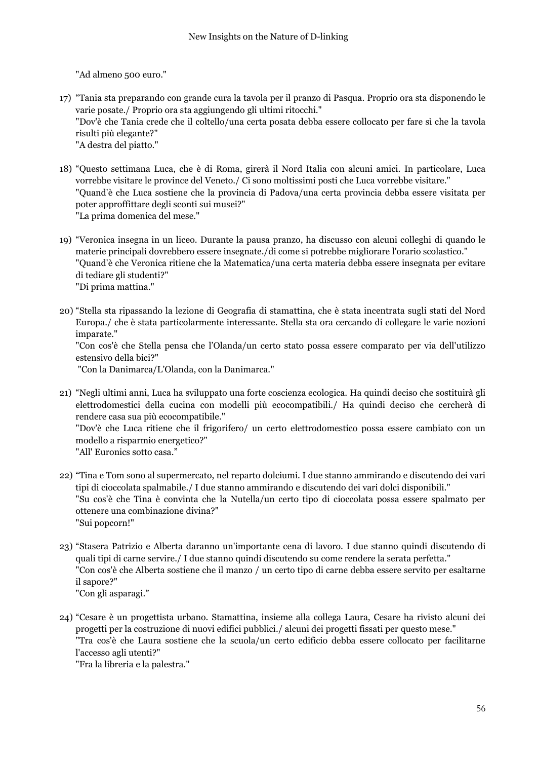"Ad almeno 500 euro."

17) "Tania sta preparando con grande cura la tavola per il pranzo di Pasqua. Proprio ora sta disponendo le varie posate./ Proprio ora sta aggiungendo gli ultimi ritocchi."
"Dov'è che Tania crede che il coltello/una certa posata debba essere collocato per fare sì che la tavola risulti più elegante?"
"A destra del piatto."

18) "Questo settimana Luca, che è di Roma, girerà il Nord Italia con alcuni amici. In particolare, Luca vorrebbe visitare le province del Veneto./ Ci sono moltissimi posti che Luca vorrebbe visitare."
"Quand'è che Luca sostiene che la provincia di Padova/una certa provincia debba essere visitata per poter approffittare degli sconti sui musei?"
"La prima domenica del mese."

19) "Veronica insegna in un liceo. Durante la pausa pranzo, ha discusso con alcuni colleghi di quando le materie principali dovrebbero essere insegnate./di come si potrebbe migliorare l'orario scolastico."
"Quand'è che Veronica ritiene che la Matematica/una certa materia debba essere insegnata per evitare di tediare gli studenti?"
"Di prima mattina."

20) "Stella sta ripassando la lezione di Geografia di stamattina, che è stata incentrata sugli stati del Nord Europa./ che è stata particolarmente interessante. Stella sta ora cercando di collegare le varie nozioni imparate."
"Con cos'è che Stella pensa che l'Olanda/un certo stato possa essere comparato per via dell'utilizzo estensivo della bici?"
"Con la Danimarca/L'Olanda, con la Danimarca."

21) "Negli ultimi anni, Luca ha sviluppato una forte coscienza ecologica. Ha quindi deciso che sostituirà gli elettrodomestici della cucina con modelli più ecocompatibili./ Ha quindi deciso che cercherà di rendere casa sua più ecocompatibile."
"Dov'è che Luca ritiene che il frigorifero/ un certo elettrodomestico possa essere cambiato con un modello a risparmio energetico?"
"All' Euronics sotto casa."

22) "Tina e Tom sono al supermercato, nel reparto dolciumi. I due stanno ammirando e discutendo dei vari tipi di cioccolata spalmabile./ I due stanno ammirando e discutendo dei vari dolci disponibili."
"Su cos'è che Tina è convinta che la Nutella/un certo tipo di cioccolata possa essere spalmato per ottenere una combinazione divina?"
"Sui popcorn!"

23) "Stasera Patrizio e Alberta daranno un'importante cena di lavoro. I due stanno quindi discutendo di quali tipi di carne servire./ I due stanno quindi discutendo su come rendere la serata perfetta."
"Con cos'è che Alberta sostiene che il manzo / un certo tipo di carne debba essere servito per esaltarne il sapore?"
"Con gli asparagi."

24) "Cesare è un progettista urbano. Stamattina, insieme alla collega Laura, Cesare ha rivisto alcuni dei progetti per la costruzione di nuovi edifici pubblici./ alcuni dei progetti fissati per questo mese."
"Tra cos'è che Laura sostiene che la scuola/un certo edificio debba essere collocato per facilitarne l'accesso agli utenti?"
"Fra la libreria e la palestra."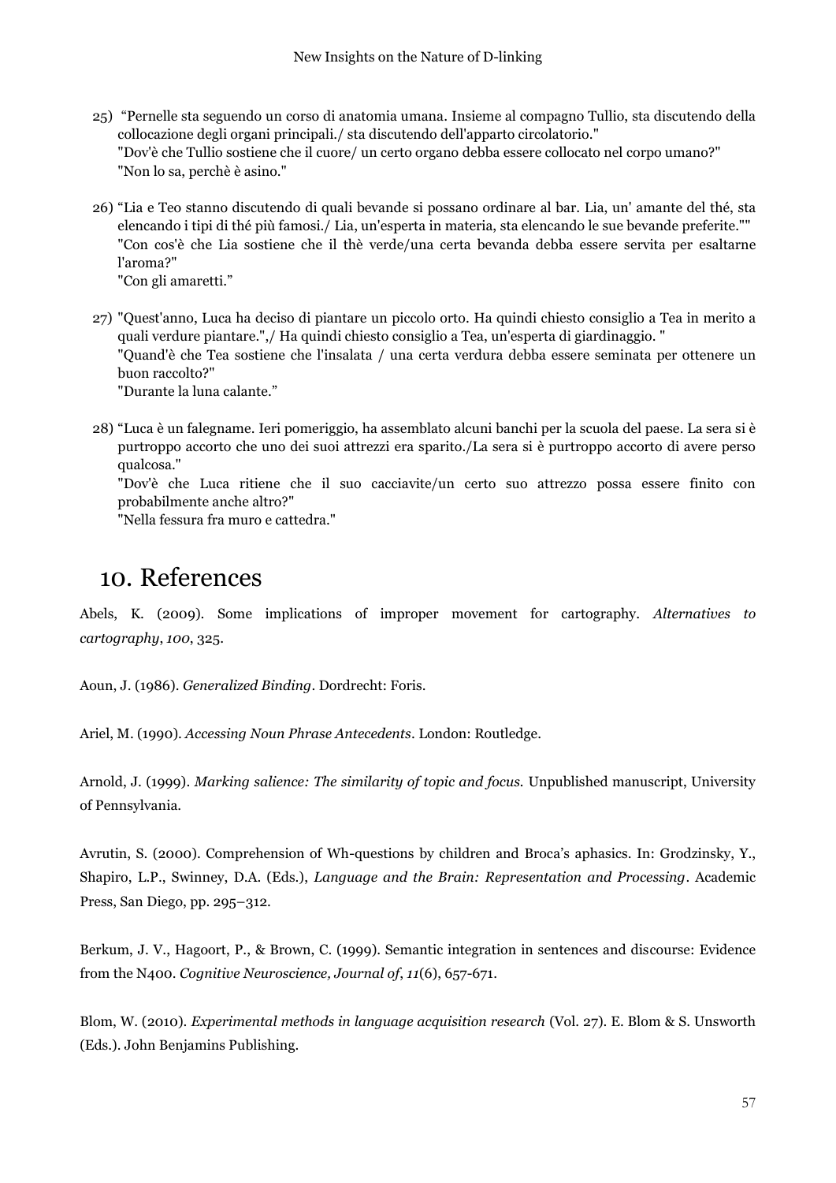25) "Pernelle sta seguendo un corso di anatomia umana. Insieme al compagno Tullio, sta discutendo della collocazione degli organi principali./ sta discutendo dell'apparto circolatorio."
"Dov'è che Tullio sostiene che il cuore/ un certo organo debba essere collocato nel corpo umano?"
"Non lo sa, perchè è asino."

26) "Lia e Teo stanno discutendo di quali bevande si possano ordinare al bar. Lia, un' amante del thé, sta elencando i tipi di thé più famosi./ Lia, un'esperta in materia, sta elencando le sue bevande preferite.""
"Con cos'è che Lia sostiene che il thè verde/una certa bevanda debba essere servita per esaltarne l'aroma?"
"Con gli amaretti."

27) "Quest'anno, Luca ha deciso di piantare un piccolo orto. Ha quindi chiesto consiglio a Tea in merito a quali verdure piantare.",/ Ha quindi chiesto consiglio a Tea, un'esperta di giardinaggio. "
"Quand'è che Tea sostiene che l'insalata / una certa verdura debba essere seminata per ottenere un buon raccolto?"
"Durante la luna calante."

28) "Luca è un falegname. Ieri pomeriggio, ha assemblato alcuni banchi per la scuola del paese. La sera si è purtroppo accorto che uno dei suoi attrezzi era sparito./La sera si è purtroppo accorto di avere perso qualcosa."
"Dov'è che Luca ritiene che il suo cacciavite/un certo suo attrezzo possa essere finito con probabilmente anche altro?"
"Nella fessura fra muro e cattedra."

# 10. References

Abels, K. (2009). Some implications of improper movement for cartography. *Alternatives to cartography*, *100*, 325.

Aoun, J. (1986). *Generalized Binding*. Dordrecht: Foris.

Ariel, M. (1990). *Accessing Noun Phrase Antecedents*. London: Routledge.

Arnold, J. (1999). *Marking salience: The similarity of topic and focus.* Unpublished manuscript, University of Pennsylvania.

Avrutin, S. (2000). Comprehension of Wh-questions by children and Broca's aphasics. In: Grodzinsky, Y., Shapiro, L.P., Swinney, D.A. (Eds.), *Language and the Brain: Representation and Processing*. Academic Press, San Diego, pp. 295–312.

Berkum, J. V., Hagoort, P., & Brown, C. (1999). Semantic integration in sentences and discourse: Evidence from the N400. *Cognitive Neuroscience, Journal of*, *11*(6), 657-671.

Blom, W. (2010). *Experimental methods in language acquisition research* (Vol. 27). E. Blom & S. Unsworth (Eds.). John Benjamins Publishing.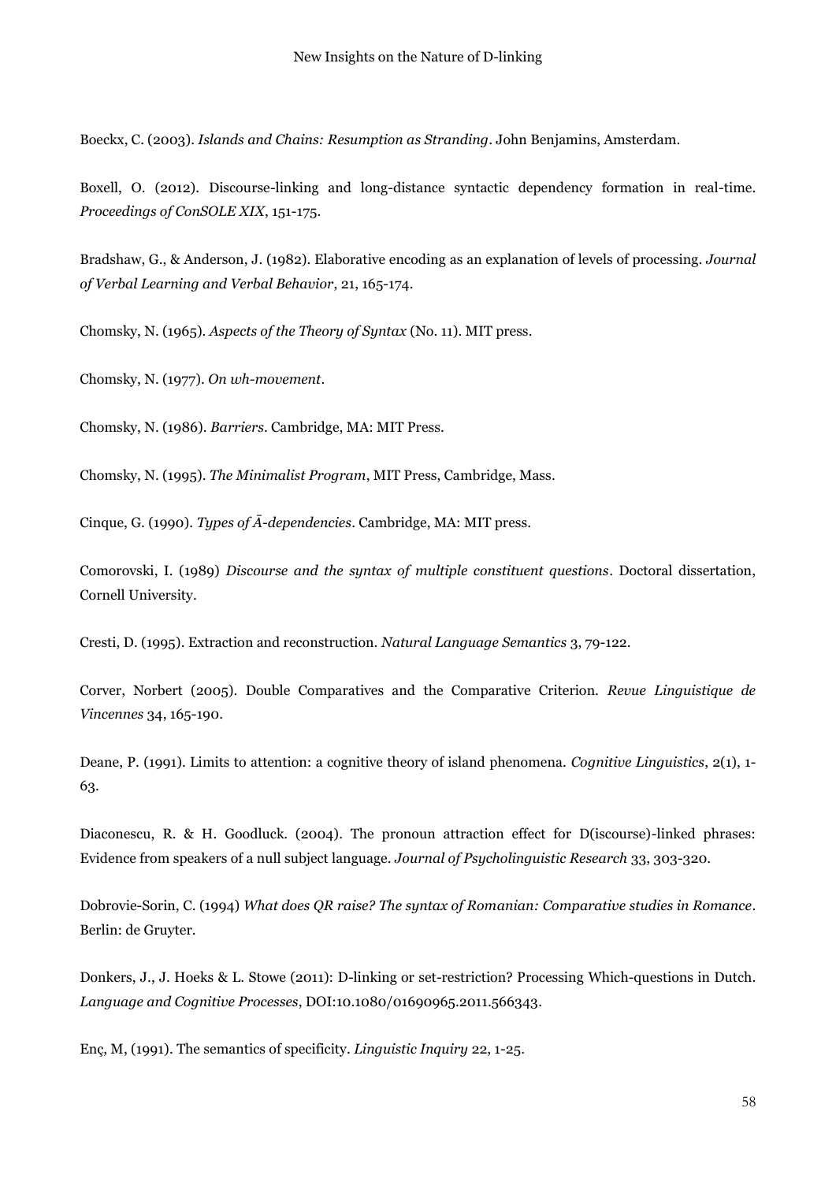Boeckx, C. (2003). *Islands and Chains: Resumption as Stranding*. John Benjamins, Amsterdam.

Boxell, O. (2012). Discourse-linking and long-distance syntactic dependency formation in real-time. *Proceedings of ConSOLE XIX*, 151-175.

Bradshaw, G., & Anderson, J. (1982). Elaborative encoding as an explanation of levels of processing. *Journal of Verbal Learning and Verbal Behavior*, 21, 165-174.

Chomsky, N. (1965). *Aspects of the Theory of Syntax* (No. 11). MIT press.

Chomsky, N. (1977). *On wh-movement*.

Chomsky, N. (1986). *Barriers*. Cambridge, MA: MIT Press.

Chomsky, N. (1995). *The Minimalist Program*, MIT Press, Cambridge, Mass.

Cinque, G. (1990). *Types of Ā-dependencies*. Cambridge, MA: MIT press.

Comorovski, I. (1989) *Discourse and the syntax of multiple constituent questions*. Doctoral dissertation, Cornell University.

Cresti, D. (1995). Extraction and reconstruction. *Natural Language Semantics* 3, 79-122.

Corver, Norbert (2005). Double Comparatives and the Comparative Criterion. *Revue Linguistique de Vincennes* 34, 165-190.

Deane, P. (1991). Limits to attention: a cognitive theory of island phenomena. *Cognitive Linguistics*, 2(1), 1-63.

Diaconescu, R. & H. Goodluck. (2004). The pronoun attraction effect for D(iscourse)-linked phrases: Evidence from speakers of a null subject language. *Journal of Psycholinguistic Research* 33, 303-320.

Dobrovie-Sorin, C. (1994) *What does QR raise? The syntax of Romanian: Comparative studies in Romance*. Berlin: de Gruyter.

Donkers, J., J. Hoeks & L. Stowe (2011): D-linking or set-restriction? Processing Which-questions in Dutch. *Language and Cognitive Processes*, DOI:10.1080/01690965.2011.566343.

Enç, M, (1991). The semantics of specificity. *Linguistic Inquiry* 22, 1-25.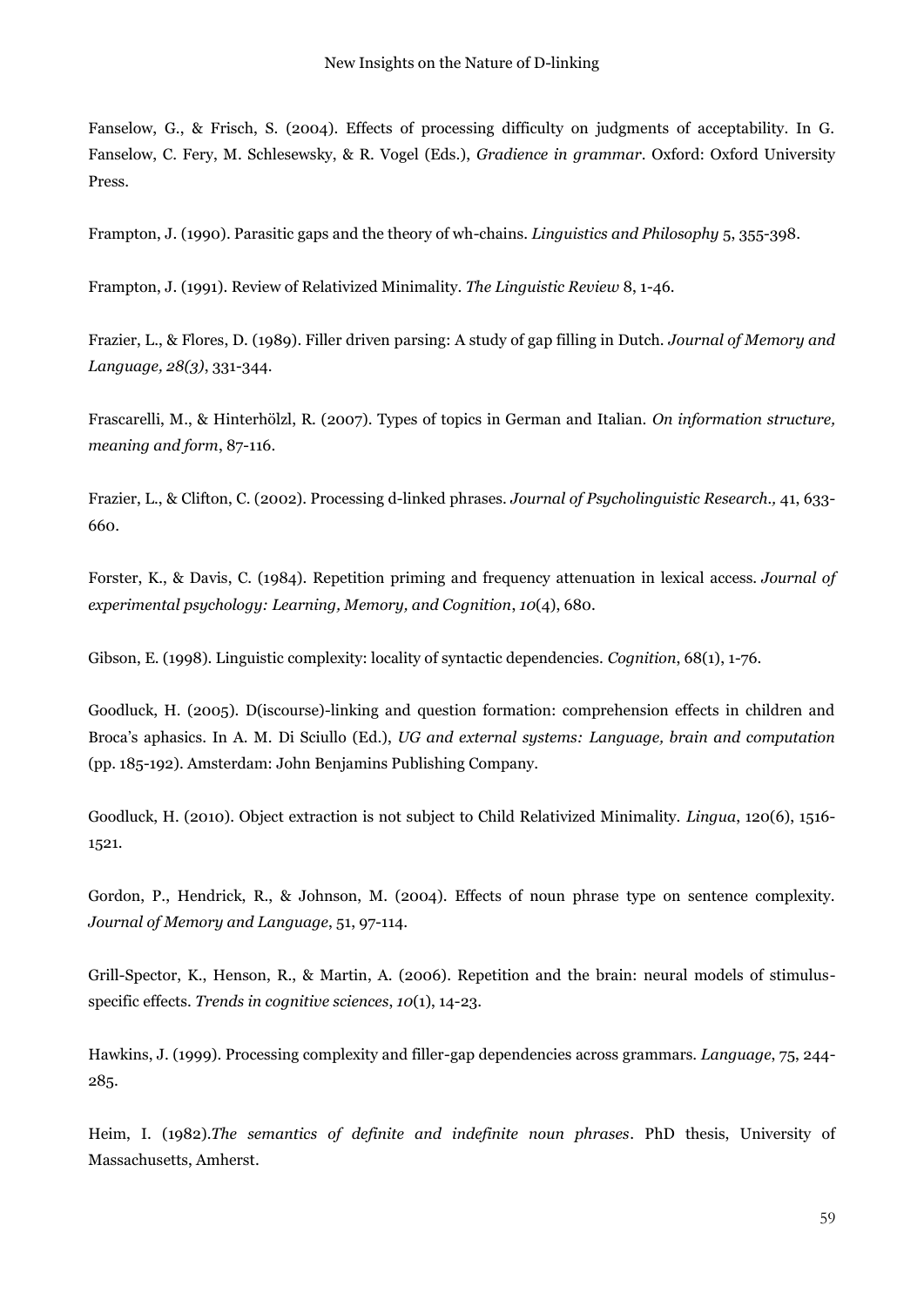Fanselow, G., & Frisch, S. (2004). Effects of processing difficulty on judgments of acceptability. In G. Fanselow, C. Fery, M. Schlesewsky, & R. Vogel (Eds.), *Gradience in grammar*. Oxford: Oxford University Press.

Frampton, J. (1990). Parasitic gaps and the theory of wh-chains. *Linguistics and Philosophy* 5, 355-398.

Frampton, J. (1991). Review of Relativized Minimality. *The Linguistic Review* 8, 1-46.

Frazier, L., & Flores, D. (1989). Filler driven parsing: A study of gap filling in Dutch. *Journal of Memory and Language, 28(3)*, 331-344.

Frascarelli, M., & Hinterhölzl, R. (2007). Types of topics in German and Italian. *On information structure, meaning and form*, 87-116.

Frazier, L., & Clifton, C. (2002). Processing d-linked phrases. *Journal of Psycholinguistic Research.,* 41, 633-660.

Forster, K., & Davis, C. (1984). Repetition priming and frequency attenuation in lexical access. *Journal of experimental psychology: Learning, Memory, and Cognition*, *10*(4), 680.

Gibson, E. (1998). Linguistic complexity: locality of syntactic dependencies. *Cognition*, 68(1), 1-76.

Goodluck, H. (2005). D(iscourse)-linking and question formation: comprehension effects in children and Broca's aphasics. In A. M. Di Sciullo (Ed.), *UG and external systems: Language, brain and computation* (pp. 185-192). Amsterdam: John Benjamins Publishing Company.

Goodluck, H. (2010). Object extraction is not subject to Child Relativized Minimality. *Lingua*, 120(6), 1516-1521.

Gordon, P., Hendrick, R., & Johnson, M. (2004). Effects of noun phrase type on sentence complexity. *Journal of Memory and Language*, 51, 97-114.

Grill-Spector, K., Henson, R., & Martin, A. (2006). Repetition and the brain: neural models of stimulus-specific effects. *Trends in cognitive sciences*, *10*(1), 14-23.

Hawkins, J. (1999). Processing complexity and filler-gap dependencies across grammars. *Language*, 75, 244-285.

Heim, I. (1982).*The semantics of definite and indefinite noun phrases*. PhD thesis, University of Massachusetts, Amherst.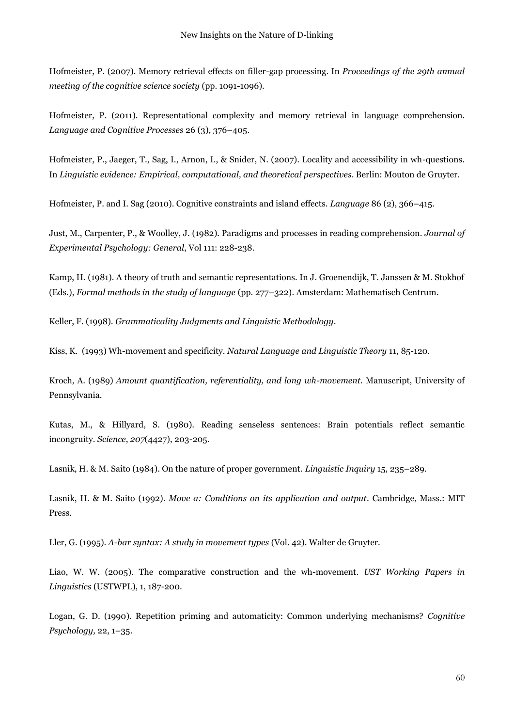Hofmeister, P. (2007). Memory retrieval effects on filler-gap processing. In *Proceedings of the 29th annual meeting of the cognitive science society* (pp. 1091-1096).

Hofmeister, P. (2011). Representational complexity and memory retrieval in language comprehension. *Language and Cognitive Processes* 26 (3), 376–405.

Hofmeister, P., Jaeger, T., Sag, I., Arnon, I., & Snider, N. (2007). Locality and accessibility in wh-questions. In *Linguistic evidence: Empirical, computational, and theoretical perspectives*. Berlin: Mouton de Gruyter.

Hofmeister, P. and I. Sag (2010). Cognitive constraints and island effects. *Language* 86 (2), 366–415.

Just, M., Carpenter, P., & Woolley, J. (1982). Paradigms and processes in reading comprehension. *Journal of Experimental Psychology: General*, Vol 111: 228-238.

Kamp, H. (1981). A theory of truth and semantic representations. In J. Groenendijk, T. Janssen & M. Stokhof (Eds.), *Formal methods in the study of language* (pp. 277–322). Amsterdam: Mathematisch Centrum.

Keller, F. (1998). *Grammaticality Judgments and Linguistic Methodology*.

Kiss, K. (1993) Wh-movement and specificity. *Natural Language and Linguistic Theory* 11, 85-120.

Kroch, A. (1989) *Amount quantification, referentiality, and long wh-movement*. Manuscript, University of Pennsylvania.

Kutas, M., & Hillyard, S. (1980). Reading senseless sentences: Brain potentials reflect semantic incongruity. *Science*, *207*(4427), 203-205.

Lasnik, H. & M. Saito (1984). On the nature of proper government. *Linguistic Inquiry* 15, 235–289.

Lasnik, H. & M. Saito (1992). *Move a: Conditions on its application and output*. Cambridge, Mass.: MIT Press.

Ller, G. (1995). *A-bar syntax: A study in movement types* (Vol. 42). Walter de Gruyter.

Liao, W. W. (2005). The comparative construction and the wh-movement. *UST Working Papers in Linguistics* (USTWPL), 1, 187-200.

Logan, G. D. (1990). Repetition priming and automaticity: Common underlying mechanisms? *Cognitive Psychology,* 22, 1–35.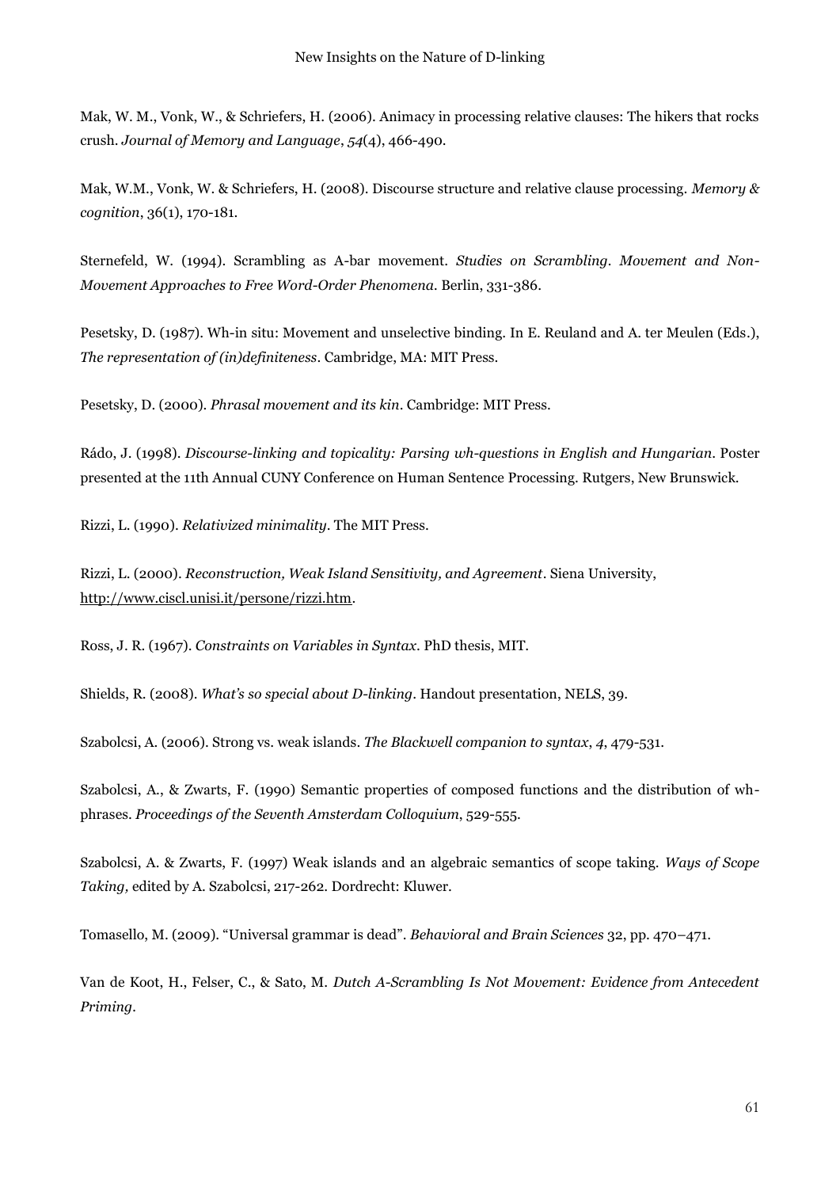Mak, W. M., Vonk, W., & Schriefers, H. (2006). Animacy in processing relative clauses: The hikers that rocks crush. *Journal of Memory and Language*, *54*(4), 466-490.

Mak, W.M., Vonk, W. & Schriefers, H. (2008). Discourse structure and relative clause processing. *Memory & cognition*, 36(1), 170-181.

Sternefeld, W. (1994). Scrambling as A-bar movement. *Studies on Scrambling. Movement and Non-Movement Approaches to Free Word-Order Phenomena*. Berlin, 331-386.

Pesetsky, D. (1987). Wh-in situ: Movement and unselective binding. In E. Reuland and A. ter Meulen (Eds.), *The representation of (in)definiteness*. Cambridge, MA: MIT Press.

Pesetsky, D. (2000). *Phrasal movement and its kin*. Cambridge: MIT Press.

Rádo, J. (1998). *Discourse-linking and topicality: Parsing wh-questions in English and Hungarian*. Poster presented at the 11th Annual CUNY Conference on Human Sentence Processing. Rutgers, New Brunswick.

Rizzi, L. (1990). *Relativized minimality*. The MIT Press.

Rizzi, L. (2000). *Reconstruction, Weak Island Sensitivity, and Agreement*. Siena University, http://www.ciscl.unisi.it/persone/rizzi.htm.

Ross, J. R. (1967). *Constraints on Variables in Syntax*. PhD thesis, MIT.

Shields, R. (2008). *What's so special about D-linking*. Handout presentation, NELS, 39.

Szabolcsi, A. (2006). Strong vs. weak islands. *The Blackwell companion to syntax*, *4*, 479-531.

Szabolcsi, A., & Zwarts, F. (1990) Semantic properties of composed functions and the distribution of wh-phrases. *Proceedings of the Seventh Amsterdam Colloquium*, 529-555.

Szabolcsi, A. & Zwarts, F. (1997) Weak islands and an algebraic semantics of scope taking. *Ways of Scope Taking,* edited by A. Szabolcsi, 217-262. Dordrecht: Kluwer.

Tomasello, M. (2009). "Universal grammar is dead". *Behavioral and Brain Sciences* 32, pp. 470–471.

Van de Koot, H., Felser, C., & Sato, M. *Dutch A-Scrambling Is Not Movement: Evidence from Antecedent Priming*.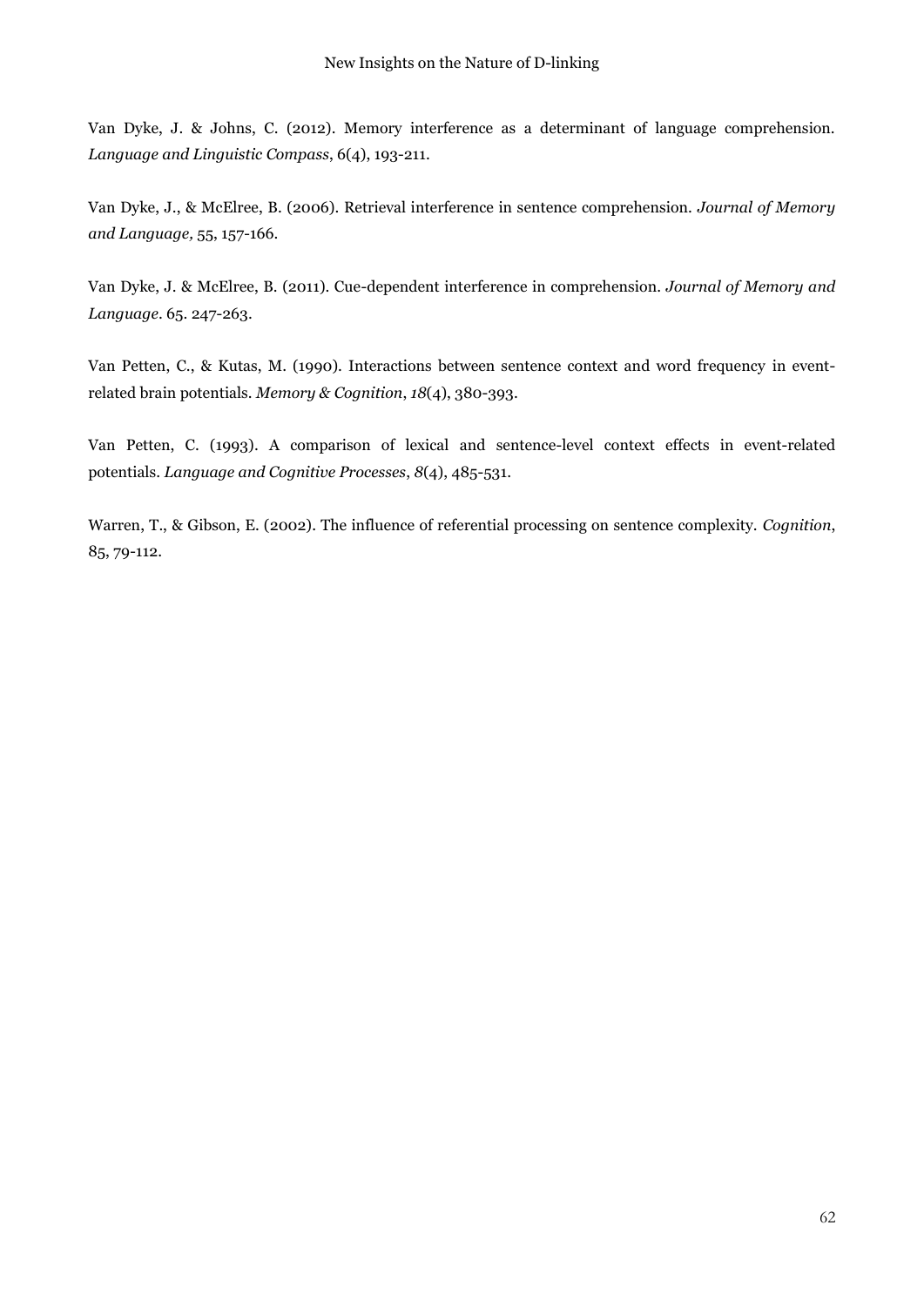Van Dyke, J. & Johns, C. (2012). Memory interference as a determinant of language comprehension. *Language and Linguistic Compass*, 6(4), 193-211.

Van Dyke, J., & McElree, B. (2006). Retrieval interference in sentence comprehension. *Journal of Memory and Language,* 55, 157-166.

Van Dyke, J. & McElree, B. (2011). Cue-dependent interference in comprehension. *Journal of Memory and Language*. 65. 247-263.

Van Petten, C., & Kutas, M. (1990). Interactions between sentence context and word frequency in event-related brain potentials. *Memory & Cognition*, *18*(4), 380-393.

Van Petten, C. (1993). A comparison of lexical and sentence-level context effects in event-related potentials. *Language and Cognitive Processes*, *8*(4), 485-531.

Warren, T., & Gibson, E. (2002). The influence of referential processing on sentence complexity. *Cognition*, 85, 79-112.